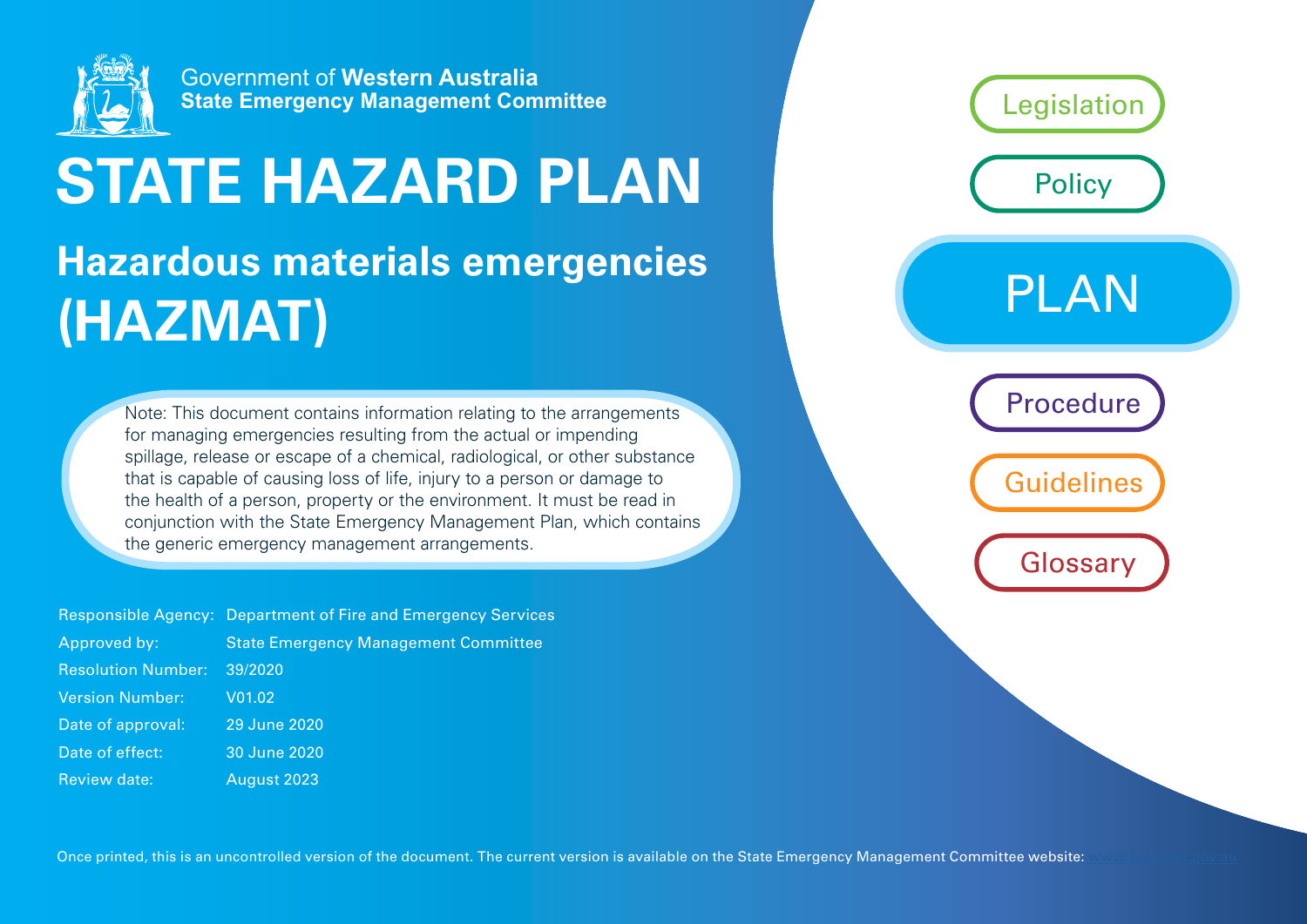Government of **Western Australia**
**State Emergency Management Committee**

# STATE HAZARD PLAN

## Hazardous materials emergencies (HAZMAT)

Note: This document contains information relating to the arrangements for managing emergencies resulting from the actual or impending spillage, release or escape of a chemical, radiological, or other substance that is capable of causing loss of life, injury to a person or damage to the health of a person, property or the environment. It must be read in conjunction with the State Emergency Management Plan, which contains the generic emergency management arrangements.

| | |
|---|---|
| Responsible Agency: | Department of Fire and Emergency Services |
| Approved by: | State Emergency Management Committee |
| Resolution Number: | 39/2020 |
| Version Number: | V01.02 |
| Date of approval: | 29 June 2020 |
| Date of effect: | 30 June 2020 |
| Review date: | August 2023 |

Legislation

Policy

PLAN

Procedure

Guidelines

Glossary

Once printed, this is an uncontrolled version of the document. The current version is available on the State Emergency Management Committee website: www.semc.wa.gov.au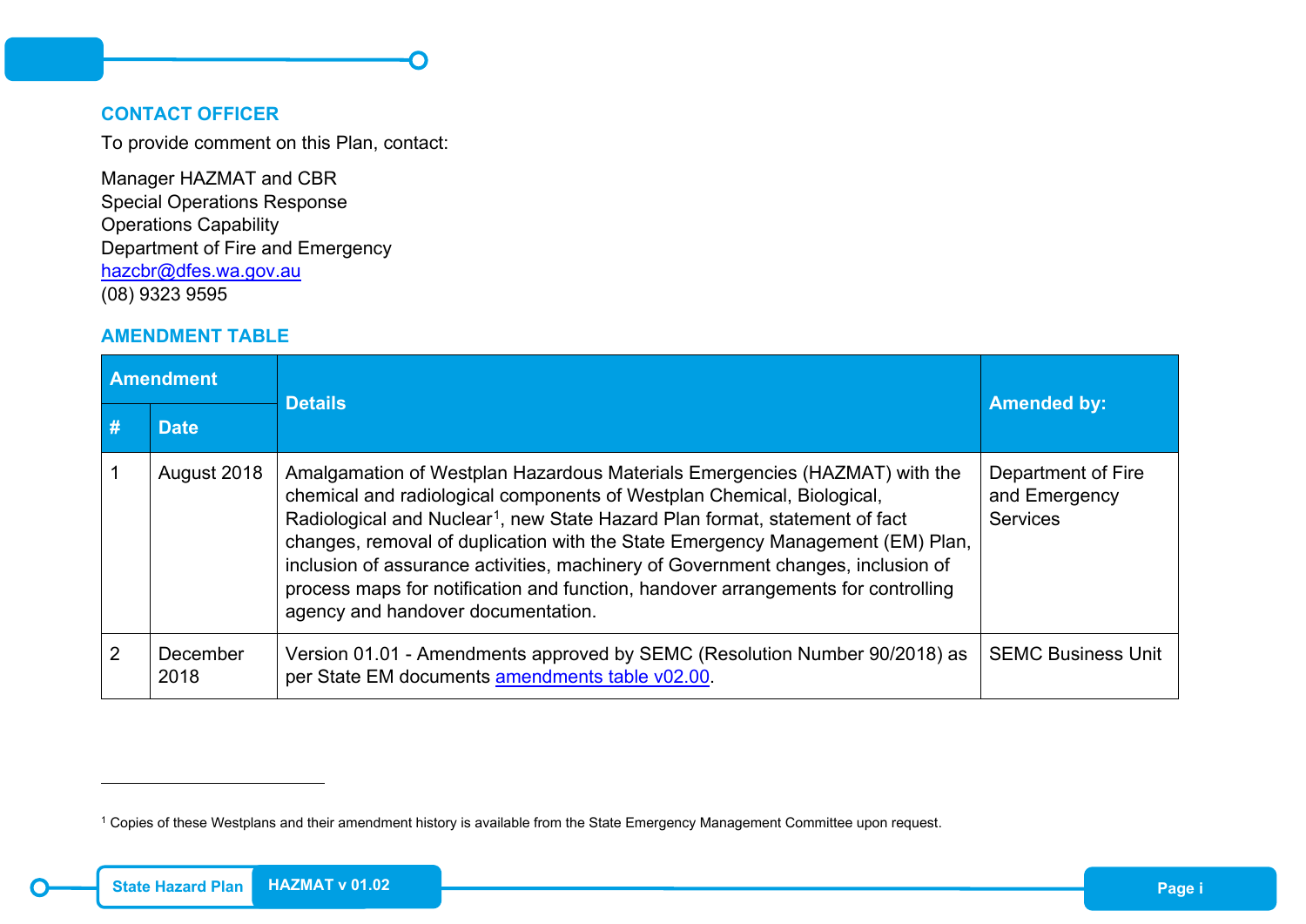## CONTACT OFFICER

To provide comment on this Plan, contact:

Manager HAZMAT and CBR
Special Operations Response
Operations Capability
Department of Fire and Emergency
hazcbr@dfes.wa.gov.au
(08) 9323 9595

## AMENDMENT TABLE

| Amendment | | Details | Amended by: |
|---|---|---|---|
| # | Date | | |
| 1 | August 2018 | Amalgamation of Westplan Hazardous Materials Emergencies (HAZMAT) with the chemical and radiological components of Westplan Chemical, Biological, Radiological and Nuclear[1], new State Hazard Plan format, statement of fact changes, removal of duplication with the State Emergency Management (EM) Plan, inclusion of assurance activities, machinery of Government changes, inclusion of process maps for notification and function, handover arrangements for controlling agency and handover documentation. | Department of Fire and Emergency Services |
| 2 | December 2018 | Version 01.01 - Amendments approved by SEMC (Resolution Number 90/2018) as per State EM documents amendments table v02.00. | SEMC Business Unit |

[1] Copies of these Westplans and their amendment history is available from the State Emergency Management Committee upon request.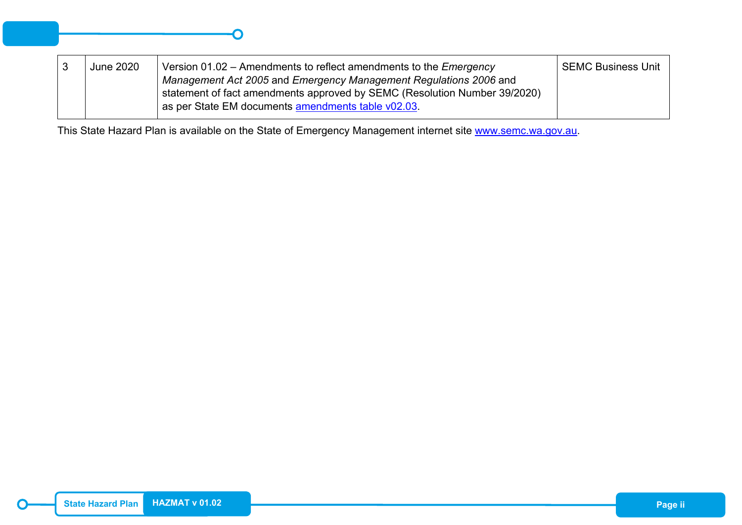| | | | |
|---|---|---|---|
| 3 | June 2020 | Version 01.02 – Amendments to reflect amendments to the *Emergency Management Act 2005* and *Emergency Management Regulations 2006* and statement of fact amendments approved by SEMC (Resolution Number 39/2020) as per State EM documents [amendments table v02.03](). | SEMC Business Unit |

This State Hazard Plan is available on the State of Emergency Management internet site [www.semc.wa.gov.au](http://www.semc.wa.gov.au).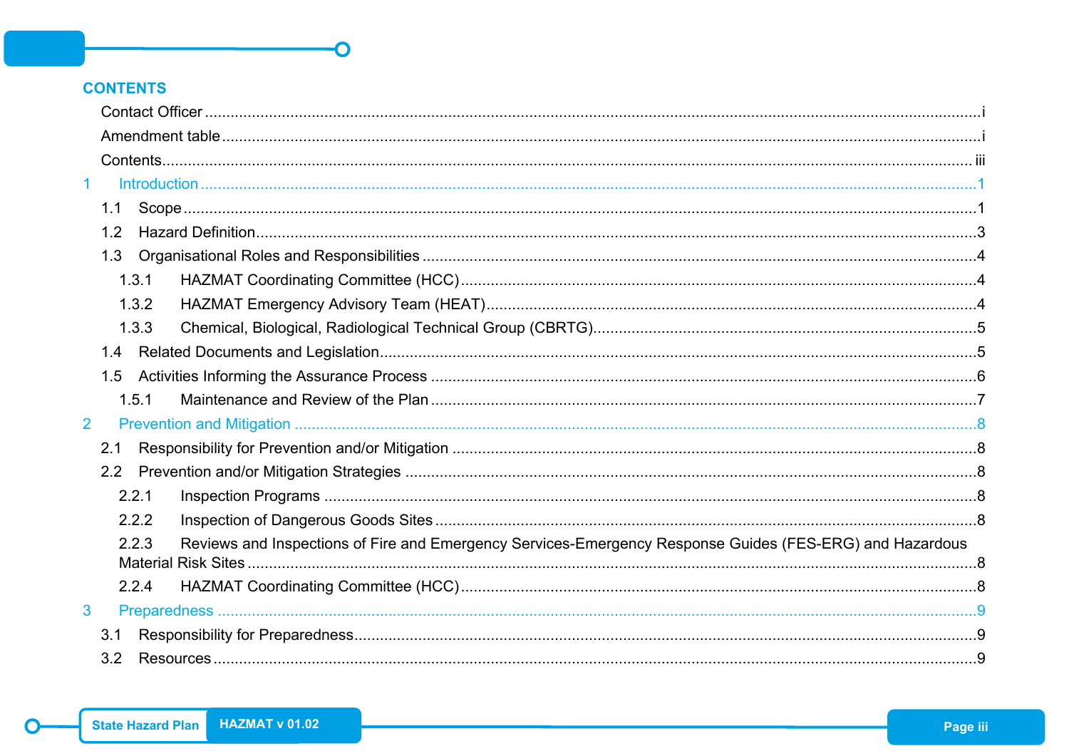## CONTENTS

Contact Officer ........................................................................................................................................ i

Amendment table ....................................................................................................................................... i

Contents .................................................................................................................................................. iii

1 Introduction .............................................................................................................................................. 1

- 1.1 Scope .................................................................................................................................................. 1
- 1.2 Hazard Definition ................................................................................................................................ 3
- 1.3 Organisational Roles and Responsibilities ........................................................................................ 4
  - 1.3.1 HAZMAT Coordinating Committee (HCC) ................................................................................. 4
  - 1.3.2 HAZMAT Emergency Advisory Team (HEAT) ........................................................................... 4
  - 1.3.3 Chemical, Biological, Radiological Technical Group (CBRTG) ................................................. 5
- 1.4 Related Documents and Legislation .................................................................................................. 5
- 1.5 Activities Informing the Assurance Process ....................................................................................... 6
  - 1.5.1 Maintenance and Review of the Plan ........................................................................................ 7

2 Prevention and Mitigation ....................................................................................................................... 8

- 2.1 Responsibility for Prevention and/or Mitigation ................................................................................. 8
- 2.2 Prevention and/or Mitigation Strategies ............................................................................................. 8
  - 2.2.1 Inspection Programs ................................................................................................................... 8
  - 2.2.2 Inspection of Dangerous Goods Sites ........................................................................................ 8
  - 2.2.3 Reviews and Inspections of Fire and Emergency Services-Emergency Response Guides (FES-ERG) and Hazardous Material Risk Sites ........................................................................................ 8
  - 2.2.4 HAZMAT Coordinating Committee (HCC) ................................................................................. 8

3 Preparedness .......................................................................................................................................... 9

- 3.1 Responsibility for Preparedness ........................................................................................................ 9
- 3.2 Resources .......................................................................................................................................... 9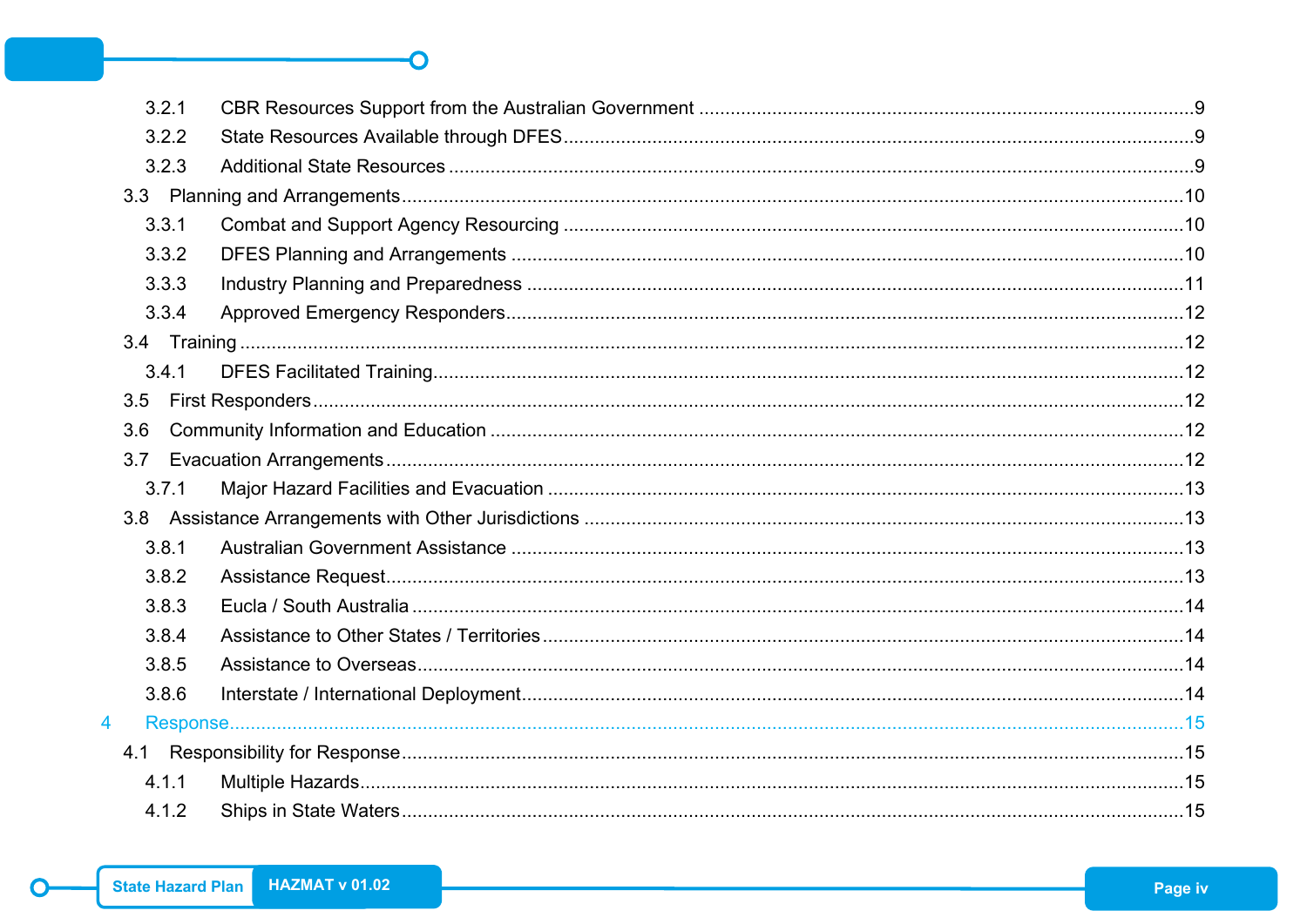3.2.1 CBR Resources Support from the Australian Government ..... 9
3.2.2 State Resources Available through DFES ..... 9
3.2.3 Additional State Resources ..... 9
3.3 Planning and Arrangements ..... 10
3.3.1 Combat and Support Agency Resourcing ..... 10
3.3.2 DFES Planning and Arrangements ..... 10
3.3.3 Industry Planning and Preparedness ..... 11
3.3.4 Approved Emergency Responders ..... 12
3.4 Training ..... 12
3.4.1 DFES Facilitated Training ..... 12
3.5 First Responders ..... 12
3.6 Community Information and Education ..... 12
3.7 Evacuation Arrangements ..... 12
3.7.1 Major Hazard Facilities and Evacuation ..... 13
3.8 Assistance Arrangements with Other Jurisdictions ..... 13
3.8.1 Australian Government Assistance ..... 13
3.8.2 Assistance Request ..... 13
3.8.3 Eucla / South Australia ..... 14
3.8.4 Assistance to Other States / Territories ..... 14
3.8.5 Assistance to Overseas ..... 14
3.8.6 Interstate / International Deployment ..... 14
4 Response ..... 15
4.1 Responsibility for Response ..... 15
4.1.1 Multiple Hazards ..... 15
4.1.2 Ships in State Waters ..... 15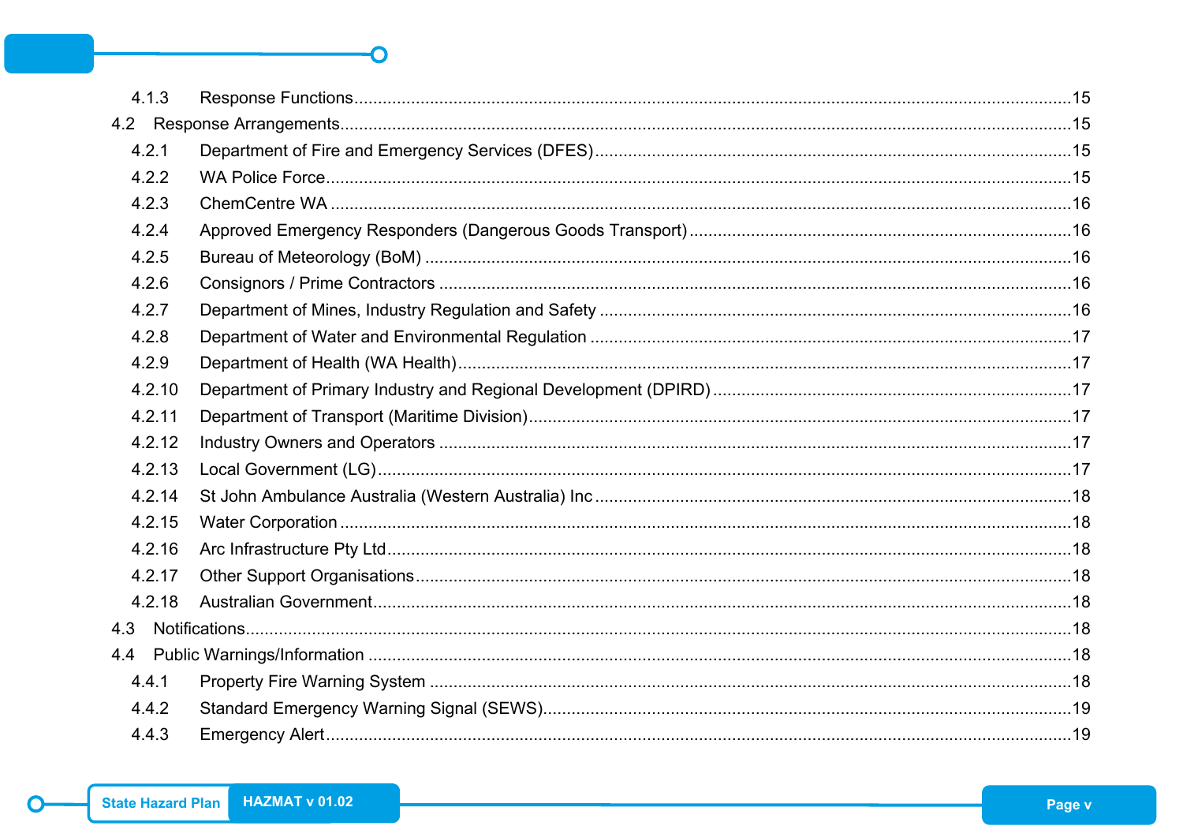4.1.3 Response Functions........................................................................................................................15

4.2 Response Arrangements........................................................................................................................15

4.2.1 Department of Fire and Emergency Services (DFES)........................................................................15

4.2.2 WA Police Force........................................................................................................................15

4.2.3 ChemCentre WA........................................................................................................................16

4.2.4 Approved Emergency Responders (Dangerous Goods Transport)........................................................16

4.2.5 Bureau of Meteorology (BoM)........................................................................................................16

4.2.6 Consignors / Prime Contractors........................................................................................................16

4.2.7 Department of Mines, Industry Regulation and Safety........................................................................16

4.2.8 Department of Water and Environmental Regulation........................................................................17

4.2.9 Department of Health (WA Health)........................................................................................................17

4.2.10 Department of Primary Industry and Regional Development (DPIRD)................................................17

4.2.11 Department of Transport (Maritime Division)........................................................................................17

4.2.12 Industry Owners and Operators........................................................................................................17

4.2.13 Local Government (LG)........................................................................................................................17

4.2.14 St John Ambulance Australia (Western Australia) Inc........................................................................18

4.2.15 Water Corporation........................................................................................................................18

4.2.16 Arc Infrastructure Pty Ltd........................................................................................................................18

4.2.17 Other Support Organisations........................................................................................................18

4.2.18 Australian Government........................................................................................................................18

4.3 Notifications........................................................................................................................18

4.4 Public Warnings/Information........................................................................................................................18

4.4.1 Property Fire Warning System........................................................................................................18

4.4.2 Standard Emergency Warning Signal (SEWS)........................................................................................19

4.4.3 Emergency Alert........................................................................................................................19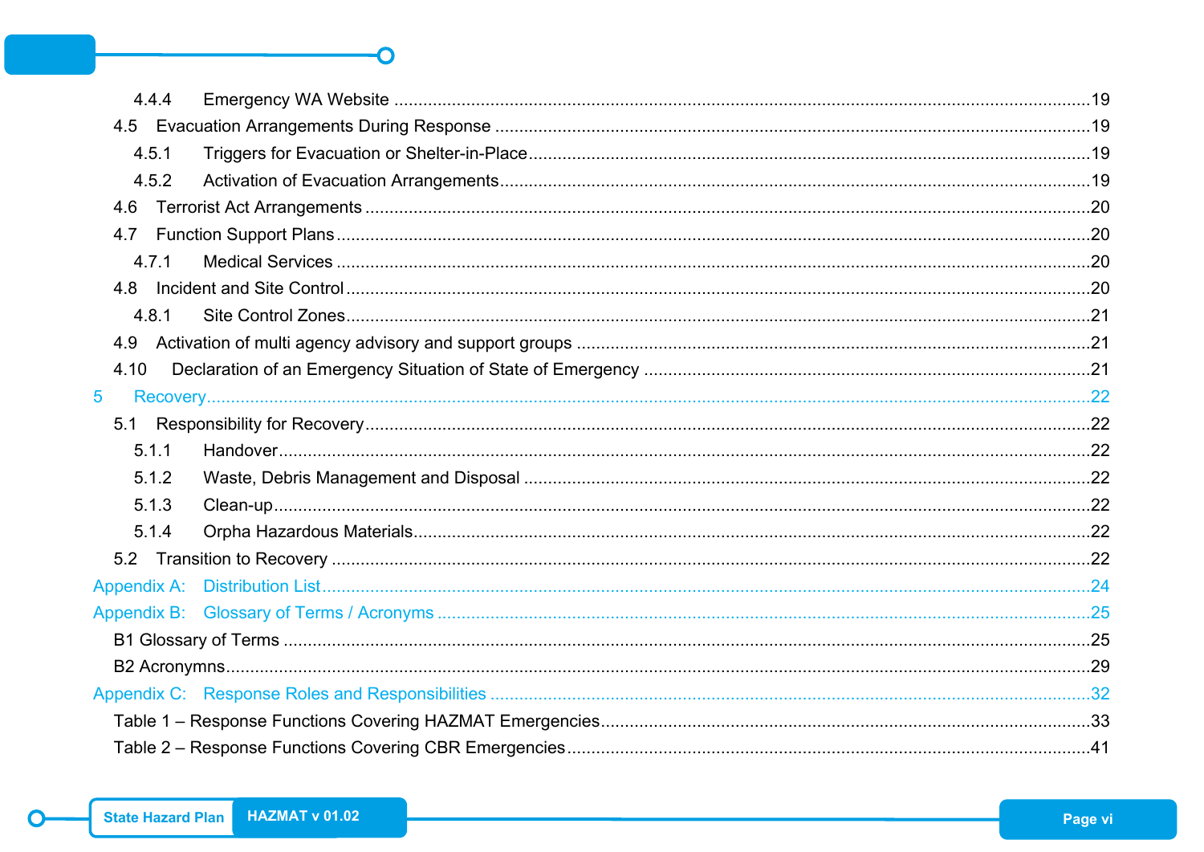4.4.4 Emergency WA Website ....................................................................................................19

4.5 Evacuation Arrangements During Response ..............................................................................19

4.5.1 Triggers for Evacuation or Shelter-in-Place..............................................................................19

4.5.2 Activation of Evacuation Arrangements...................................................................................19

4.6 Terrorist Act Arrangements .......................................................................................................20

4.7 Function Support Plans ...........................................................................................................20

4.7.1 Medical Services .................................................................................................................20

4.8 Incident and Site Control ..........................................................................................................20

4.8.1 Site Control Zones...............................................................................................................21

4.9 Activation of multi agency advisory and support groups ..............................................................21

4.10 Declaration of an Emergency Situation of State of Emergency ....................................................21

5 Recovery.....................................................................................................................................22

5.1 Responsibility for Recovery.......................................................................................................22

5.1.1 Handover............................................................................................................................22

5.1.2 Waste, Debris Management and Disposal ...............................................................................22

5.1.3 Clean-up.............................................................................................................................22

5.1.4 Orpha Hazardous Materials...................................................................................................22

5.2 Transition to Recovery .............................................................................................................22

Appendix A: Distribution List...........................................................................................................24

Appendix B: Glossary of Terms / Acronyms ......................................................................................25

B1 Glossary of Terms ....................................................................................................................25

B2 Acronymns................................................................................................................................29

Appendix C: Response Roles and Responsibilities ............................................................................32

Table 1 – Response Functions Covering HAZMAT Emergencies........................................................33

Table 2 – Response Functions Covering CBR Emergencies...............................................................41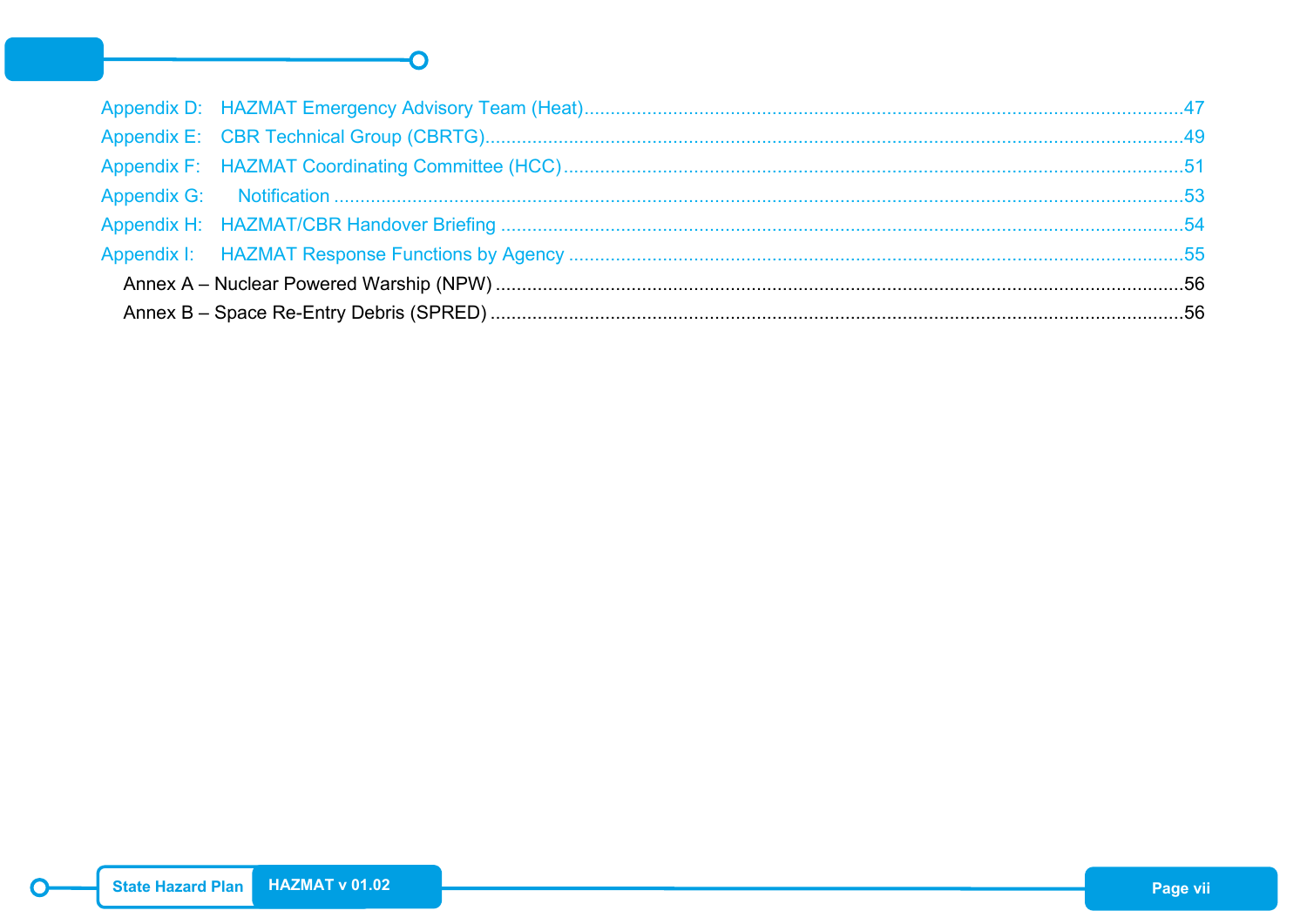Appendix D: HAZMAT Emergency Advisory Team (Heat) .......... 47
Appendix E: CBR Technical Group (CBRTG) .......... 49
Appendix F: HAZMAT Coordinating Committee (HCC) .......... 51
Appendix G: Notification .......... 53
Appendix H: HAZMAT/CBR Handover Briefing .......... 54
Appendix I: HAZMAT Response Functions by Agency .......... 55
- Annex A – Nuclear Powered Warship (NPW) .......... 56
- Annex B – Space Re-Entry Debris (SPRED) .......... 56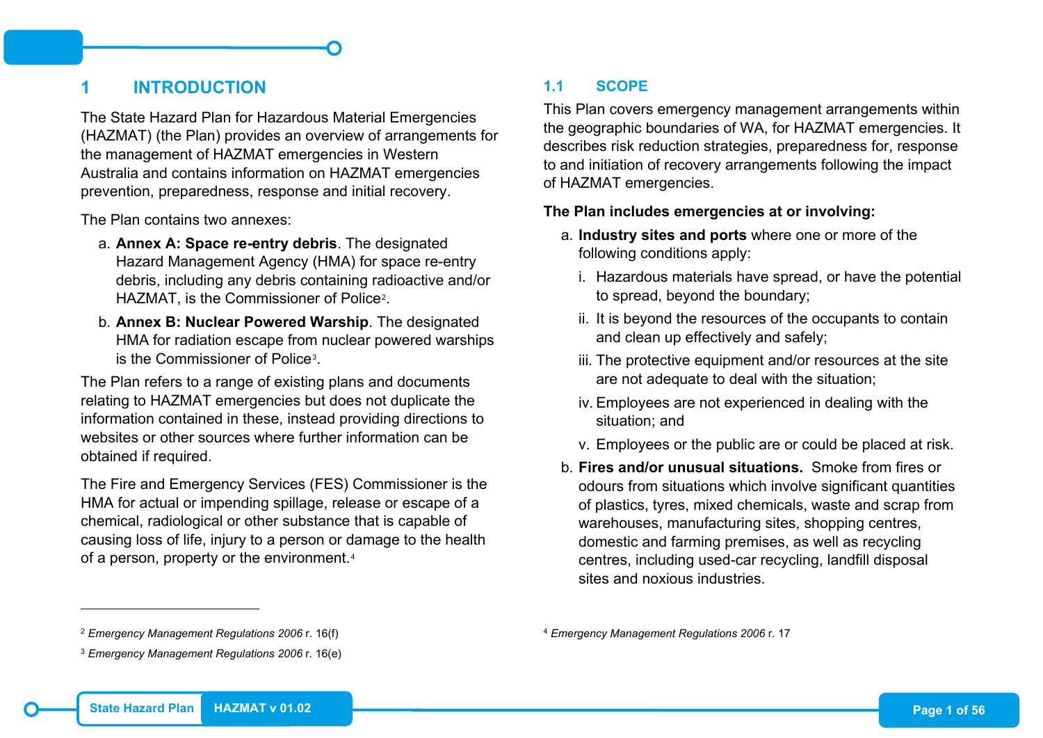# 1 INTRODUCTION

The State Hazard Plan for Hazardous Material Emergencies (HAZMAT) (the Plan) provides an overview of arrangements for the management of HAZMAT emergencies in Western Australia and contains information on HAZMAT emergencies prevention, preparedness, response and initial recovery.

The Plan contains two annexes:

a. **Annex A: Space re-entry debris**. The designated Hazard Management Agency (HMA) for space re-entry debris, including any debris containing radioactive and/or HAZMAT, is the Commissioner of Police[2].

b. **Annex B: Nuclear Powered Warship**. The designated HMA for radiation escape from nuclear powered warships is the Commissioner of Police[3].

The Plan refers to a range of existing plans and documents relating to HAZMAT emergencies but does not duplicate the information contained in these, instead providing directions to websites or other sources where further information can be obtained if required.

The Fire and Emergency Services (FES) Commissioner is the HMA for actual or impending spillage, release or escape of a chemical, radiological or other substance that is capable of causing loss of life, injury to a person or damage to the health of a person, property or the environment.[4]

## 1.1 SCOPE

This Plan covers emergency management arrangements within the geographic boundaries of WA, for HAZMAT emergencies. It describes risk reduction strategies, preparedness for, response to and initiation of recovery arrangements following the impact of HAZMAT emergencies.

**The Plan includes emergencies at or involving:**

a. **Industry sites and ports** where one or more of the following conditions apply:
   i. Hazardous materials have spread, or have the potential to spread, beyond the boundary;
   ii. It is beyond the resources of the occupants to contain and clean up effectively and safely;
   iii. The protective equipment and/or resources at the site are not adequate to deal with the situation;
   iv. Employees are not experienced in dealing with the situation; and
   v. Employees or the public are or could be placed at risk.

b. **Fires and/or unusual situations.** Smoke from fires or odours from situations which involve significant quantities of plastics, tyres, mixed chemicals, waste and scrap from warehouses, manufacturing sites, shopping centres, domestic and farming premises, as well as recycling centres, including used-car recycling, landfill disposal sites and noxious industries.

---

[2] *Emergency Management Regulations 2006* r. 16(f)

[3] *Emergency Management Regulations 2006* r. 16(e)

[4] *Emergency Management Regulations 2006* r. 17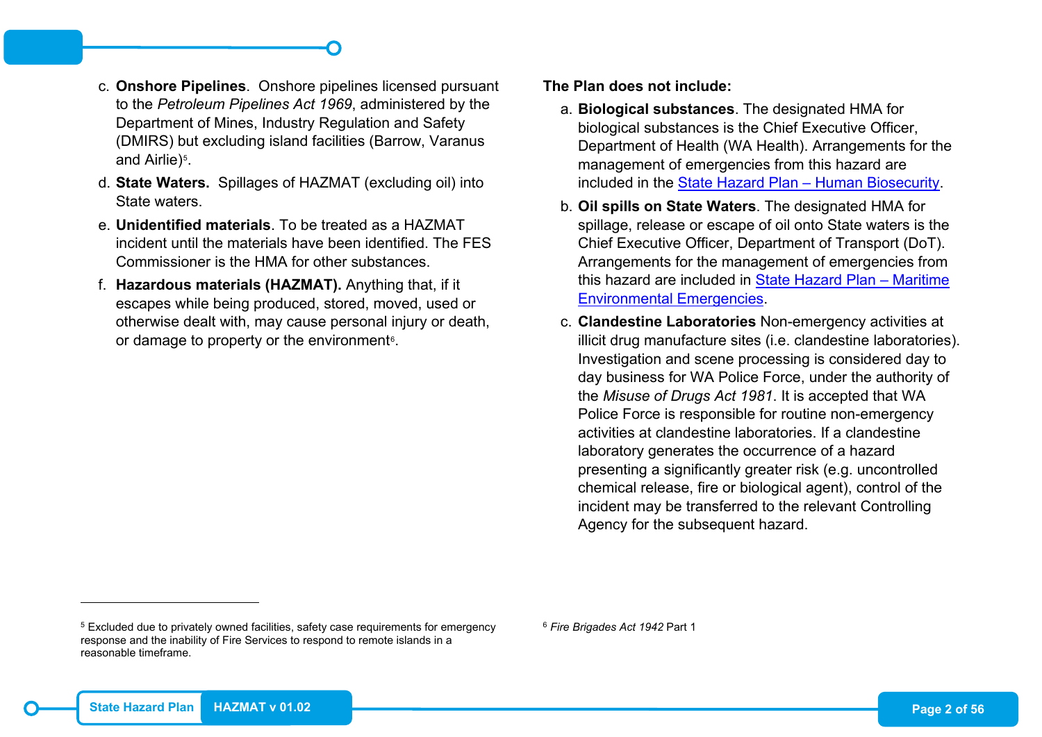c. **Onshore Pipelines**. Onshore pipelines licensed pursuant to the *Petroleum Pipelines Act 1969*, administered by the Department of Mines, Industry Regulation and Safety (DMIRS) but excluding island facilities (Barrow, Varanus and Airlie)[5].

d. **State Waters.** Spillages of HAZMAT (excluding oil) into State waters.

e. **Unidentified materials**. To be treated as a HAZMAT incident until the materials have been identified. The FES Commissioner is the HMA for other substances.

f. **Hazardous materials (HAZMAT).** Anything that, if it escapes while being produced, stored, moved, used or otherwise dealt with, may cause personal injury or death, or damage to property or the environment[6].

**The Plan does not include:**

a. **Biological substances**. The designated HMA for biological substances is the Chief Executive Officer, Department of Health (WA Health). Arrangements for the management of emergencies from this hazard are included in the State Hazard Plan – Human Biosecurity.

b. **Oil spills on State Waters**. The designated HMA for spillage, release or escape of oil onto State waters is the Chief Executive Officer, Department of Transport (DoT). Arrangements for the management of emergencies from this hazard are included in State Hazard Plan – Maritime Environmental Emergencies.

c. **Clandestine Laboratories** Non-emergency activities at illicit drug manufacture sites (i.e. clandestine laboratories). Investigation and scene processing is considered day to day business for WA Police Force, under the authority of the *Misuse of Drugs Act 1981*. It is accepted that WA Police Force is responsible for routine non-emergency activities at clandestine laboratories. If a clandestine laboratory generates the occurrence of a hazard presenting a significantly greater risk (e.g. uncontrolled chemical release, fire or biological agent), control of the incident may be transferred to the relevant Controlling Agency for the subsequent hazard.

---

[5] Excluded due to privately owned facilities, safety case requirements for emergency response and the inability of Fire Services to respond to remote islands in a reasonable timeframe.

[6] *Fire Brigades Act 1942* Part 1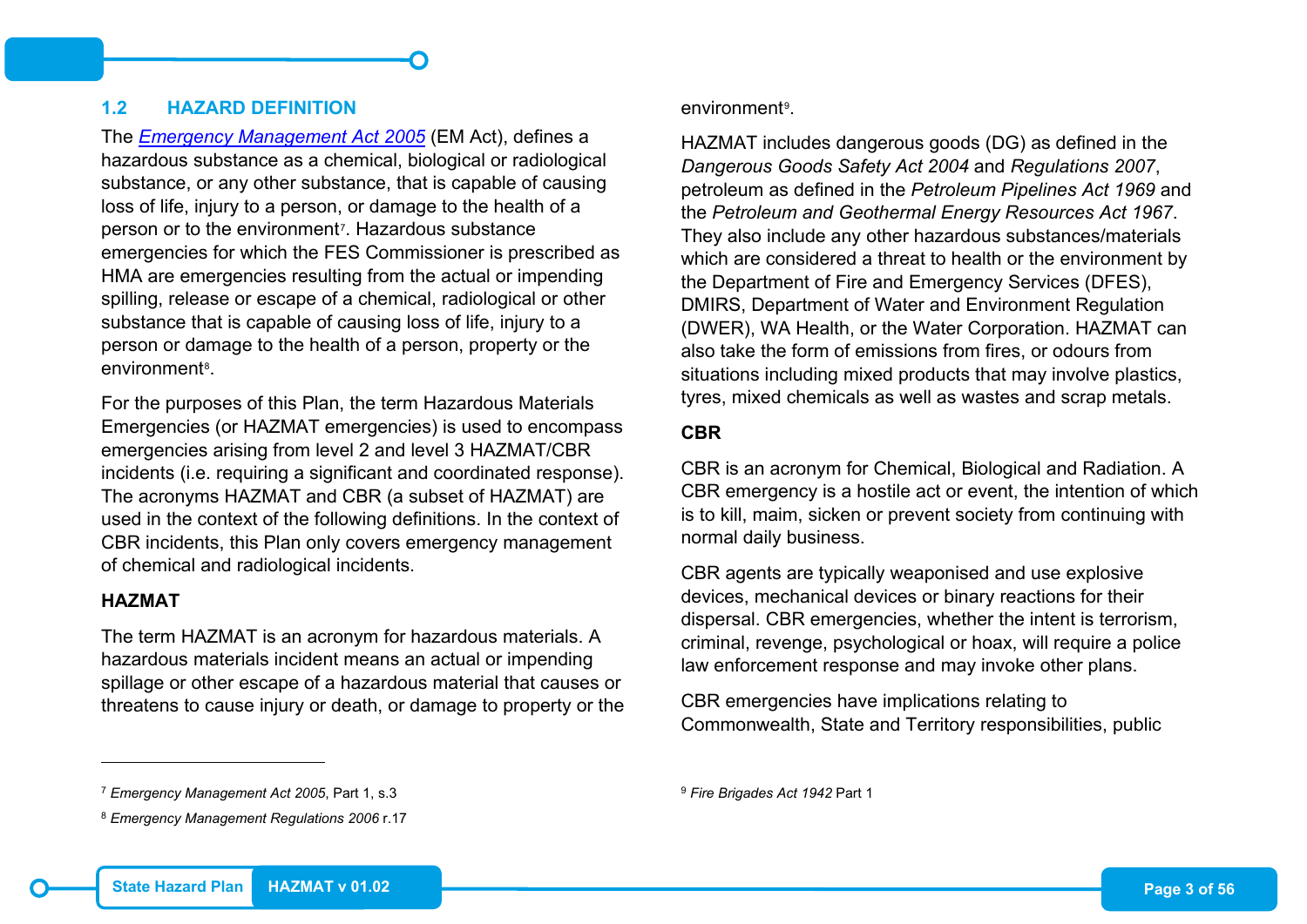## 1.2 HAZARD DEFINITION

The *Emergency Management Act 2005* (EM Act), defines a hazardous substance as a chemical, biological or radiological substance, or any other substance, that is capable of causing loss of life, injury to a person, or damage to the health of a person or to the environment[7]. Hazardous substance emergencies for which the FES Commissioner is prescribed as HMA are emergencies resulting from the actual or impending spilling, release or escape of a chemical, radiological or other substance that is capable of causing loss of life, injury to a person or damage to the health of a person, property or the environment[8].

For the purposes of this Plan, the term Hazardous Materials Emergencies (or HAZMAT emergencies) is used to encompass emergencies arising from level 2 and level 3 HAZMAT/CBR incidents (i.e. requiring a significant and coordinated response). The acronyms HAZMAT and CBR (a subset of HAZMAT) are used in the context of the following definitions. In the context of CBR incidents, this Plan only covers emergency management of chemical and radiological incidents.

**HAZMAT**

The term HAZMAT is an acronym for hazardous materials. A hazardous materials incident means an actual or impending spillage or other escape of a hazardous material that causes or threatens to cause injury or death, or damage to property or the environment[9].

HAZMAT includes dangerous goods (DG) as defined in the *Dangerous Goods Safety Act 2004* and *Regulations 2007*, petroleum as defined in the *Petroleum Pipelines Act 1969* and the *Petroleum and Geothermal Energy Resources Act 1967*. They also include any other hazardous substances/materials which are considered a threat to health or the environment by the Department of Fire and Emergency Services (DFES), DMIRS, Department of Water and Environment Regulation (DWER), WA Health, or the Water Corporation. HAZMAT can also take the form of emissions from fires, or odours from situations including mixed products that may involve plastics, tyres, mixed chemicals as well as wastes and scrap metals.

**CBR**

CBR is an acronym for Chemical, Biological and Radiation. A CBR emergency is a hostile act or event, the intention of which is to kill, maim, sicken or prevent society from continuing with normal daily business.

CBR agents are typically weaponised and use explosive devices, mechanical devices or binary reactions for their dispersal. CBR emergencies, whether the intent is terrorism, criminal, revenge, psychological or hoax, will require a police law enforcement response and may invoke other plans.

CBR emergencies have implications relating to Commonwealth, State and Territory responsibilities, public

---

[7] *Emergency Management Act 2005*, Part 1, s.3

[8] *Emergency Management Regulations 2006* r.17

[9] *Fire Brigades Act 1942* Part 1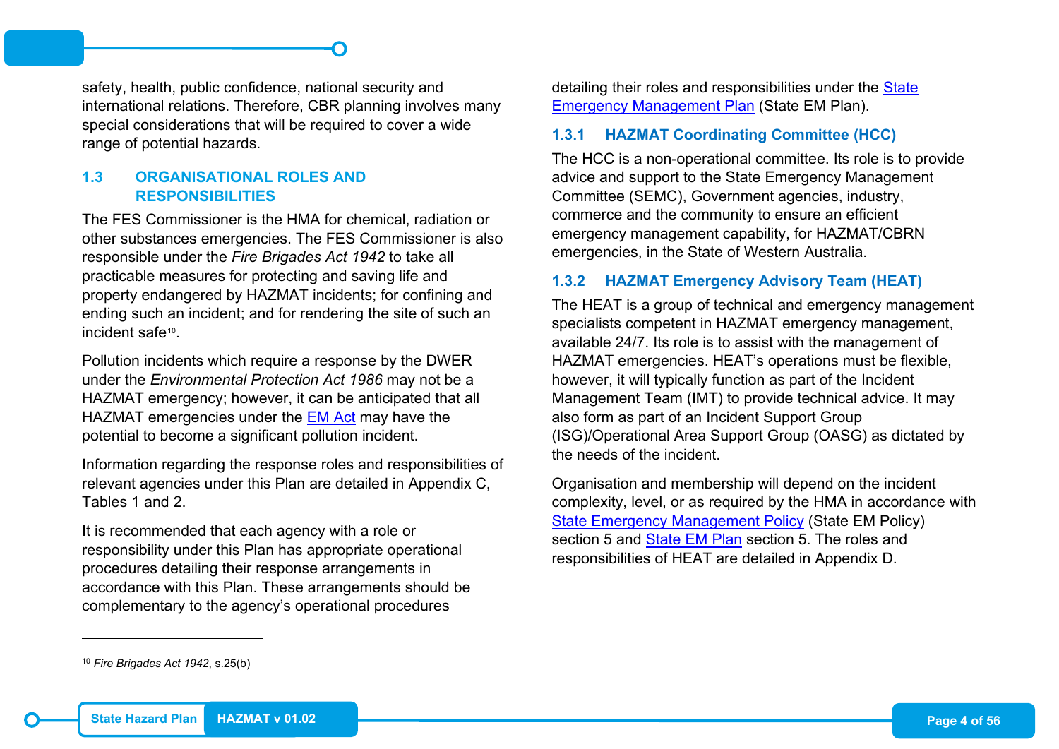safety, health, public confidence, national security and international relations. Therefore, CBR planning involves many special considerations that will be required to cover a wide range of potential hazards.

## 1.3 ORGANISATIONAL ROLES AND RESPONSIBILITIES

The FES Commissioner is the HMA for chemical, radiation or other substances emergencies. The FES Commissioner is also responsible under the *Fire Brigades Act 1942* to take all practicable measures for protecting and saving life and property endangered by HAZMAT incidents; for confining and ending such an incident; and for rendering the site of such an incident safe[10].

Pollution incidents which require a response by the DWER under the *Environmental Protection Act 1986* may not be a HAZMAT emergency; however, it can be anticipated that all HAZMAT emergencies under the EM Act may have the potential to become a significant pollution incident.

Information regarding the response roles and responsibilities of relevant agencies under this Plan are detailed in Appendix C, Tables 1 and 2.

It is recommended that each agency with a role or responsibility under this Plan has appropriate operational procedures detailing their response arrangements in accordance with this Plan. These arrangements should be complementary to the agency's operational procedures detailing their roles and responsibilities under the State Emergency Management Plan (State EM Plan).

### 1.3.1 HAZMAT Coordinating Committee (HCC)

The HCC is a non-operational committee. Its role is to provide advice and support to the State Emergency Management Committee (SEMC), Government agencies, industry, commerce and the community to ensure an efficient emergency management capability, for HAZMAT/CBRN emergencies, in the State of Western Australia.

### 1.3.2 HAZMAT Emergency Advisory Team (HEAT)

The HEAT is a group of technical and emergency management specialists competent in HAZMAT emergency management, available 24/7. Its role is to assist with the management of HAZMAT emergencies. HEAT's operations must be flexible, however, it will typically function as part of the Incident Management Team (IMT) to provide technical advice. It may also form as part of an Incident Support Group (ISG)/Operational Area Support Group (OASG) as dictated by the needs of the incident.

Organisation and membership will depend on the incident complexity, level, or as required by the HMA in accordance with State Emergency Management Policy (State EM Policy) section 5 and State EM Plan section 5. The roles and responsibilities of HEAT are detailed in Appendix D.

---

[10] *Fire Brigades Act 1942*, s.25(b)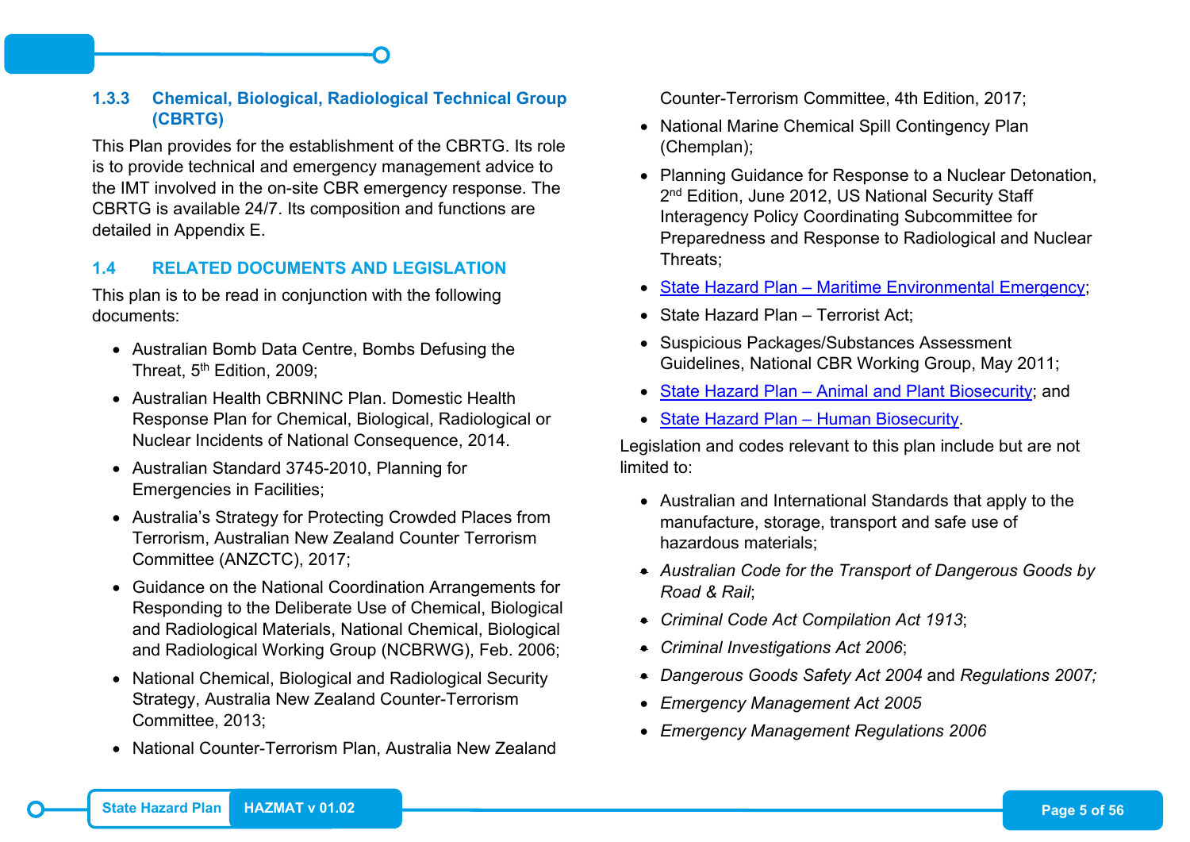### 1.3.3 Chemical, Biological, Radiological Technical Group (CBRTG)

This Plan provides for the establishment of the CBRTG. Its role is to provide technical and emergency management advice to the IMT involved in the on-site CBR emergency response. The CBRTG is available 24/7. Its composition and functions are detailed in Appendix E.

## 1.4 RELATED DOCUMENTS AND LEGISLATION

This plan is to be read in conjunction with the following documents:

- Australian Bomb Data Centre, Bombs Defusing the Threat, 5th Edition, 2009;
- Australian Health CBRNINC Plan. Domestic Health Response Plan for Chemical, Biological, Radiological or Nuclear Incidents of National Consequence, 2014.
- Australian Standard 3745-2010, Planning for Emergencies in Facilities;
- Australia's Strategy for Protecting Crowded Places from Terrorism, Australian New Zealand Counter Terrorism Committee (ANZCTC), 2017;
- Guidance on the National Coordination Arrangements for Responding to the Deliberate Use of Chemical, Biological and Radiological Materials, National Chemical, Biological and Radiological Working Group (NCBRWG), Feb. 2006;
- National Chemical, Biological and Radiological Security Strategy, Australia New Zealand Counter-Terrorism Committee, 2013;
- National Counter-Terrorism Plan, Australia New Zealand Counter-Terrorism Committee, 4th Edition, 2017;
- National Marine Chemical Spill Contingency Plan (Chemplan);
- Planning Guidance for Response to a Nuclear Detonation, 2nd Edition, June 2012, US National Security Staff Interagency Policy Coordinating Subcommittee for Preparedness and Response to Radiological and Nuclear Threats;
- State Hazard Plan – Maritime Environmental Emergency;
- State Hazard Plan – Terrorist Act;
- Suspicious Packages/Substances Assessment Guidelines, National CBR Working Group, May 2011;
- State Hazard Plan – Animal and Plant Biosecurity; and
- State Hazard Plan – Human Biosecurity.

Legislation and codes relevant to this plan include but are not limited to:

- Australian and International Standards that apply to the manufacture, storage, transport and safe use of hazardous materials;
- *Australian Code for the Transport of Dangerous Goods by Road & Rail*;
- *Criminal Code Act Compilation Act 1913*;
- *Criminal Investigations Act 2006*;
- *Dangerous Goods Safety Act 2004* and *Regulations 2007;*
- *Emergency Management Act 2005*
- *Emergency Management Regulations 2006*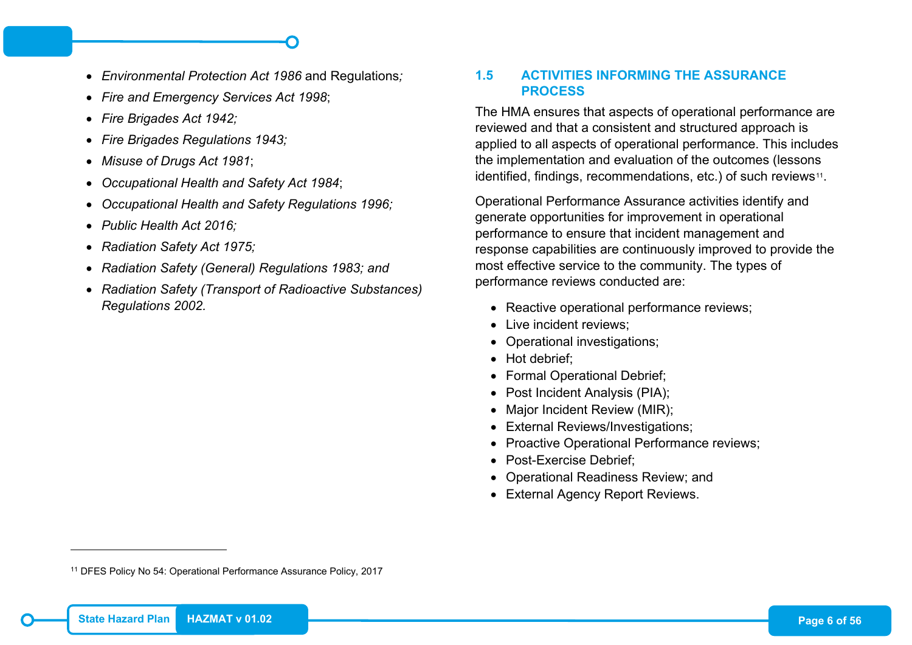- *Environmental Protection Act 1986* and Regulations*;*
- *Fire and Emergency Services Act 1998*;
- *Fire Brigades Act 1942;*
- *Fire Brigades Regulations 1943;*
- *Misuse of Drugs Act 1981*;
- *Occupational Health and Safety Act 1984*;
- *Occupational Health and Safety Regulations 1996;*
- *Public Health Act 2016;*
- *Radiation Safety Act 1975;*
- *Radiation Safety (General) Regulations 1983; and*
- *Radiation Safety (Transport of Radioactive Substances) Regulations 2002.*

## 1.5 ACTIVITIES INFORMING THE ASSURANCE PROCESS

The HMA ensures that aspects of operational performance are reviewed and that a consistent and structured approach is applied to all aspects of operational performance. This includes the implementation and evaluation of the outcomes (lessons identified, findings, recommendations, etc.) of such reviews[11].

Operational Performance Assurance activities identify and generate opportunities for improvement in operational performance to ensure that incident management and response capabilities are continuously improved to provide the most effective service to the community. The types of performance reviews conducted are:

- Reactive operational performance reviews;
- Live incident reviews;
- Operational investigations;
- Hot debrief;
- Formal Operational Debrief;
- Post Incident Analysis (PIA);
- Major Incident Review (MIR);
- External Reviews/Investigations;
- Proactive Operational Performance reviews;
- Post-Exercise Debrief;
- Operational Readiness Review; and
- External Agency Report Reviews.

[11] DFES Policy No 54: Operational Performance Assurance Policy, 2017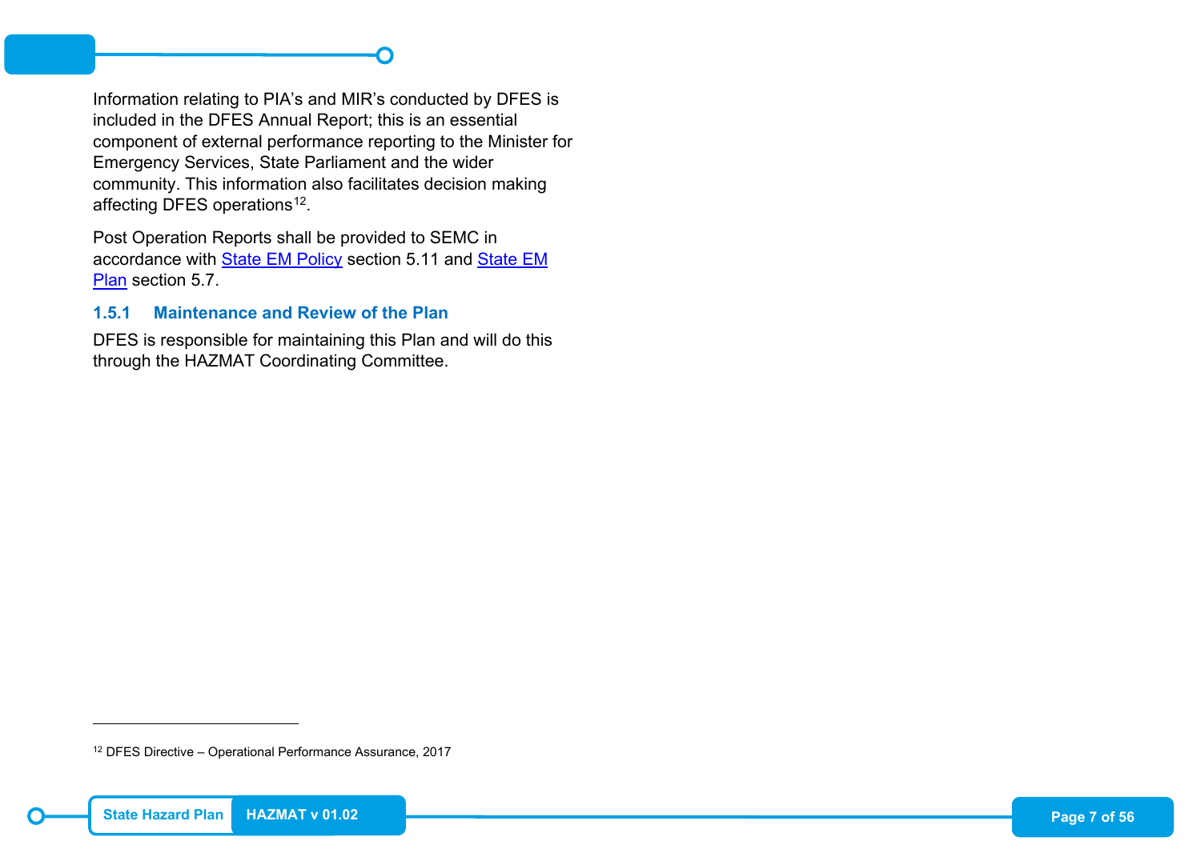Information relating to PIA's and MIR's conducted by DFES is included in the DFES Annual Report; this is an essential component of external performance reporting to the Minister for Emergency Services, State Parliament and the wider community. This information also facilitates decision making affecting DFES operations[12].

Post Operation Reports shall be provided to SEMC in accordance with [State EM Policy]() section 5.11 and [State EM Plan]() section 5.7.

### 1.5.1 Maintenance and Review of the Plan

DFES is responsible for maintaining this Plan and will do this through the HAZMAT Coordinating Committee.

---

[12] DFES Directive – Operational Performance Assurance, 2017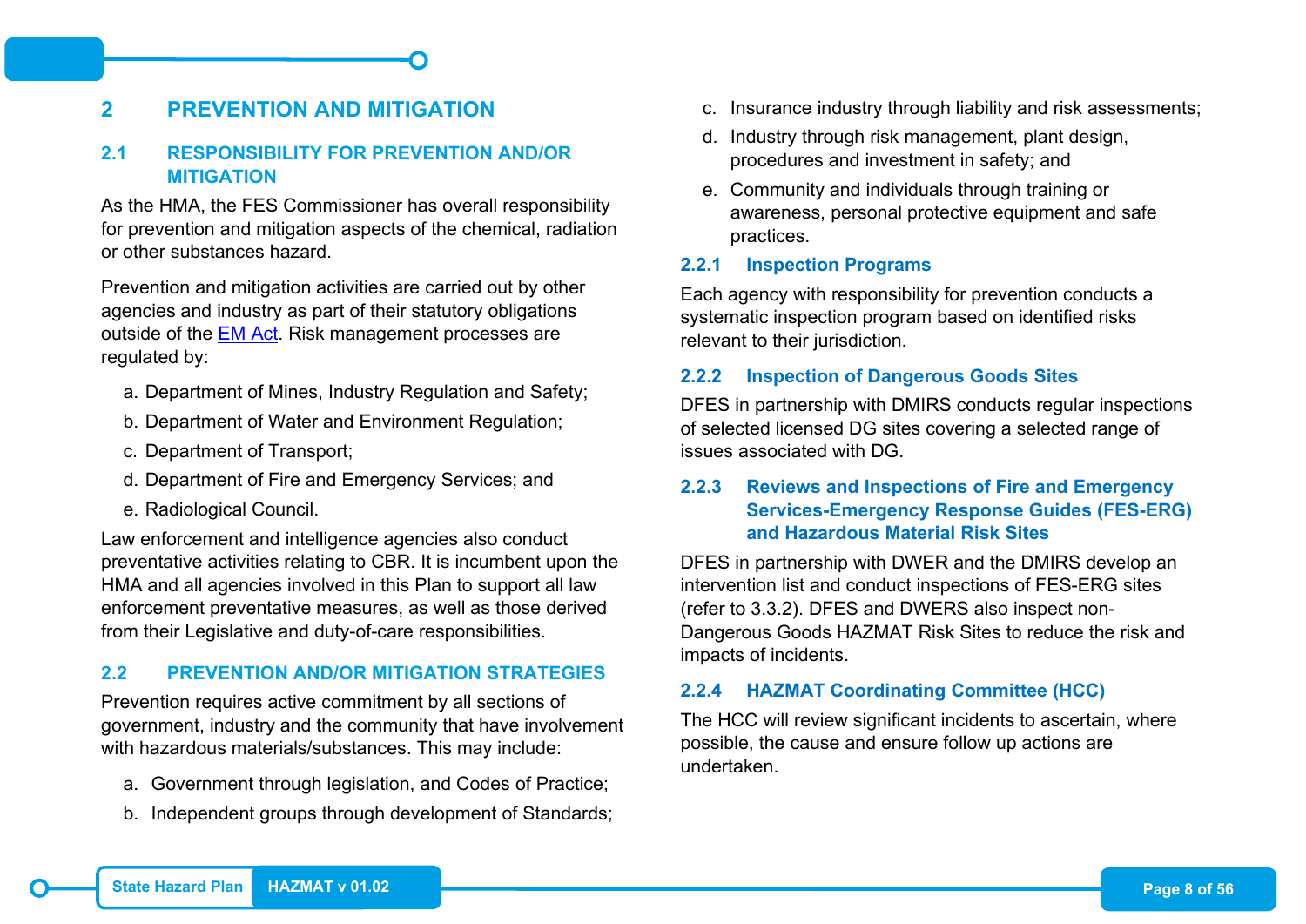# 2 PREVENTION AND MITIGATION

## 2.1 RESPONSIBILITY FOR PREVENTION AND/OR MITIGATION

As the HMA, the FES Commissioner has overall responsibility for prevention and mitigation aspects of the chemical, radiation or other substances hazard.

Prevention and mitigation activities are carried out by other agencies and industry as part of their statutory obligations outside of the EM Act. Risk management processes are regulated by:

a. Department of Mines, Industry Regulation and Safety;

b. Department of Water and Environment Regulation;

c. Department of Transport;

d. Department of Fire and Emergency Services; and

e. Radiological Council.

Law enforcement and intelligence agencies also conduct preventative activities relating to CBR. It is incumbent upon the HMA and all agencies involved in this Plan to support all law enforcement preventative measures, as well as those derived from their Legislative and duty-of-care responsibilities.

## 2.2 PREVENTION AND/OR MITIGATION STRATEGIES

Prevention requires active commitment by all sections of government, industry and the community that have involvement with hazardous materials/substances. This may include:

a. Government through legislation, and Codes of Practice;

b. Independent groups through development of Standards;

c. Insurance industry through liability and risk assessments;

d. Industry through risk management, plant design, procedures and investment in safety; and

e. Community and individuals through training or awareness, personal protective equipment and safe practices.

### 2.2.1 Inspection Programs

Each agency with responsibility for prevention conducts a systematic inspection program based on identified risks relevant to their jurisdiction.

### 2.2.2 Inspection of Dangerous Goods Sites

DFES in partnership with DMIRS conducts regular inspections of selected licensed DG sites covering a selected range of issues associated with DG.

### 2.2.3 Reviews and Inspections of Fire and Emergency Services-Emergency Response Guides (FES-ERG) and Hazardous Material Risk Sites

DFES in partnership with DWER and the DMIRS develop an intervention list and conduct inspections of FES-ERG sites (refer to 3.3.2). DFES and DWERS also inspect non-Dangerous Goods HAZMAT Risk Sites to reduce the risk and impacts of incidents.

### 2.2.4 HAZMAT Coordinating Committee (HCC)

The HCC will review significant incidents to ascertain, where possible, the cause and ensure follow up actions are undertaken.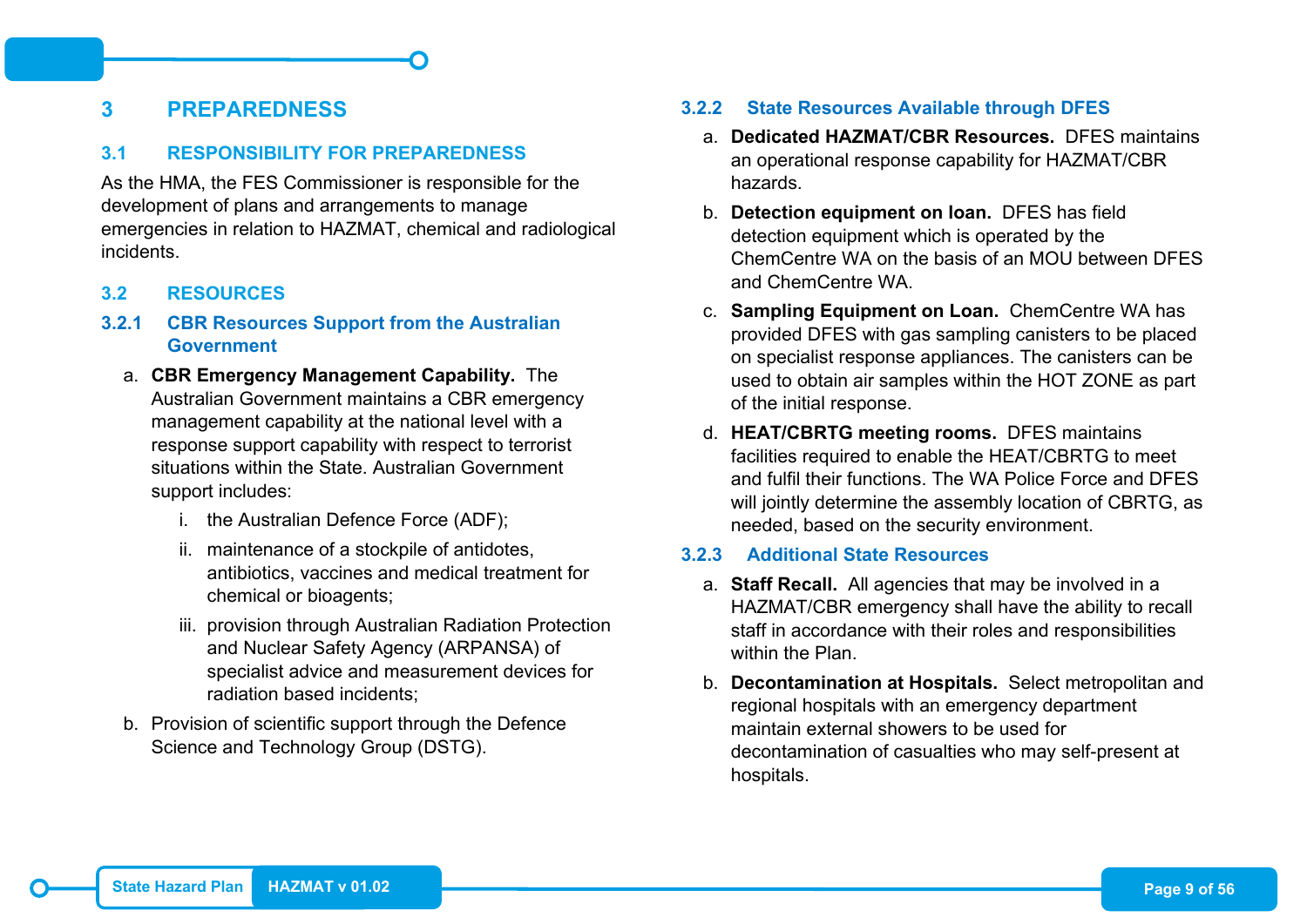# 3 PREPAREDNESS

## 3.1 RESPONSIBILITY FOR PREPAREDNESS

As the HMA, the FES Commissioner is responsible for the development of plans and arrangements to manage emergencies in relation to HAZMAT, chemical and radiological incidents.

## 3.2 RESOURCES

### 3.2.1 CBR Resources Support from the Australian Government

a. **CBR Emergency Management Capability.** The Australian Government maintains a CBR emergency management capability at the national level with a response support capability with respect to terrorist situations within the State. Australian Government support includes:

   i. the Australian Defence Force (ADF);

   ii. maintenance of a stockpile of antidotes, antibiotics, vaccines and medical treatment for chemical or bioagents;

   iii. provision through Australian Radiation Protection and Nuclear Safety Agency (ARPANSA) of specialist advice and measurement devices for radiation based incidents;

b. Provision of scientific support through the Defence Science and Technology Group (DSTG).

### 3.2.2 State Resources Available through DFES

a. **Dedicated HAZMAT/CBR Resources.** DFES maintains an operational response capability for HAZMAT/CBR hazards.

b. **Detection equipment on loan.** DFES has field detection equipment which is operated by the ChemCentre WA on the basis of an MOU between DFES and ChemCentre WA.

c. **Sampling Equipment on Loan.** ChemCentre WA has provided DFES with gas sampling canisters to be placed on specialist response appliances. The canisters can be used to obtain air samples within the HOT ZONE as part of the initial response.

d. **HEAT/CBRTG meeting rooms.** DFES maintains facilities required to enable the HEAT/CBRTG to meet and fulfil their functions. The WA Police Force and DFES will jointly determine the assembly location of CBRTG, as needed, based on the security environment.

### 3.2.3 Additional State Resources

a. **Staff Recall.** All agencies that may be involved in a HAZMAT/CBR emergency shall have the ability to recall staff in accordance with their roles and responsibilities within the Plan.

b. **Decontamination at Hospitals.** Select metropolitan and regional hospitals with an emergency department maintain external showers to be used for decontamination of casualties who may self-present at hospitals.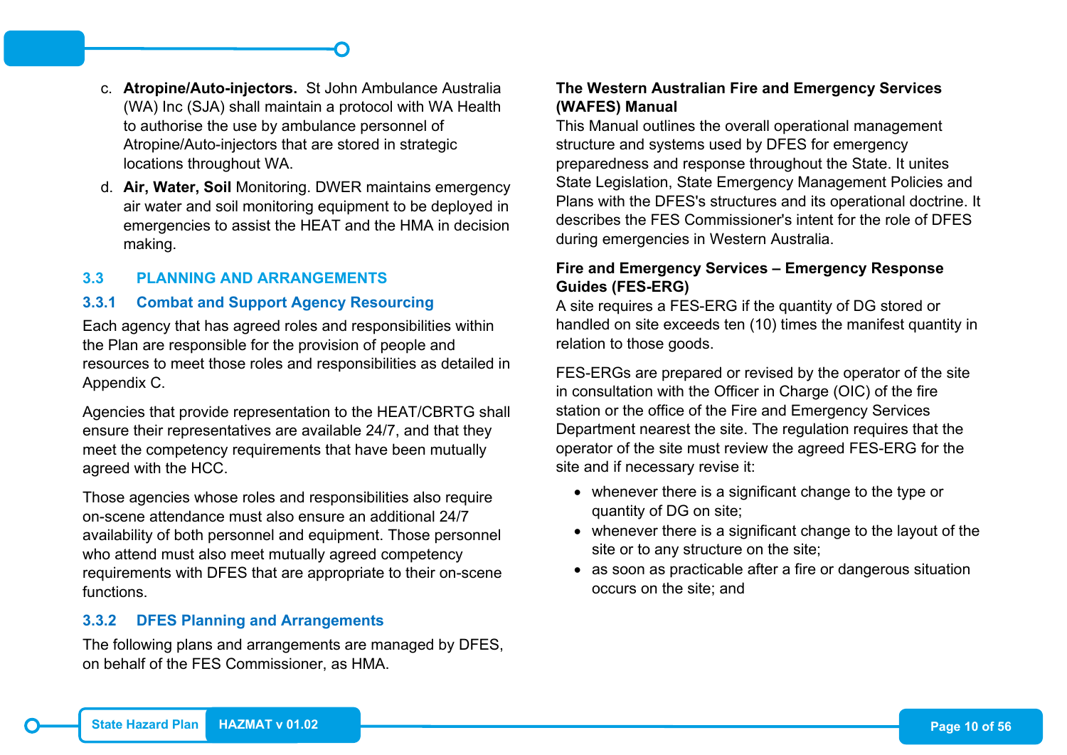c. **Atropine/Auto-injectors.** St John Ambulance Australia (WA) Inc (SJA) shall maintain a protocol with WA Health to authorise the use by ambulance personnel of Atropine/Auto-injectors that are stored in strategic locations throughout WA.

d. **Air, Water, Soil** Monitoring. DWER maintains emergency air water and soil monitoring equipment to be deployed in emergencies to assist the HEAT and the HMA in decision making.

## 3.3 PLANNING AND ARRANGEMENTS

### 3.3.1 Combat and Support Agency Resourcing

Each agency that has agreed roles and responsibilities within the Plan are responsible for the provision of people and resources to meet those roles and responsibilities as detailed in Appendix C.

Agencies that provide representation to the HEAT/CBRTG shall ensure their representatives are available 24/7, and that they meet the competency requirements that have been mutually agreed with the HCC.

Those agencies whose roles and responsibilities also require on-scene attendance must also ensure an additional 24/7 availability of both personnel and equipment. Those personnel who attend must also meet mutually agreed competency requirements with DFES that are appropriate to their on-scene functions.

### 3.3.2 DFES Planning and Arrangements

The following plans and arrangements are managed by DFES, on behalf of the FES Commissioner, as HMA.

**The Western Australian Fire and Emergency Services (WAFES) Manual**

This Manual outlines the overall operational management structure and systems used by DFES for emergency preparedness and response throughout the State. It unites State Legislation, State Emergency Management Policies and Plans with the DFES's structures and its operational doctrine. It describes the FES Commissioner's intent for the role of DFES during emergencies in Western Australia.

**Fire and Emergency Services – Emergency Response Guides (FES-ERG)**

A site requires a FES-ERG if the quantity of DG stored or handled on site exceeds ten (10) times the manifest quantity in relation to those goods.

FES-ERGs are prepared or revised by the operator of the site in consultation with the Officer in Charge (OIC) of the fire station or the office of the Fire and Emergency Services Department nearest the site. The regulation requires that the operator of the site must review the agreed FES-ERG for the site and if necessary revise it:

- whenever there is a significant change to the type or quantity of DG on site;
- whenever there is a significant change to the layout of the site or to any structure on the site;
- as soon as practicable after a fire or dangerous situation occurs on the site; and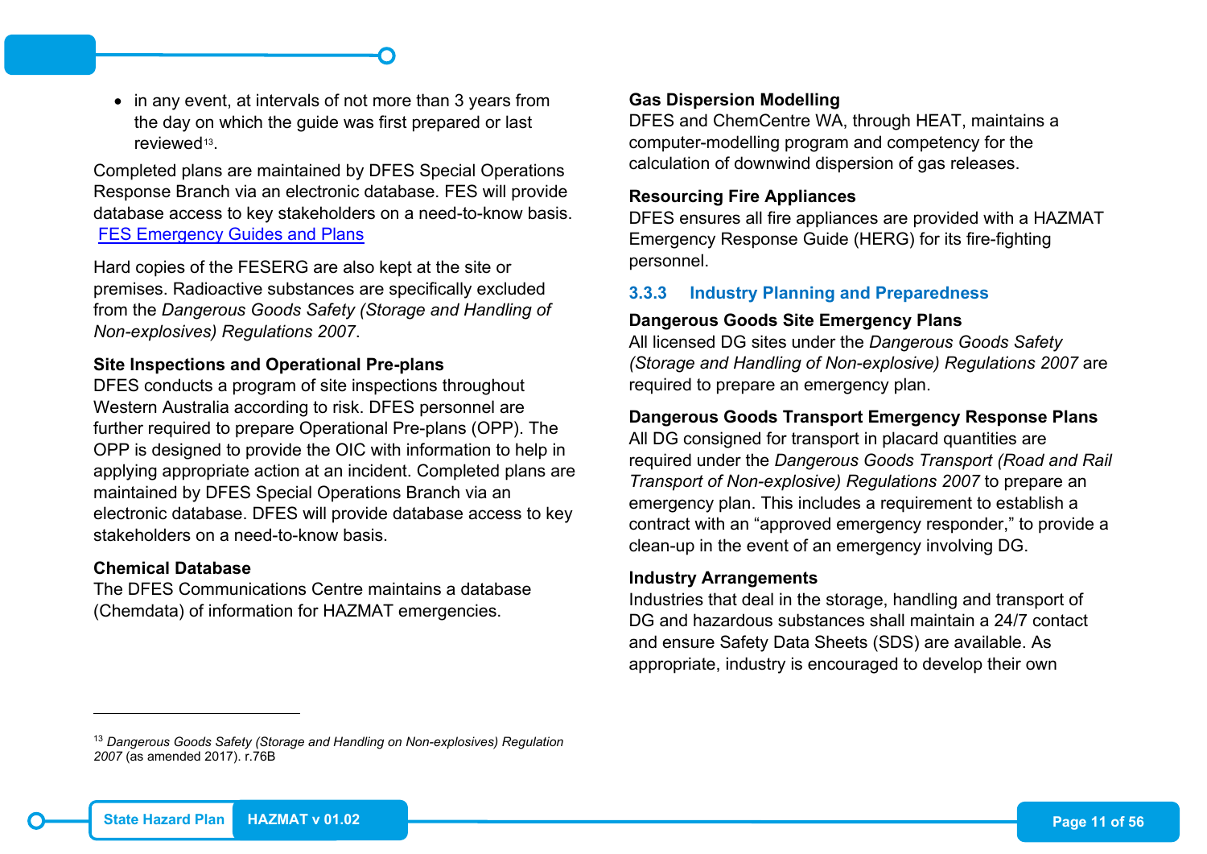- in any event, at intervals of not more than 3 years from the day on which the guide was first prepared or last reviewed[13].

Completed plans are maintained by DFES Special Operations Response Branch via an electronic database. FES will provide database access to key stakeholders on a need-to-know basis. FES Emergency Guides and Plans

Hard copies of the FESERG are also kept at the site or premises. Radioactive substances are specifically excluded from the *Dangerous Goods Safety (Storage and Handling of Non-explosives) Regulations 2007*.

**Site Inspections and Operational Pre-plans**
DFES conducts a program of site inspections throughout Western Australia according to risk. DFES personnel are further required to prepare Operational Pre-plans (OPP). The OPP is designed to provide the OIC with information to help in applying appropriate action at an incident. Completed plans are maintained by DFES Special Operations Branch via an electronic database. DFES will provide database access to key stakeholders on a need-to-know basis.

**Chemical Database**
The DFES Communications Centre maintains a database (Chemdata) of information for HAZMAT emergencies.

**Gas Dispersion Modelling**
DFES and ChemCentre WA, through HEAT, maintains a computer-modelling program and competency for the calculation of downwind dispersion of gas releases.

**Resourcing Fire Appliances**
DFES ensures all fire appliances are provided with a HAZMAT Emergency Response Guide (HERG) for its fire-fighting personnel.

### 3.3.3 Industry Planning and Preparedness

**Dangerous Goods Site Emergency Plans**
All licensed DG sites under the *Dangerous Goods Safety (Storage and Handling of Non-explosive) Regulations 2007* are required to prepare an emergency plan.

**Dangerous Goods Transport Emergency Response Plans**
All DG consigned for transport in placard quantities are required under the *Dangerous Goods Transport (Road and Rail Transport of Non-explosive) Regulations 2007* to prepare an emergency plan. This includes a requirement to establish a contract with an "approved emergency responder," to provide a clean-up in the event of an emergency involving DG.

**Industry Arrangements**
Industries that deal in the storage, handling and transport of DG and hazardous substances shall maintain a 24/7 contact and ensure Safety Data Sheets (SDS) are available. As appropriate, industry is encouraged to develop their own

---

[13] *Dangerous Goods Safety (Storage and Handling on Non-explosives) Regulation 2007* (as amended 2017). r.76B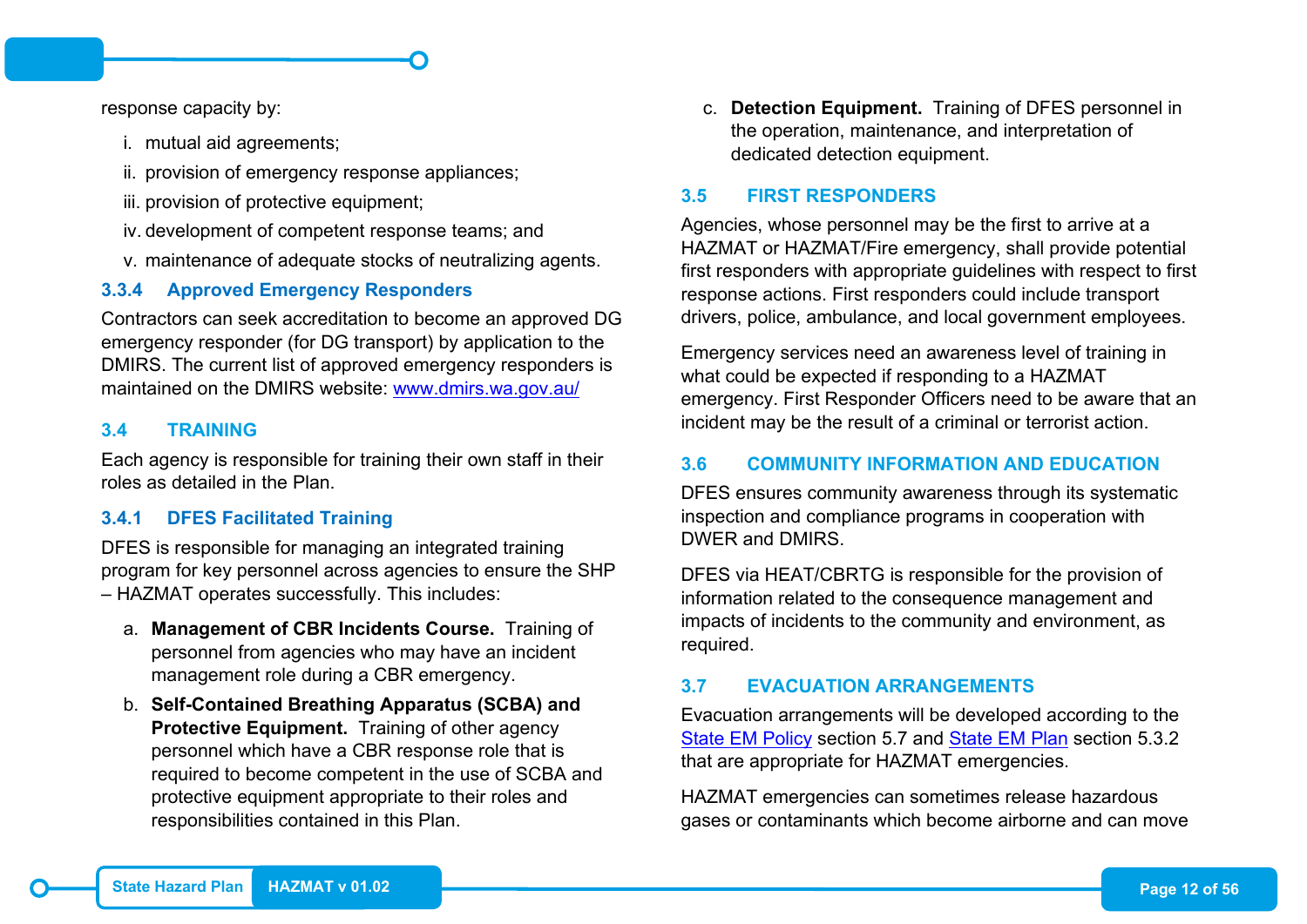response capacity by:

i. mutual aid agreements;
ii. provision of emergency response appliances;
iii. provision of protective equipment;
iv. development of competent response teams; and
v. maintenance of adequate stocks of neutralizing agents.

### 3.3.4 Approved Emergency Responders

Contractors can seek accreditation to become an approved DG emergency responder (for DG transport) by application to the DMIRS. The current list of approved emergency responders is maintained on the DMIRS website: [www.dmirs.wa.gov.au/](http://www.dmirs.wa.gov.au/)

## 3.4 TRAINING

Each agency is responsible for training their own staff in their roles as detailed in the Plan.

### 3.4.1 DFES Facilitated Training

DFES is responsible for managing an integrated training program for key personnel across agencies to ensure the SHP – HAZMAT operates successfully. This includes:

a. **Management of CBR Incidents Course.** Training of personnel from agencies who may have an incident management role during a CBR emergency.

b. **Self-Contained Breathing Apparatus (SCBA) and Protective Equipment.** Training of other agency personnel which have a CBR response role that is required to become competent in the use of SCBA and protective equipment appropriate to their roles and responsibilities contained in this Plan.

c. **Detection Equipment.** Training of DFES personnel in the operation, maintenance, and interpretation of dedicated detection equipment.

## 3.5 FIRST RESPONDERS

Agencies, whose personnel may be the first to arrive at a HAZMAT or HAZMAT/Fire emergency, shall provide potential first responders with appropriate guidelines with respect to first response actions. First responders could include transport drivers, police, ambulance, and local government employees.

Emergency services need an awareness level of training in what could be expected if responding to a HAZMAT emergency. First Responder Officers need to be aware that an incident may be the result of a criminal or terrorist action.

## 3.6 COMMUNITY INFORMATION AND EDUCATION

DFES ensures community awareness through its systematic inspection and compliance programs in cooperation with DWER and DMIRS.

DFES via HEAT/CBRTG is responsible for the provision of information related to the consequence management and impacts of incidents to the community and environment, as required.

## 3.7 EVACUATION ARRANGEMENTS

Evacuation arrangements will be developed according to the State EM Policy section 5.7 and State EM Plan section 5.3.2 that are appropriate for HAZMAT emergencies.

HAZMAT emergencies can sometimes release hazardous gases or contaminants which become airborne and can move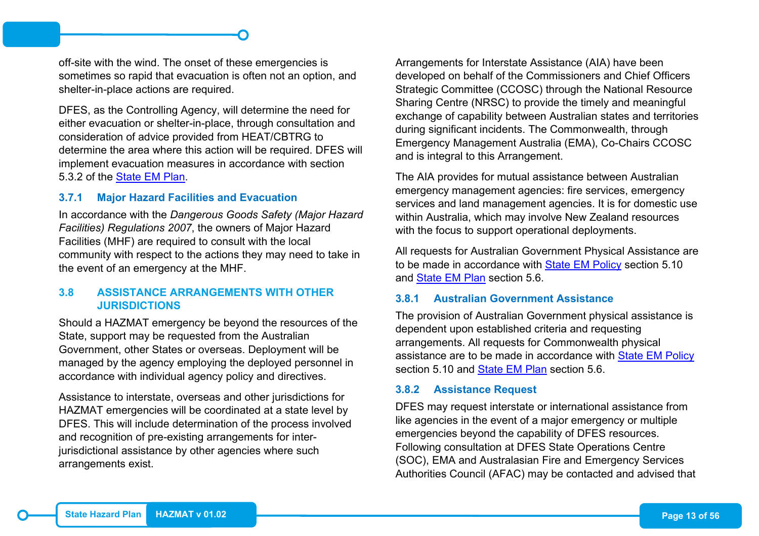off-site with the wind. The onset of these emergencies is sometimes so rapid that evacuation is often not an option, and shelter-in-place actions are required.

DFES, as the Controlling Agency, will determine the need for either evacuation or shelter-in-place, through consultation and consideration of advice provided from HEAT/CBTRG to determine the area where this action will be required. DFES will implement evacuation measures in accordance with section 5.3.2 of the [State EM Plan](#).

### 3.7.1 Major Hazard Facilities and Evacuation

In accordance with the *Dangerous Goods Safety (Major Hazard Facilities) Regulations 2007*, the owners of Major Hazard Facilities (MHF) are required to consult with the local community with respect to the actions they may need to take in the event of an emergency at the MHF.

## 3.8 ASSISTANCE ARRANGEMENTS WITH OTHER JURISDICTIONS

Should a HAZMAT emergency be beyond the resources of the State, support may be requested from the Australian Government, other States or overseas. Deployment will be managed by the agency employing the deployed personnel in accordance with individual agency policy and directives.

Assistance to interstate, overseas and other jurisdictions for HAZMAT emergencies will be coordinated at a state level by DFES. This will include determination of the process involved and recognition of pre-existing arrangements for inter-jurisdictional assistance by other agencies where such arrangements exist.

Arrangements for Interstate Assistance (AIA) have been developed on behalf of the Commissioners and Chief Officers Strategic Committee (CCOSC) through the National Resource Sharing Centre (NRSC) to provide the timely and meaningful exchange of capability between Australian states and territories during significant incidents. The Commonwealth, through Emergency Management Australia (EMA), Co-Chairs CCOSC and is integral to this Arrangement.

The AIA provides for mutual assistance between Australian emergency management agencies: fire services, emergency services and land management agencies. It is for domestic use within Australia, which may involve New Zealand resources with the focus to support operational deployments.

All requests for Australian Government Physical Assistance are to be made in accordance with [State EM Policy](#) section 5.10 and [State EM Plan](#) section 5.6.

### 3.8.1 Australian Government Assistance

The provision of Australian Government physical assistance is dependent upon established criteria and requesting arrangements. All requests for Commonwealth physical assistance are to be made in accordance with [State EM Policy](#) section 5.10 and [State EM Plan](#) section 5.6.

### 3.8.2 Assistance Request

DFES may request interstate or international assistance from like agencies in the event of a major emergency or multiple emergencies beyond the capability of DFES resources. Following consultation at DFES State Operations Centre (SOC), EMA and Australasian Fire and Emergency Services Authorities Council (AFAC) may be contacted and advised that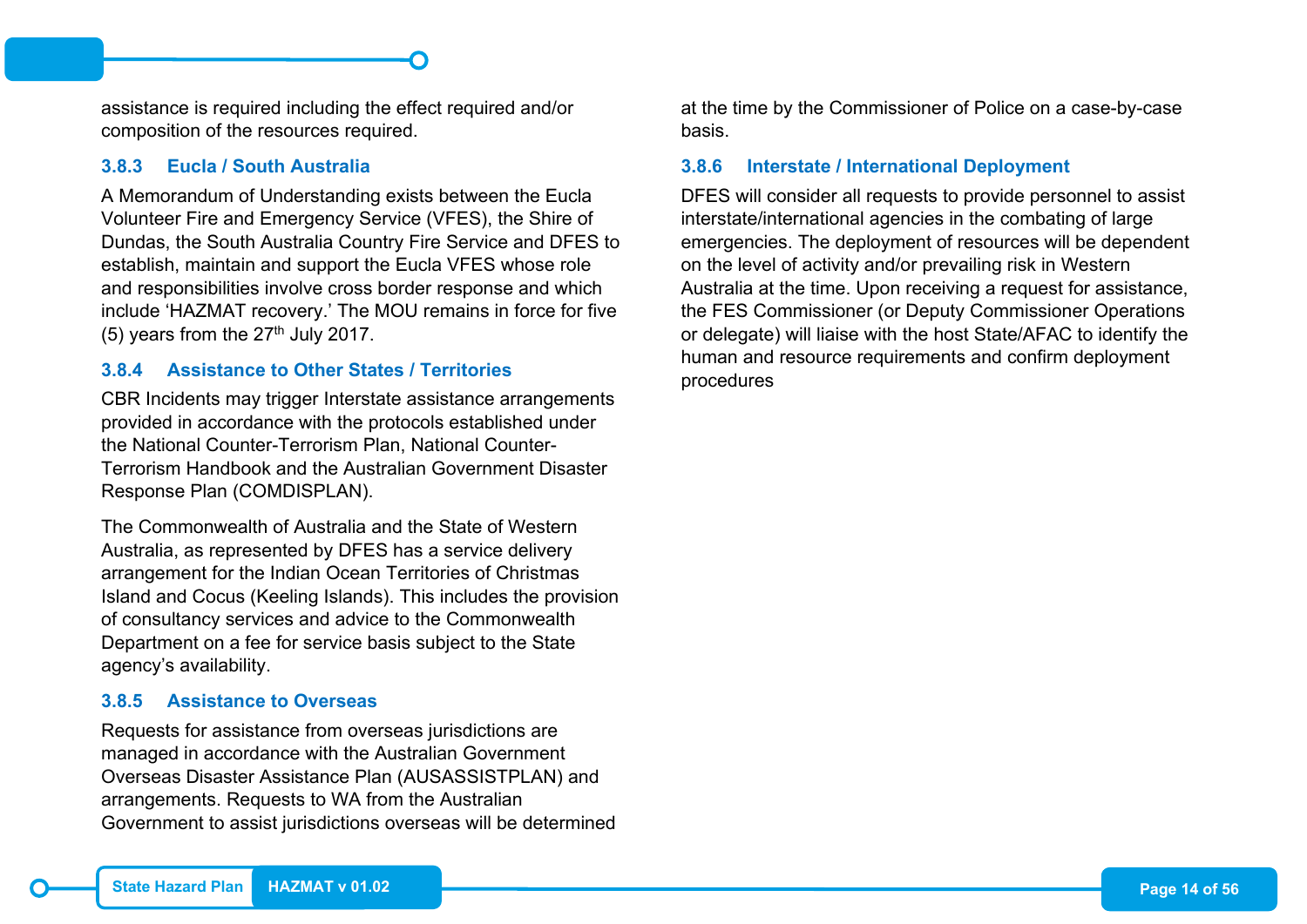assistance is required including the effect required and/or composition of the resources required.

### 3.8.3 Eucla / South Australia

A Memorandum of Understanding exists between the Eucla Volunteer Fire and Emergency Service (VFES), the Shire of Dundas, the South Australia Country Fire Service and DFES to establish, maintain and support the Eucla VFES whose role and responsibilities involve cross border response and which include 'HAZMAT recovery.' The MOU remains in force for five (5) years from the 27th July 2017.

### 3.8.4 Assistance to Other States / Territories

CBR Incidents may trigger Interstate assistance arrangements provided in accordance with the protocols established under the National Counter-Terrorism Plan, National Counter-Terrorism Handbook and the Australian Government Disaster Response Plan (COMDISPLAN).

The Commonwealth of Australia and the State of Western Australia, as represented by DFES has a service delivery arrangement for the Indian Ocean Territories of Christmas Island and Cocus (Keeling Islands). This includes the provision of consultancy services and advice to the Commonwealth Department on a fee for service basis subject to the State agency's availability.

### 3.8.5 Assistance to Overseas

Requests for assistance from overseas jurisdictions are managed in accordance with the Australian Government Overseas Disaster Assistance Plan (AUSASSISTPLAN) and arrangements. Requests to WA from the Australian Government to assist jurisdictions overseas will be determined at the time by the Commissioner of Police on a case-by-case basis.

### 3.8.6 Interstate / International Deployment

DFES will consider all requests to provide personnel to assist interstate/international agencies in the combating of large emergencies. The deployment of resources will be dependent on the level of activity and/or prevailing risk in Western Australia at the time. Upon receiving a request for assistance, the FES Commissioner (or Deputy Commissioner Operations or delegate) will liaise with the host State/AFAC to identify the human and resource requirements and confirm deployment procedures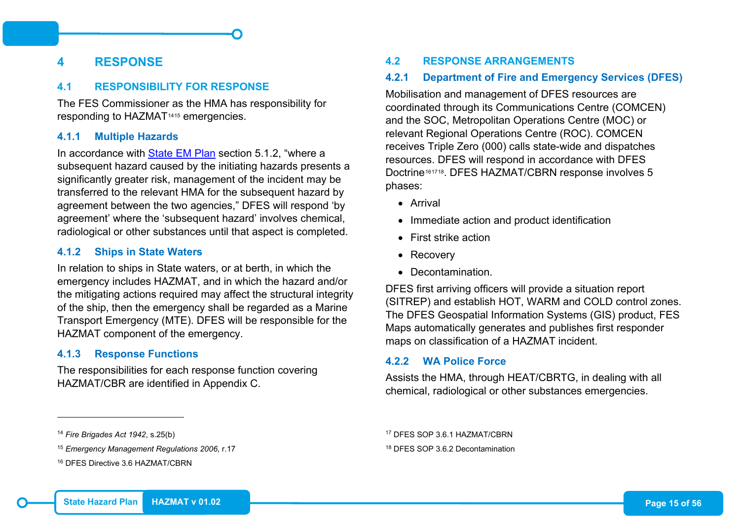# 4 RESPONSE

## 4.1 RESPONSIBILITY FOR RESPONSE

The FES Commissioner as the HMA has responsibility for responding to HAZMAT[14][15] emergencies.

### 4.1.1 Multiple Hazards

In accordance with State EM Plan section 5.1.2, "where a subsequent hazard caused by the initiating hazards presents a significantly greater risk, management of the incident may be transferred to the relevant HMA for the subsequent hazard by agreement between the two agencies," DFES will respond 'by agreement' where the 'subsequent hazard' involves chemical, radiological or other substances until that aspect is completed.

### 4.1.2 Ships in State Waters

In relation to ships in State waters, or at berth, in which the emergency includes HAZMAT, and in which the hazard and/or the mitigating actions required may affect the structural integrity of the ship, then the emergency shall be regarded as a Marine Transport Emergency (MTE). DFES will be responsible for the HAZMAT component of the emergency.

### 4.1.3 Response Functions

The responsibilities for each response function covering HAZMAT/CBR are identified in Appendix C.

## 4.2 RESPONSE ARRANGEMENTS

### 4.2.1 Department of Fire and Emergency Services (DFES)

Mobilisation and management of DFES resources are coordinated through its Communications Centre (COMCEN) and the SOC, Metropolitan Operations Centre (MOC) or relevant Regional Operations Centre (ROC). COMCEN receives Triple Zero (000) calls state-wide and dispatches resources. DFES will respond in accordance with DFES Doctrine[16][17][18]. DFES HAZMAT/CBRN response involves 5 phases:

- Arrival
- Immediate action and product identification
- First strike action
- Recovery
- Decontamination.

DFES first arriving officers will provide a situation report (SITREP) and establish HOT, WARM and COLD control zones. The DFES Geospatial Information Systems (GIS) product, FES Maps automatically generates and publishes first responder maps on classification of a HAZMAT incident.

### 4.2.2 WA Police Force

Assists the HMA, through HEAT/CBRTG, in dealing with all chemical, radiological or other substances emergencies.

---

[14] *Fire Brigades Act 1942*, s.25(b)

[15] *Emergency Management Regulations 2006*, r.17

[16] DFES Directive 3.6 HAZMAT/CBRN

[17] DFES SOP 3.6.1 HAZMAT/CBRN

[18] DFES SOP 3.6.2 Decontamination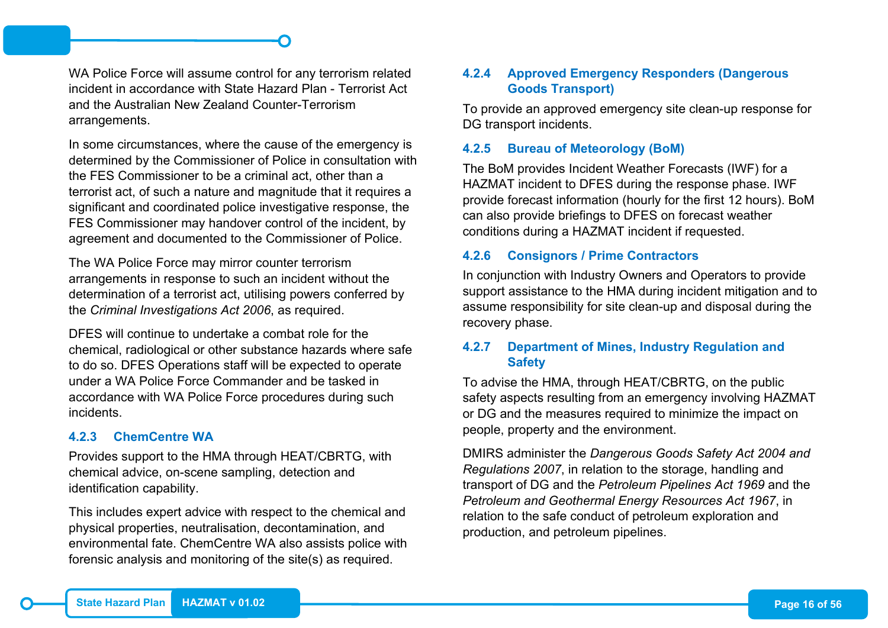WA Police Force will assume control for any terrorism related incident in accordance with State Hazard Plan - Terrorist Act and the Australian New Zealand Counter-Terrorism arrangements.

In some circumstances, where the cause of the emergency is determined by the Commissioner of Police in consultation with the FES Commissioner to be a criminal act, other than a terrorist act, of such a nature and magnitude that it requires a significant and coordinated police investigative response, the FES Commissioner may handover control of the incident, by agreement and documented to the Commissioner of Police.

The WA Police Force may mirror counter terrorism arrangements in response to such an incident without the determination of a terrorist act, utilising powers conferred by the *Criminal Investigations Act 2006*, as required.

DFES will continue to undertake a combat role for the chemical, radiological or other substance hazards where safe to do so. DFES Operations staff will be expected to operate under a WA Police Force Commander and be tasked in accordance with WA Police Force procedures during such incidents.

### 4.2.3 ChemCentre WA

Provides support to the HMA through HEAT/CBRTG, with chemical advice, on-scene sampling, detection and identification capability.

This includes expert advice with respect to the chemical and physical properties, neutralisation, decontamination, and environmental fate. ChemCentre WA also assists police with forensic analysis and monitoring of the site(s) as required.

### 4.2.4 Approved Emergency Responders (Dangerous Goods Transport)

To provide an approved emergency site clean-up response for DG transport incidents.

### 4.2.5 Bureau of Meteorology (BoM)

The BoM provides Incident Weather Forecasts (IWF) for a HAZMAT incident to DFES during the response phase. IWF provide forecast information (hourly for the first 12 hours). BoM can also provide briefings to DFES on forecast weather conditions during a HAZMAT incident if requested.

### 4.2.6 Consignors / Prime Contractors

In conjunction with Industry Owners and Operators to provide support assistance to the HMA during incident mitigation and to assume responsibility for site clean-up and disposal during the recovery phase.

### 4.2.7 Department of Mines, Industry Regulation and Safety

To advise the HMA, through HEAT/CBRTG, on the public safety aspects resulting from an emergency involving HAZMAT or DG and the measures required to minimize the impact on people, property and the environment.

DMIRS administer the *Dangerous Goods Safety Act 2004 and Regulations 2007*, in relation to the storage, handling and transport of DG and the *Petroleum Pipelines Act 1969* and the *Petroleum and Geothermal Energy Resources Act 1967*, in relation to the safe conduct of petroleum exploration and production, and petroleum pipelines.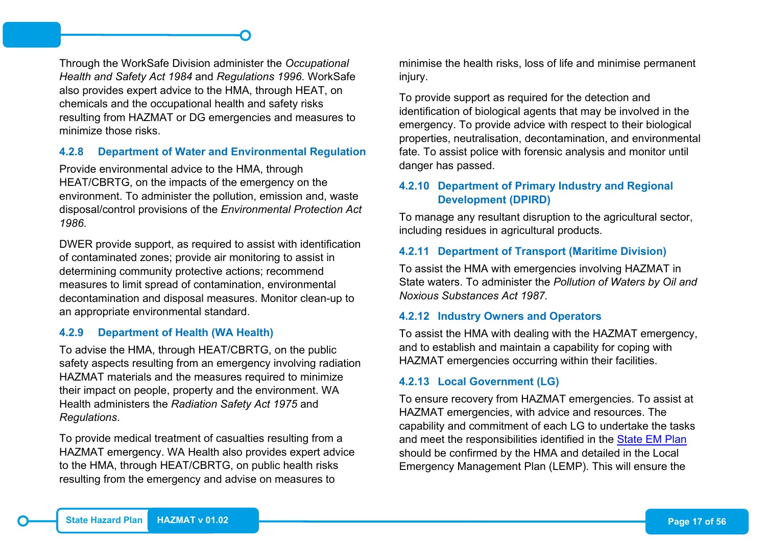Through the WorkSafe Division administer the *Occupational Health and Safety Act 1984* and *Regulations 1996*. WorkSafe also provides expert advice to the HMA, through HEAT, on chemicals and the occupational health and safety risks resulting from HAZMAT or DG emergencies and measures to minimize those risks.

### 4.2.8 Department of Water and Environmental Regulation

Provide environmental advice to the HMA, through HEAT/CBRTG, on the impacts of the emergency on the environment. To administer the pollution, emission and, waste disposal/control provisions of the *Environmental Protection Act 1986*.

DWER provide support, as required to assist with identification of contaminated zones; provide air monitoring to assist in determining community protective actions; recommend measures to limit spread of contamination, environmental decontamination and disposal measures. Monitor clean-up to an appropriate environmental standard.

### 4.2.9 Department of Health (WA Health)

To advise the HMA, through HEAT/CBRTG, on the public safety aspects resulting from an emergency involving radiation HAZMAT materials and the measures required to minimize their impact on people, property and the environment. WA Health administers the *Radiation Safety Act 1975* and *Regulations*.

To provide medical treatment of casualties resulting from a HAZMAT emergency. WA Health also provides expert advice to the HMA, through HEAT/CBRTG, on public health risks resulting from the emergency and advise on measures to minimise the health risks, loss of life and minimise permanent injury.

To provide support as required for the detection and identification of biological agents that may be involved in the emergency. To provide advice with respect to their biological properties, neutralisation, decontamination, and environmental fate. To assist police with forensic analysis and monitor until danger has passed.

### 4.2.10 Department of Primary Industry and Regional Development (DPIRD)

To manage any resultant disruption to the agricultural sector, including residues in agricultural products.

### 4.2.11 Department of Transport (Maritime Division)

To assist the HMA with emergencies involving HAZMAT in State waters. To administer the *Pollution of Waters by Oil and Noxious Substances Act 1987.*

### 4.2.12 Industry Owners and Operators

To assist the HMA with dealing with the HAZMAT emergency, and to establish and maintain a capability for coping with HAZMAT emergencies occurring within their facilities.

### 4.2.13 Local Government (LG)

To ensure recovery from HAZMAT emergencies. To assist at HAZMAT emergencies, with advice and resources. The capability and commitment of each LG to undertake the tasks and meet the responsibilities identified in the State EM Plan should be confirmed by the HMA and detailed in the Local Emergency Management Plan (LEMP). This will ensure the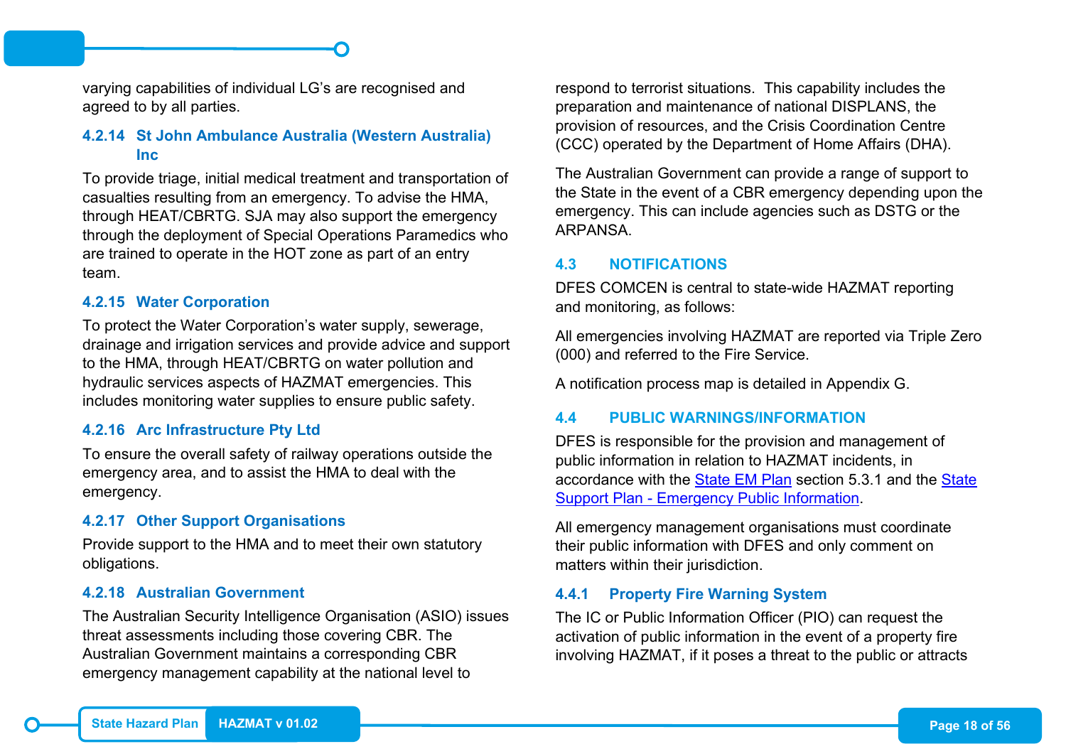varying capabilities of individual LG's are recognised and agreed to by all parties.

#### 4.2.14 St John Ambulance Australia (Western Australia) Inc

To provide triage, initial medical treatment and transportation of casualties resulting from an emergency. To advise the HMA, through HEAT/CBRTG. SJA may also support the emergency through the deployment of Special Operations Paramedics who are trained to operate in the HOT zone as part of an entry team.

#### 4.2.15 Water Corporation

To protect the Water Corporation's water supply, sewerage, drainage and irrigation services and provide advice and support to the HMA, through HEAT/CBRTG on water pollution and hydraulic services aspects of HAZMAT emergencies. This includes monitoring water supplies to ensure public safety.

#### 4.2.16 Arc Infrastructure Pty Ltd

To ensure the overall safety of railway operations outside the emergency area, and to assist the HMA to deal with the emergency.

#### 4.2.17 Other Support Organisations

Provide support to the HMA and to meet their own statutory obligations.

#### 4.2.18 Australian Government

The Australian Security Intelligence Organisation (ASIO) issues threat assessments including those covering CBR. The Australian Government maintains a corresponding CBR emergency management capability at the national level to respond to terrorist situations. This capability includes the preparation and maintenance of national DISPLANS, the provision of resources, and the Crisis Coordination Centre (CCC) operated by the Department of Home Affairs (DHA).

The Australian Government can provide a range of support to the State in the event of a CBR emergency depending upon the emergency. This can include agencies such as DSTG or the ARPANSA.

## 4.3 NOTIFICATIONS

DFES COMCEN is central to state-wide HAZMAT reporting and monitoring, as follows:

All emergencies involving HAZMAT are reported via Triple Zero (000) and referred to the Fire Service.

A notification process map is detailed in Appendix G.

## 4.4 PUBLIC WARNINGS/INFORMATION

DFES is responsible for the provision and management of public information in relation to HAZMAT incidents, in accordance with the State EM Plan section 5.3.1 and the State Support Plan - Emergency Public Information.

All emergency management organisations must coordinate their public information with DFES and only comment on matters within their jurisdiction.

### 4.4.1 Property Fire Warning System

The IC or Public Information Officer (PIO) can request the activation of public information in the event of a property fire involving HAZMAT, if it poses a threat to the public or attracts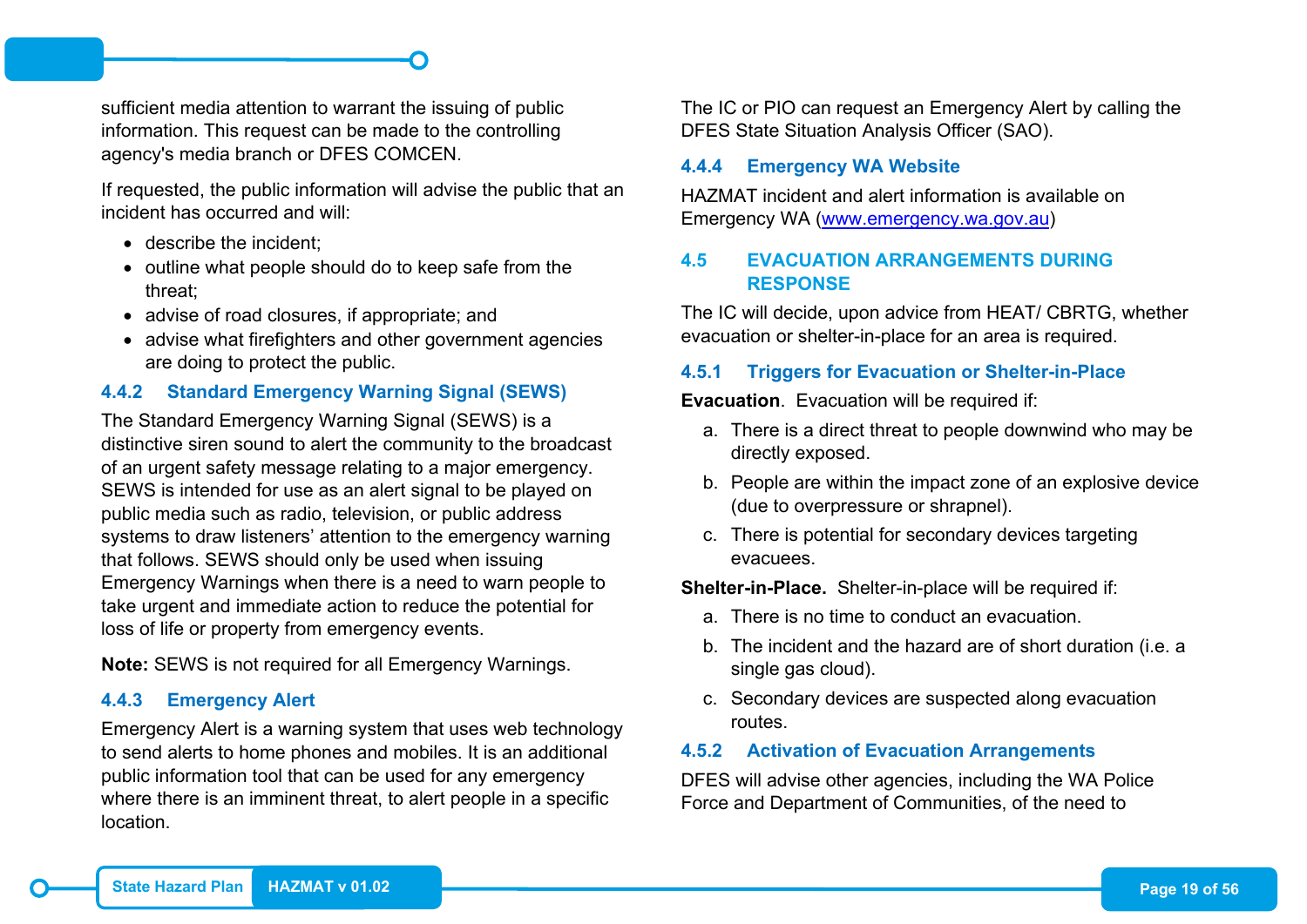sufficient media attention to warrant the issuing of public information. This request can be made to the controlling agency's media branch or DFES COMCEN.

If requested, the public information will advise the public that an incident has occurred and will:

- describe the incident;
- outline what people should do to keep safe from the threat;
- advise of road closures, if appropriate; and
- advise what firefighters and other government agencies are doing to protect the public.

### 4.4.2 Standard Emergency Warning Signal (SEWS)

The Standard Emergency Warning Signal (SEWS) is a distinctive siren sound to alert the community to the broadcast of an urgent safety message relating to a major emergency. SEWS is intended for use as an alert signal to be played on public media such as radio, television, or public address systems to draw listeners' attention to the emergency warning that follows. SEWS should only be used when issuing Emergency Warnings when there is a need to warn people to take urgent and immediate action to reduce the potential for loss of life or property from emergency events.

**Note:** SEWS is not required for all Emergency Warnings.

### 4.4.3 Emergency Alert

Emergency Alert is a warning system that uses web technology to send alerts to home phones and mobiles. It is an additional public information tool that can be used for any emergency where there is an imminent threat, to alert people in a specific location.

The IC or PIO can request an Emergency Alert by calling the DFES State Situation Analysis Officer (SAO).

### 4.4.4 Emergency WA Website

HAZMAT incident and alert information is available on Emergency WA ([www.emergency.wa.gov.au](http://www.emergency.wa.gov.au))

## 4.5 EVACUATION ARRANGEMENTS DURING RESPONSE

The IC will decide, upon advice from HEAT/ CBRTG, whether evacuation or shelter-in-place for an area is required.

### 4.5.1 Triggers for Evacuation or Shelter-in-Place

**Evacuation**. Evacuation will be required if:

a. There is a direct threat to people downwind who may be directly exposed.
b. People are within the impact zone of an explosive device (due to overpressure or shrapnel).
c. There is potential for secondary devices targeting evacuees.

**Shelter-in-Place.** Shelter-in-place will be required if:

a. There is no time to conduct an evacuation.
b. The incident and the hazard are of short duration (i.e. a single gas cloud).
c. Secondary devices are suspected along evacuation routes.

### 4.5.2 Activation of Evacuation Arrangements

DFES will advise other agencies, including the WA Police Force and Department of Communities, of the need to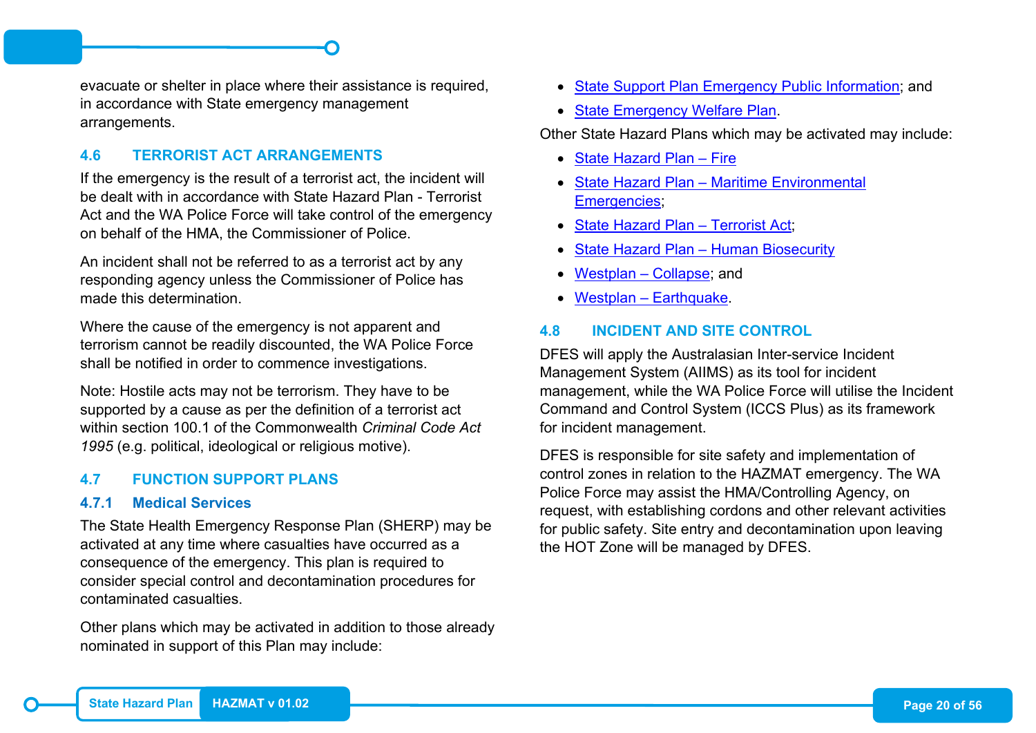evacuate or shelter in place where their assistance is required, in accordance with State emergency management arrangements.

## 4.6 TERRORIST ACT ARRANGEMENTS

If the emergency is the result of a terrorist act, the incident will be dealt with in accordance with State Hazard Plan - Terrorist Act and the WA Police Force will take control of the emergency on behalf of the HMA, the Commissioner of Police.

An incident shall not be referred to as a terrorist act by any responding agency unless the Commissioner of Police has made this determination.

Where the cause of the emergency is not apparent and terrorism cannot be readily discounted, the WA Police Force shall be notified in order to commence investigations.

Note: Hostile acts may not be terrorism. They have to be supported by a cause as per the definition of a terrorist act within section 100.1 of the Commonwealth *Criminal Code Act 1995* (e.g. political, ideological or religious motive).

## 4.7 FUNCTION SUPPORT PLANS

### 4.7.1 Medical Services

The State Health Emergency Response Plan (SHERP) may be activated at any time where casualties have occurred as a consequence of the emergency. This plan is required to consider special control and decontamination procedures for contaminated casualties.

Other plans which may be activated in addition to those already nominated in support of this Plan may include:

- State Support Plan Emergency Public Information; and
- State Emergency Welfare Plan.

Other State Hazard Plans which may be activated may include:

- State Hazard Plan – Fire
- State Hazard Plan – Maritime Environmental Emergencies;
- State Hazard Plan – Terrorist Act;
- State Hazard Plan – Human Biosecurity
- Westplan – Collapse; and
- Westplan – Earthquake.

## 4.8 INCIDENT AND SITE CONTROL

DFES will apply the Australasian Inter-service Incident Management System (AIIMS) as its tool for incident management, while the WA Police Force will utilise the Incident Command and Control System (ICCS Plus) as its framework for incident management.

DFES is responsible for site safety and implementation of control zones in relation to the HAZMAT emergency. The WA Police Force may assist the HMA/Controlling Agency, on request, with establishing cordons and other relevant activities for public safety. Site entry and decontamination upon leaving the HOT Zone will be managed by DFES.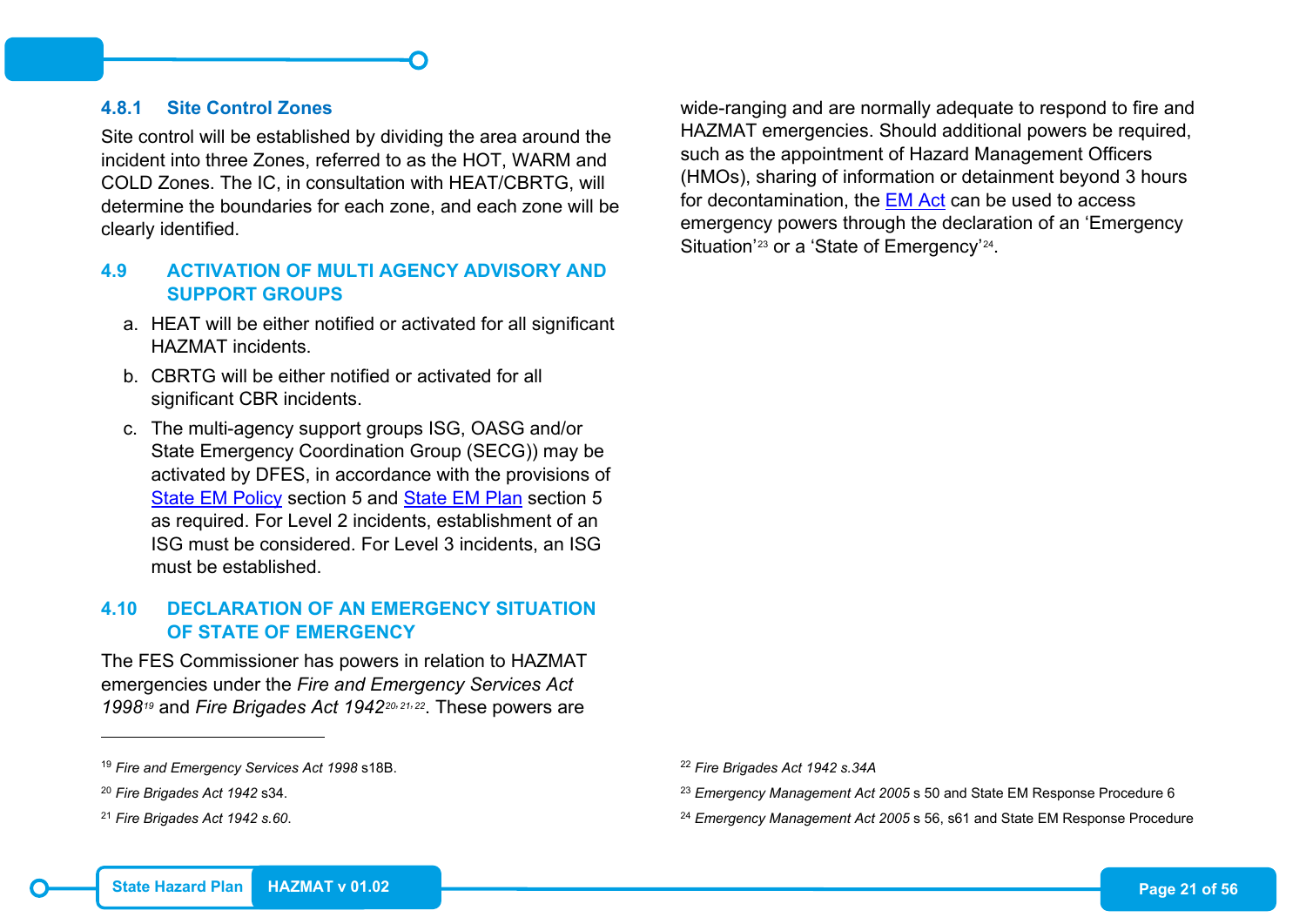### 4.8.1 Site Control Zones

Site control will be established by dividing the area around the incident into three Zones, referred to as the HOT, WARM and COLD Zones. The IC, in consultation with HEAT/CBRTG, will determine the boundaries for each zone, and each zone will be clearly identified.

## 4.9 ACTIVATION OF MULTI AGENCY ADVISORY AND SUPPORT GROUPS

a. HEAT will be either notified or activated for all significant HAZMAT incidents.

b. CBRTG will be either notified or activated for all significant CBR incidents.

c. The multi-agency support groups ISG, OASG and/or State Emergency Coordination Group (SECG)) may be activated by DFES, in accordance with the provisions of [State EM Policy] section 5 and [State EM Plan] section 5 as required. For Level 2 incidents, establishment of an ISG must be considered. For Level 3 incidents, an ISG must be established.

## 4.10 DECLARATION OF AN EMERGENCY SITUATION OF STATE OF EMERGENCY

The FES Commissioner has powers in relation to HAZMAT emergencies under the *Fire and Emergency Services Act 1998*[19] and *Fire Brigades Act 1942*[20, 21, 22]. These powers are wide-ranging and are normally adequate to respond to fire and HAZMAT emergencies. Should additional powers be required, such as the appointment of Hazard Management Officers (HMOs), sharing of information or detainment beyond 3 hours for decontamination, the [EM Act] can be used to access emergency powers through the declaration of an 'Emergency Situation'[23] or a 'State of Emergency'[24].

---

[19] *Fire and Emergency Services Act 1998* s18B.

[20] *Fire Brigades Act 1942* s34.

[21] *Fire Brigades Act 1942 s.60.*

[22] *Fire Brigades Act 1942 s.34A*

[23] *Emergency Management Act 2005* s 50 and State EM Response Procedure 6

[24] *Emergency Management Act 2005* s 56, s61 and State EM Response Procedure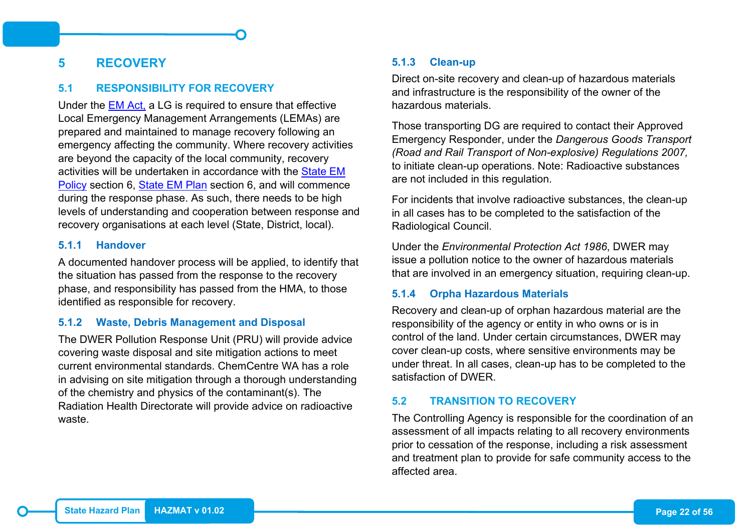# 5 RECOVERY

## 5.1 RESPONSIBILITY FOR RECOVERY

Under the [EM Act,] a LG is required to ensure that effective Local Emergency Management Arrangements (LEMAs) are prepared and maintained to manage recovery following an emergency affecting the community. Where recovery activities are beyond the capacity of the local community, recovery activities will be undertaken in accordance with the [State EM Policy] section 6, [State EM Plan] section 6, and will commence during the response phase. As such, there needs to be high levels of understanding and cooperation between response and recovery organisations at each level (State, District, local).

### 5.1.1 Handover

A documented handover process will be applied, to identify that the situation has passed from the response to the recovery phase, and responsibility has passed from the HMA, to those identified as responsible for recovery.

### 5.1.2 Waste, Debris Management and Disposal

The DWER Pollution Response Unit (PRU) will provide advice covering waste disposal and site mitigation actions to meet current environmental standards. ChemCentre WA has a role in advising on site mitigation through a thorough understanding of the chemistry and physics of the contaminant(s). The Radiation Health Directorate will provide advice on radioactive waste.

### 5.1.3 Clean-up

Direct on-site recovery and clean-up of hazardous materials and infrastructure is the responsibility of the owner of the hazardous materials.

Those transporting DG are required to contact their Approved Emergency Responder, under the *Dangerous Goods Transport (Road and Rail Transport of Non-explosive) Regulations 2007,* to initiate clean-up operations. Note: Radioactive substances are not included in this regulation.

For incidents that involve radioactive substances, the clean-up in all cases has to be completed to the satisfaction of the Radiological Council.

Under the *Environmental Protection Act 1986*, DWER may issue a pollution notice to the owner of hazardous materials that are involved in an emergency situation, requiring clean-up.

### 5.1.4 Orpha Hazardous Materials

Recovery and clean-up of orphan hazardous material are the responsibility of the agency or entity in who owns or is in control of the land. Under certain circumstances, DWER may cover clean-up costs, where sensitive environments may be under threat. In all cases, clean-up has to be completed to the satisfaction of DWER.

## 5.2 TRANSITION TO RECOVERY

The Controlling Agency is responsible for the coordination of an assessment of all impacts relating to all recovery environments prior to cessation of the response, including a risk assessment and treatment plan to provide for safe community access to the affected area.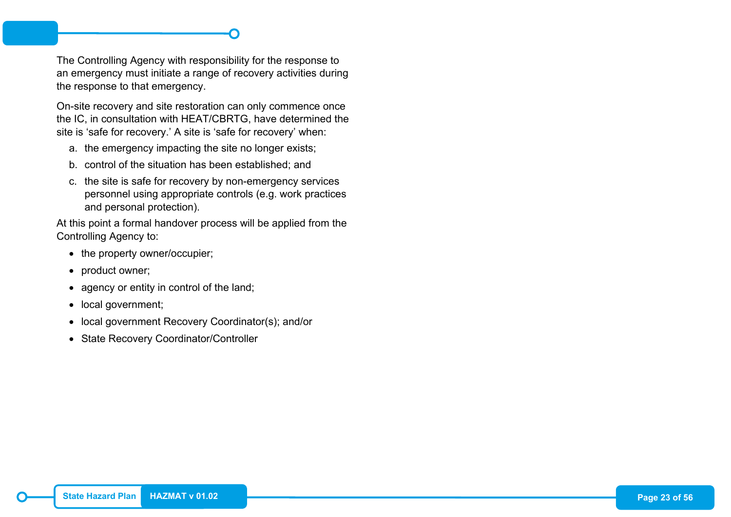The Controlling Agency with responsibility for the response to an emergency must initiate a range of recovery activities during the response to that emergency.

On-site recovery and site restoration can only commence once the IC, in consultation with HEAT/CBRTG, have determined the site is ‘safe for recovery.’ A site is ‘safe for recovery’ when:

a. the emergency impacting the site no longer exists;

b. control of the situation has been established; and

c. the site is safe for recovery by non-emergency services personnel using appropriate controls (e.g. work practices and personal protection).

At this point a formal handover process will be applied from the Controlling Agency to:

- the property owner/occupier;
- product owner;
- agency or entity in control of the land;
- local government;
- local government Recovery Coordinator(s); and/or
- State Recovery Coordinator/Controller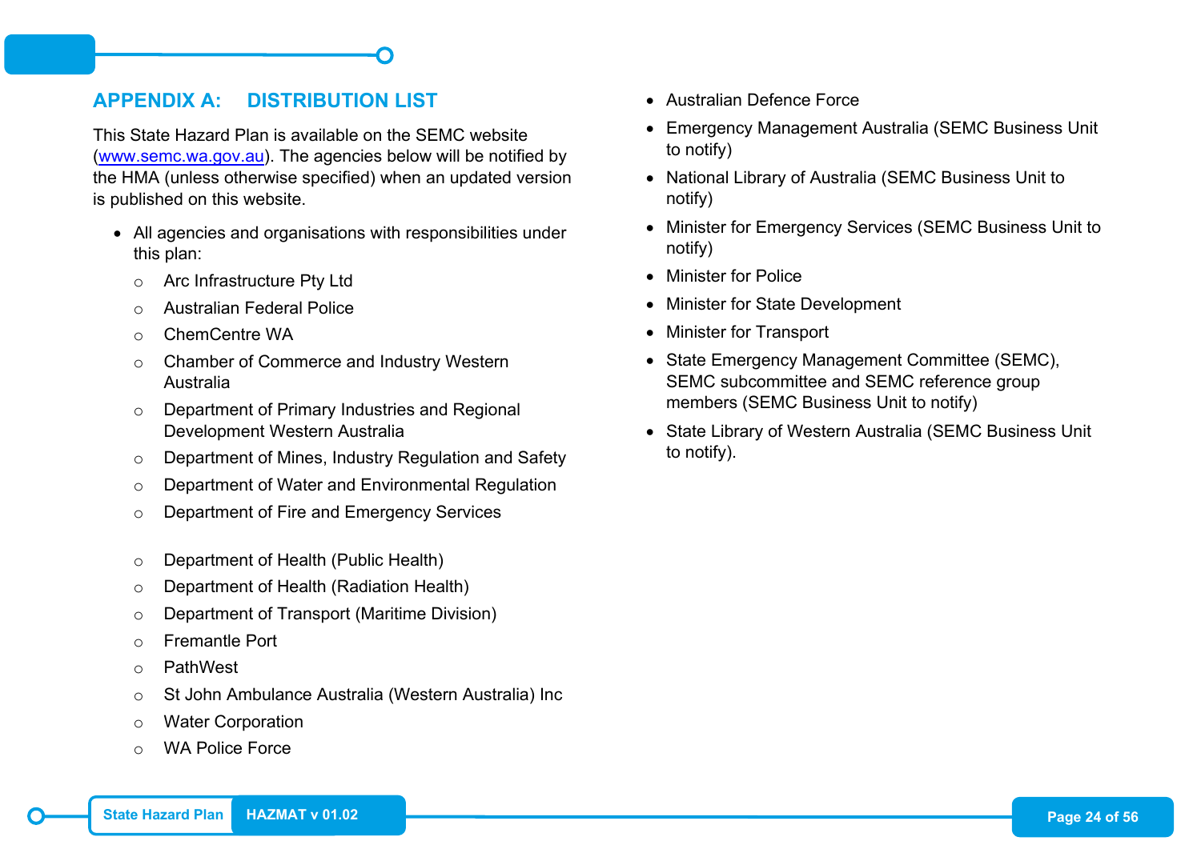## APPENDIX A: DISTRIBUTION LIST

This State Hazard Plan is available on the SEMC website (www.semc.wa.gov.au). The agencies below will be notified by the HMA (unless otherwise specified) when an updated version is published on this website.

- All agencies and organisations with responsibilities under this plan:
  - Arc Infrastructure Pty Ltd
  - Australian Federal Police
  - ChemCentre WA
  - Chamber of Commerce and Industry Western Australia
  - Department of Primary Industries and Regional Development Western Australia
  - Department of Mines, Industry Regulation and Safety
  - Department of Water and Environmental Regulation
  - Department of Fire and Emergency Services
  - Department of Health (Public Health)
  - Department of Health (Radiation Health)
  - Department of Transport (Maritime Division)
  - Fremantle Port
  - PathWest
  - St John Ambulance Australia (Western Australia) Inc
  - Water Corporation
  - WA Police Force
- Australian Defence Force
- Emergency Management Australia (SEMC Business Unit to notify)
- National Library of Australia (SEMC Business Unit to notify)
- Minister for Emergency Services (SEMC Business Unit to notify)
- Minister for Police
- Minister for State Development
- Minister for Transport
- State Emergency Management Committee (SEMC), SEMC subcommittee and SEMC reference group members (SEMC Business Unit to notify)
- State Library of Western Australia (SEMC Business Unit to notify).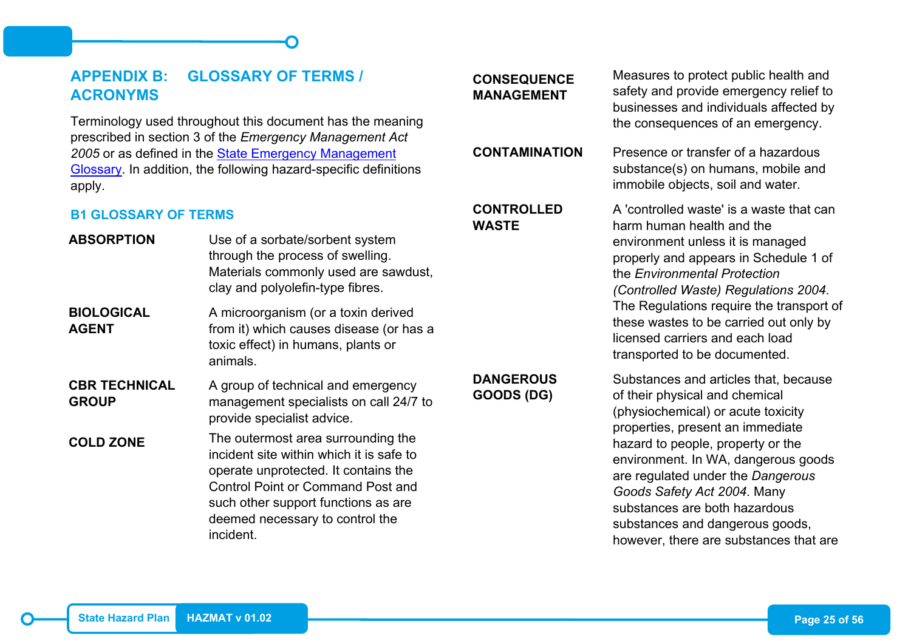## APPENDIX B: GLOSSARY OF TERMS / ACRONYMS

Terminology used throughout this document has the meaning prescribed in section 3 of the *Emergency Management Act 2005* or as defined in the [State Emergency Management Glossary](). In addition, the following hazard-specific definitions apply.

### B1 GLOSSARY OF TERMS

| Term | Definition |
|---|---|
| **ABSORPTION** | Use of a sorbate/sorbent system through the process of swelling. Materials commonly used are sawdust, clay and polyolefin-type fibres. |
| **BIOLOGICAL AGENT** | A microorganism (or a toxin derived from it) which causes disease (or has a toxic effect) in humans, plants or animals. |
| **CBR TECHNICAL GROUP** | A group of technical and emergency management specialists on call 24/7 to provide specialist advice. |
| **COLD ZONE** | The outermost area surrounding the incident site within which it is safe to operate unprotected. It contains the Control Point or Command Post and such other support functions as are deemed necessary to control the incident. |
| **CONSEQUENCE MANAGEMENT** | Measures to protect public health and safety and provide emergency relief to businesses and individuals affected by the consequences of an emergency. |
| **CONTAMINATION** | Presence or transfer of a hazardous substance(s) on humans, mobile and immobile objects, soil and water. |
| **CONTROLLED WASTE** | A 'controlled waste' is a waste that can harm human health and the environment unless it is managed properly and appears in Schedule 1 of the *Environmental Protection (Controlled Waste) Regulations 2004*. The Regulations require the transport of these wastes to be carried out only by licensed carriers and each load transported to be documented. |
| **DANGEROUS GOODS (DG)** | Substances and articles that, because of their physical and chemical (physiochemical) or acute toxicity properties, present an immediate hazard to people, property or the environment. In WA, dangerous goods are regulated under the *Dangerous Goods Safety Act 2004*. Many substances are both hazardous substances and dangerous goods, however, there are substances that are |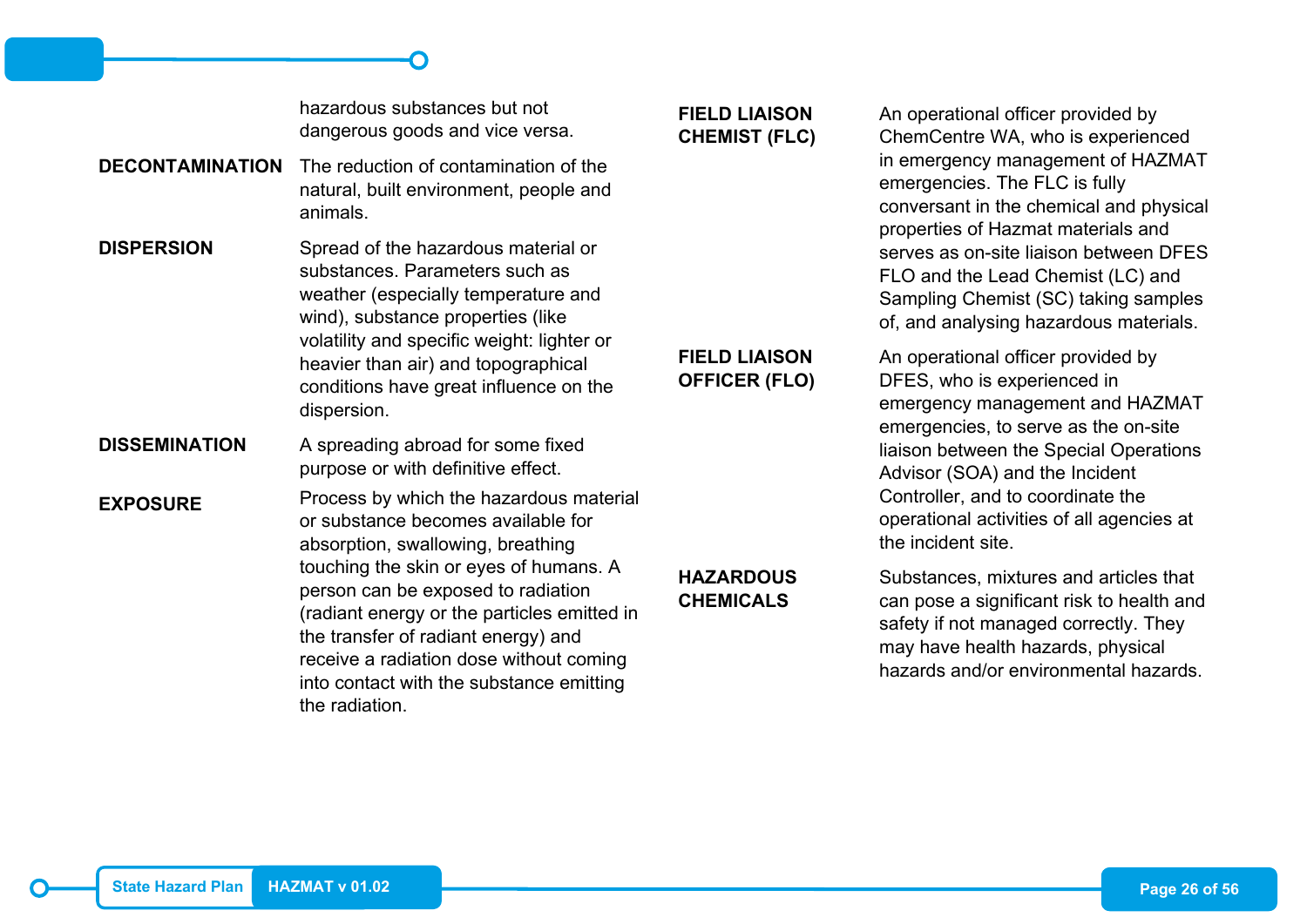hazardous substances but not dangerous goods and vice versa.

**DECONTAMINATION** The reduction of contamination of the natural, built environment, people and animals.

**DISPERSION** Spread of the hazardous material or substances. Parameters such as weather (especially temperature and wind), substance properties (like volatility and specific weight: lighter or heavier than air) and topographical conditions have great influence on the dispersion.

**DISSEMINATION** A spreading abroad for some fixed purpose or with definitive effect.

**EXPOSURE** Process by which the hazardous material or substance becomes available for absorption, swallowing, breathing touching the skin or eyes of humans. A person can be exposed to radiation (radiant energy or the particles emitted in the transfer of radiant energy) and receive a radiation dose without coming into contact with the substance emitting the radiation.

**FIELD LIAISON CHEMIST (FLC)** An operational officer provided by ChemCentre WA, who is experienced in emergency management of HAZMAT emergencies. The FLC is fully conversant in the chemical and physical properties of Hazmat materials and serves as on-site liaison between DFES FLO and the Lead Chemist (LC) and Sampling Chemist (SC) taking samples of, and analysing hazardous materials.

**FIELD LIAISON OFFICER (FLO)** An operational officer provided by DFES, who is experienced in emergency management and HAZMAT emergencies, to serve as the on-site liaison between the Special Operations Advisor (SOA) and the Incident Controller, and to coordinate the operational activities of all agencies at the incident site.

**HAZARDOUS CHEMICALS** Substances, mixtures and articles that can pose a significant risk to health and safety if not managed correctly. They may have health hazards, physical hazards and/or environmental hazards.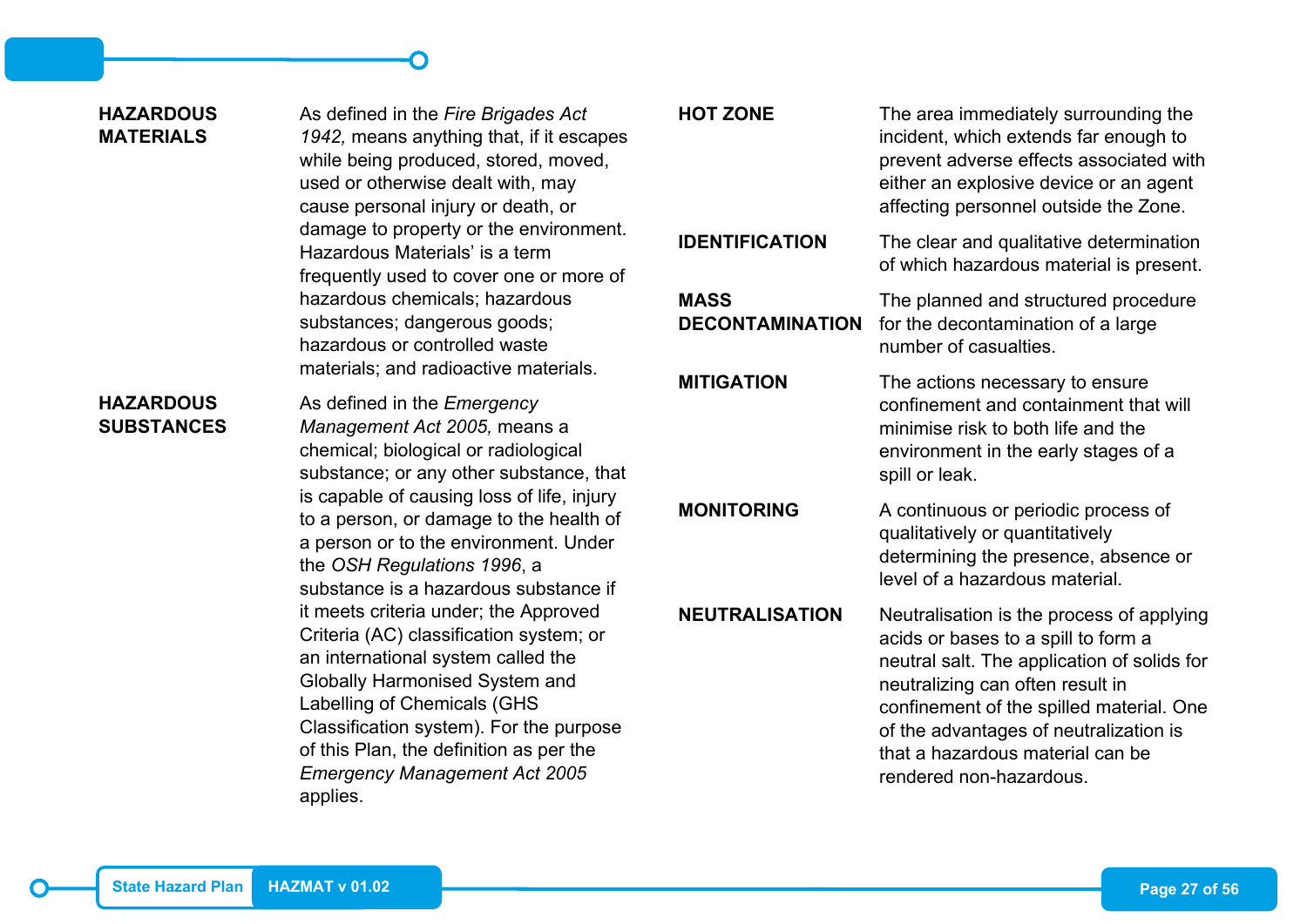**HAZARDOUS MATERIALS**

As defined in the *Fire Brigades Act 1942,* means anything that, if it escapes while being produced, stored, moved, used or otherwise dealt with, may cause personal injury or death, or damage to property or the environment. Hazardous Materials' is a term frequently used to cover one or more of hazardous chemicals; hazardous substances; dangerous goods; hazardous or controlled waste materials; and radioactive materials.

**HAZARDOUS SUBSTANCES**

As defined in the *Emergency Management Act 2005,* means a chemical; biological or radiological substance; or any other substance, that is capable of causing loss of life, injury to a person, or damage to the health of a person or to the environment. Under the *OSH Regulations 1996*, a substance is a hazardous substance if it meets criteria under; the Approved Criteria (AC) classification system; or an international system called the Globally Harmonised System and Labelling of Chemicals (GHS Classification system). For the purpose of this Plan, the definition as per the *Emergency Management Act 2005* applies.

**HOT ZONE**

The area immediately surrounding the incident, which extends far enough to prevent adverse effects associated with either an explosive device or an agent affecting personnel outside the Zone.

**IDENTIFICATION**

The clear and qualitative determination of which hazardous material is present.

**MASS DECONTAMINATION**

The planned and structured procedure for the decontamination of a large number of casualties.

**MITIGATION**

The actions necessary to ensure confinement and containment that will minimise risk to both life and the environment in the early stages of a spill or leak.

**MONITORING**

A continuous or periodic process of qualitatively or quantitatively determining the presence, absence or level of a hazardous material.

**NEUTRALISATION**

Neutralisation is the process of applying acids or bases to a spill to form a neutral salt. The application of solids for neutralizing can often result in confinement of the spilled material. One of the advantages of neutralization is that a hazardous material can be rendered non-hazardous.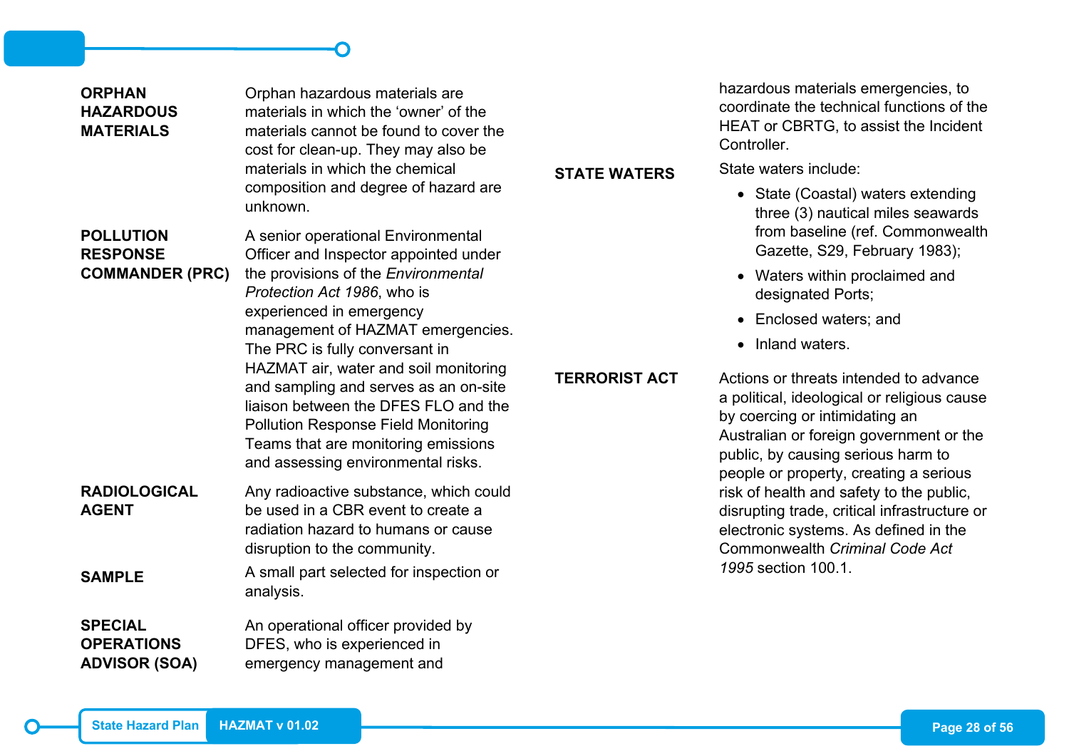**ORPHAN HAZARDOUS MATERIALS**
Orphan hazardous materials are materials in which the ‘owner’ of the materials cannot be found to cover the cost for clean-up. They may also be materials in which the chemical composition and degree of hazard are unknown.

**POLLUTION RESPONSE COMMANDER (PRC)**
A senior operational Environmental Officer and Inspector appointed under the provisions of the *Environmental Protection Act 1986*, who is experienced in emergency management of HAZMAT emergencies. The PRC is fully conversant in HAZMAT air, water and soil monitoring and sampling and serves as an on-site liaison between the DFES FLO and the Pollution Response Field Monitoring Teams that are monitoring emissions and assessing environmental risks.

**RADIOLOGICAL AGENT**
Any radioactive substance, which could be used in a CBR event to create a radiation hazard to humans or cause disruption to the community.

**SAMPLE**
A small part selected for inspection or analysis.

**SPECIAL OPERATIONS ADVISOR (SOA)**
An operational officer provided by DFES, who is experienced in emergency management and hazardous materials emergencies, to coordinate the technical functions of the HEAT or CBRTG, to assist the Incident Controller.

**STATE WATERS**
State waters include:

- State (Coastal) waters extending three (3) nautical miles seawards from baseline (ref. Commonwealth Gazette, S29, February 1983);
- Waters within proclaimed and designated Ports;
- Enclosed waters; and
- Inland waters.

**TERRORIST ACT**
Actions or threats intended to advance a political, ideological or religious cause by coercing or intimidating an Australian or foreign government or the public, by causing serious harm to people or property, creating a serious risk of health and safety to the public, disrupting trade, critical infrastructure or electronic systems. As defined in the Commonwealth *Criminal Code Act 1995* section 100.1.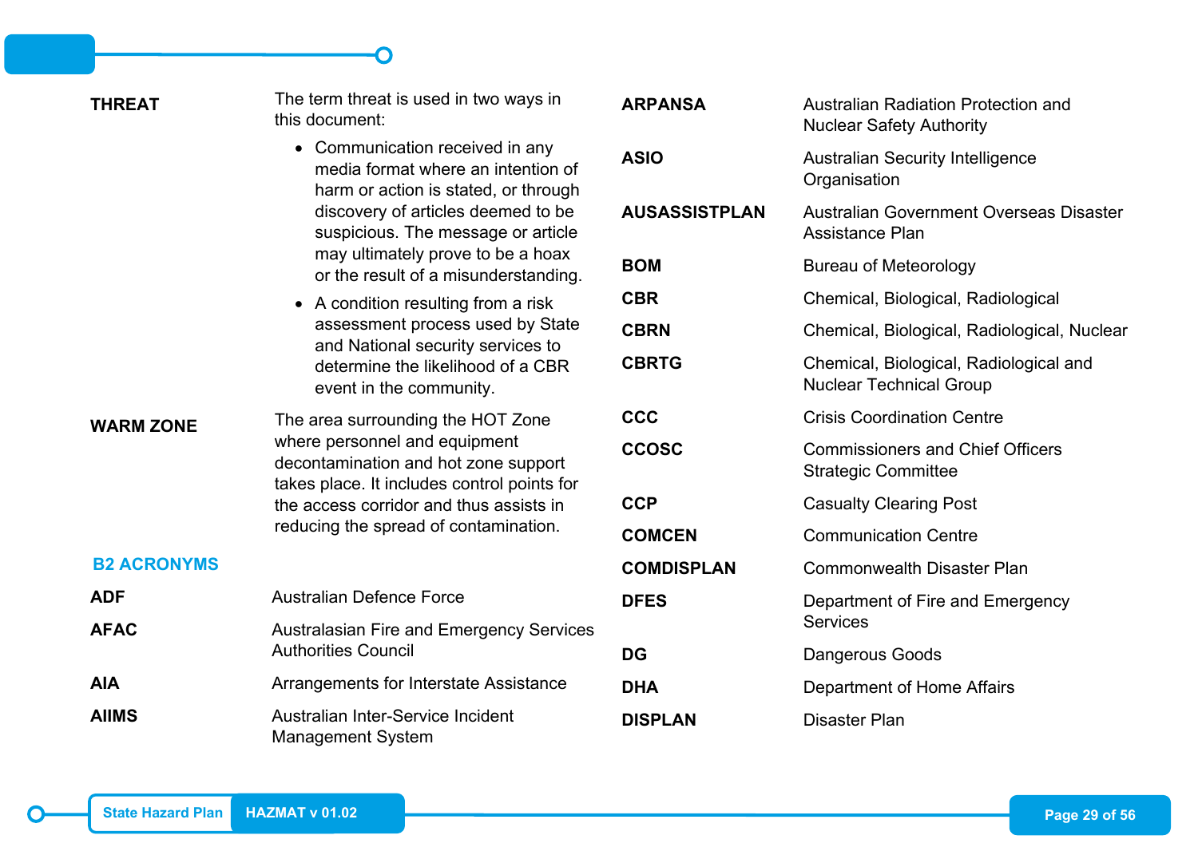**THREAT**

The term threat is used in two ways in this document:

- Communication received in any media format where an intention of harm or action is stated, or through discovery of articles deemed to be suspicious. The message or article may ultimately prove to be a hoax or the result of a misunderstanding.
- A condition resulting from a risk assessment process used by State and National security services to determine the likelihood of a CBR event in the community.

**WARM ZONE**

The area surrounding the HOT Zone where personnel and equipment decontamination and hot zone support takes place. It includes control points for the access corridor and thus assists in reducing the spread of contamination.

## B2 ACRONYMS

| | |
|---|---|
| **ADF** | Australian Defence Force |
| **AFAC** | Australasian Fire and Emergency Services Authorities Council |
| **AIA** | Arrangements for Interstate Assistance |
| **AIIMS** | Australian Inter-Service Incident Management System |
| **ARPANSA** | Australian Radiation Protection and Nuclear Safety Authority |
| **ASIO** | Australian Security Intelligence Organisation |
| **AUSASSISTPLAN** | Australian Government Overseas Disaster Assistance Plan |
| **BOM** | Bureau of Meteorology |
| **CBR** | Chemical, Biological, Radiological |
| **CBRN** | Chemical, Biological, Radiological, Nuclear |
| **CBRTG** | Chemical, Biological, Radiological and Nuclear Technical Group |
| **CCC** | Crisis Coordination Centre |
| **CCOSC** | Commissioners and Chief Officers Strategic Committee |
| **CCP** | Casualty Clearing Post |
| **COMCEN** | Communication Centre |
| **COMDISPLAN** | Commonwealth Disaster Plan |
| **DFES** | Department of Fire and Emergency Services |
| **DG** | Dangerous Goods |
| **DHA** | Department of Home Affairs |
| **DISPLAN** | Disaster Plan |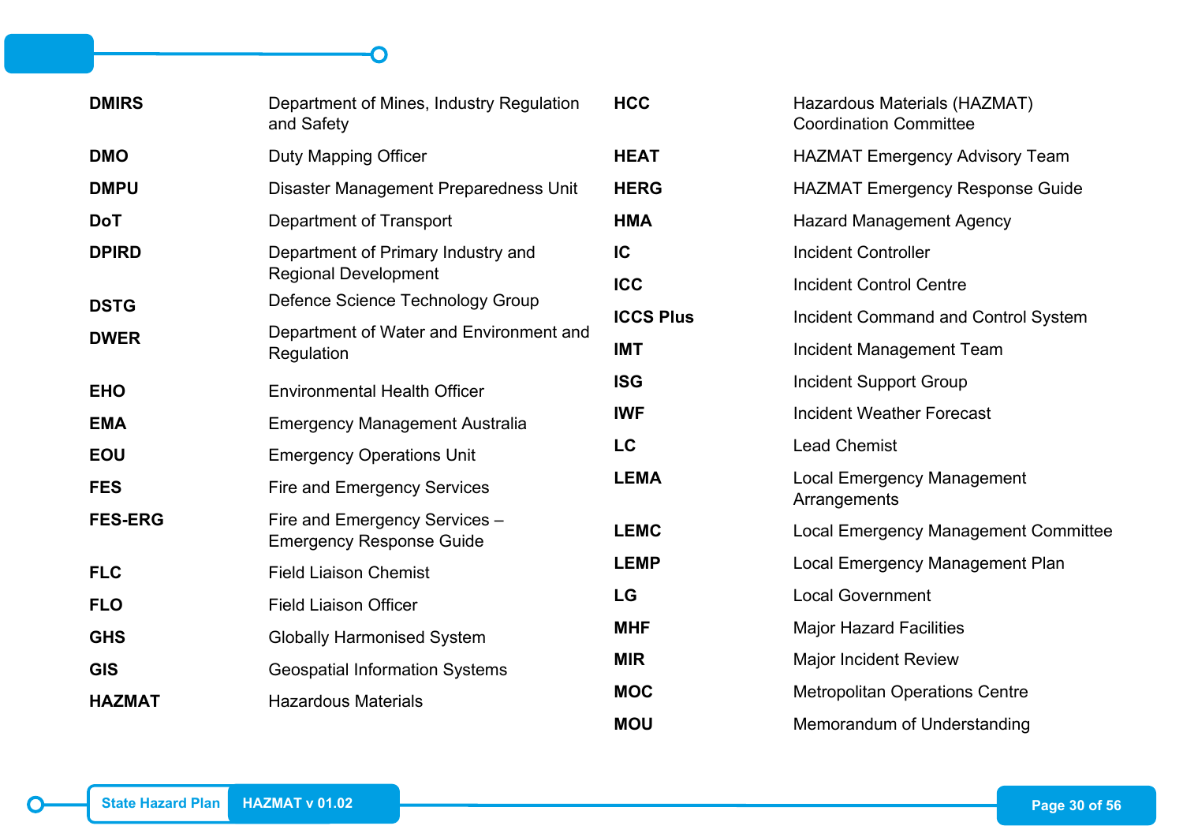| | |
|---|---|
| **DMIRS** | Department of Mines, Industry Regulation and Safety |
| **DMO** | Duty Mapping Officer |
| **DMPU** | Disaster Management Preparedness Unit |
| **DoT** | Department of Transport |
| **DPIRD** | Department of Primary Industry and Regional Development |
| **DSTG** | Defence Science Technology Group |
| **DWER** | Department of Water and Environment and Regulation |
| **EHO** | Environmental Health Officer |
| **EMA** | Emergency Management Australia |
| **EOU** | Emergency Operations Unit |
| **FES** | Fire and Emergency Services |
| **FES-ERG** | Fire and Emergency Services – Emergency Response Guide |
| **FLC** | Field Liaison Chemist |
| **FLO** | Field Liaison Officer |
| **GHS** | Globally Harmonised System |
| **GIS** | Geospatial Information Systems |
| **HAZMAT** | Hazardous Materials |
| **HCC** | Hazardous Materials (HAZMAT) Coordination Committee |
| **HEAT** | HAZMAT Emergency Advisory Team |
| **HERG** | HAZMAT Emergency Response Guide |
| **HMA** | Hazard Management Agency |
| **IC** | Incident Controller |
| **ICC** | Incident Control Centre |
| **ICCS Plus** | Incident Command and Control System |
| **IMT** | Incident Management Team |
| **ISG** | Incident Support Group |
| **IWF** | Incident Weather Forecast |
| **LC** | Lead Chemist |
| **LEMA** | Local Emergency Management Arrangements |
| **LEMC** | Local Emergency Management Committee |
| **LEMP** | Local Emergency Management Plan |
| **LG** | Local Government |
| **MHF** | Major Hazard Facilities |
| **MIR** | Major Incident Review |
| **MOC** | Metropolitan Operations Centre |
| **MOU** | Memorandum of Understanding |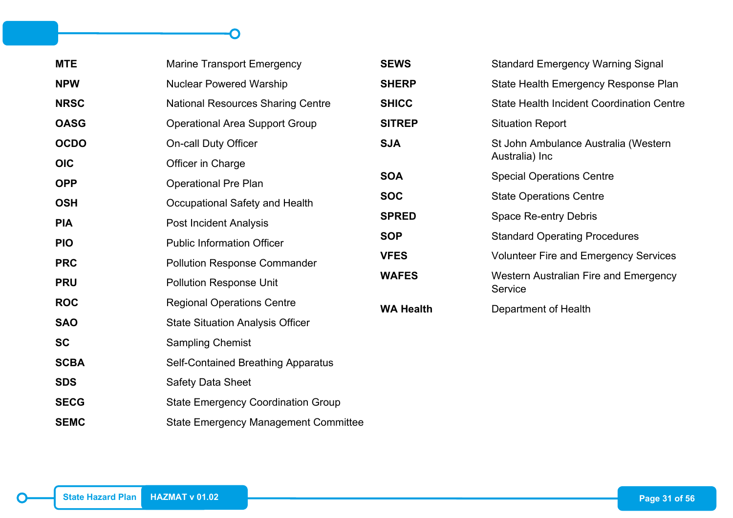| | |
|---|---|
| **MTE** | Marine Transport Emergency |
| **NPW** | Nuclear Powered Warship |
| **NRSC** | National Resources Sharing Centre |
| **OASG** | Operational Area Support Group |
| **OCDO** | On-call Duty Officer |
| **OIC** | Officer in Charge |
| **OPP** | Operational Pre Plan |
| **OSH** | Occupational Safety and Health |
| **PIA** | Post Incident Analysis |
| **PIO** | Public Information Officer |
| **PRC** | Pollution Response Commander |
| **PRU** | Pollution Response Unit |
| **ROC** | Regional Operations Centre |
| **SAO** | State Situation Analysis Officer |
| **SC** | Sampling Chemist |
| **SCBA** | Self-Contained Breathing Apparatus |
| **SDS** | Safety Data Sheet |
| **SECG** | State Emergency Coordination Group |
| **SEMC** | State Emergency Management Committee |
| **SEWS** | Standard Emergency Warning Signal |
| **SHERP** | State Health Emergency Response Plan |
| **SHICC** | State Health Incident Coordination Centre |
| **SITREP** | Situation Report |
| **SJA** | St John Ambulance Australia (Western Australia) Inc |
| **SOA** | Special Operations Centre |
| **SOC** | State Operations Centre |
| **SPRED** | Space Re-entry Debris |
| **SOP** | Standard Operating Procedures |
| **VFES** | Volunteer Fire and Emergency Services |
| **WAFES** | Western Australian Fire and Emergency Service |
| **WA Health** | Department of Health |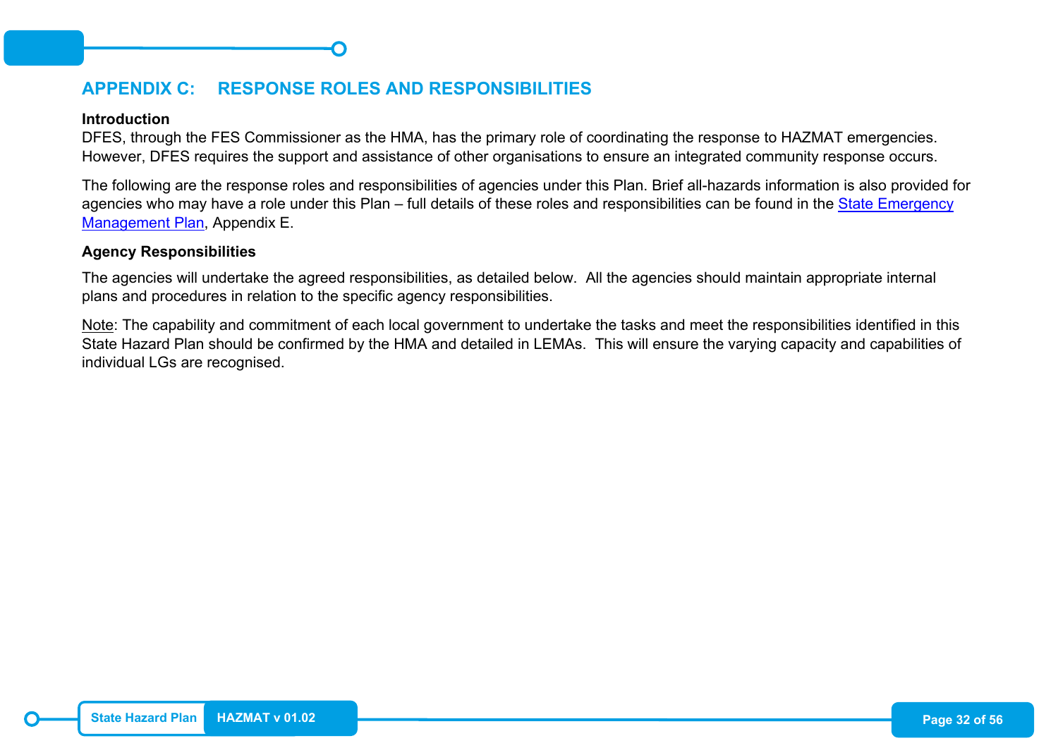# APPENDIX C: RESPONSE ROLES AND RESPONSIBILITIES

**Introduction**

DFES, through the FES Commissioner as the HMA, has the primary role of coordinating the response to HAZMAT emergencies. However, DFES requires the support and assistance of other organisations to ensure an integrated community response occurs.

The following are the response roles and responsibilities of agencies under this Plan. Brief all-hazards information is also provided for agencies who may have a role under this Plan – full details of these roles and responsibilities can be found in the State Emergency Management Plan, Appendix E.

**Agency Responsibilities**

The agencies will undertake the agreed responsibilities, as detailed below. All the agencies should maintain appropriate internal plans and procedures in relation to the specific agency responsibilities.

Note: The capability and commitment of each local government to undertake the tasks and meet the responsibilities identified in this State Hazard Plan should be confirmed by the HMA and detailed in LEMAs. This will ensure the varying capacity and capabilities of individual LGs are recognised.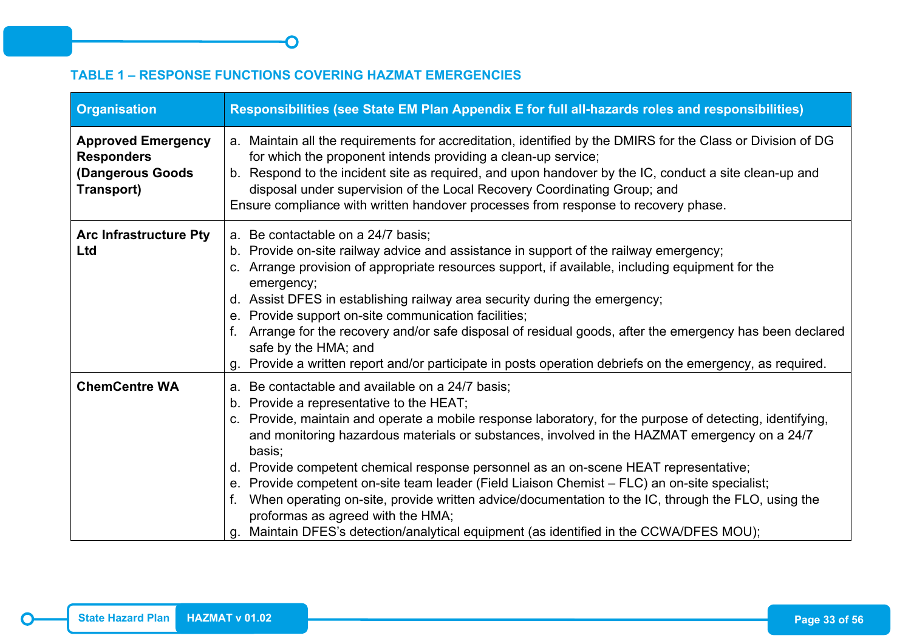### TABLE 1 – RESPONSE FUNCTIONS COVERING HAZMAT EMERGENCIES

| Organisation | Responsibilities (see State EM Plan Appendix E for full all-hazards roles and responsibilities) |
|---|---|
| **Approved Emergency Responders (Dangerous Goods Transport)** | a. Maintain all the requirements for accreditation, identified by the DMIRS for the Class or Division of DG for which the proponent intends providing a clean-up service;<br>b. Respond to the incident site as required, and upon handover by the IC, conduct a site clean-up and disposal under supervision of the Local Recovery Coordinating Group; and<br>Ensure compliance with written handover processes from response to recovery phase. |
| **Arc Infrastructure Pty Ltd** | a. Be contactable on a 24/7 basis;<br>b. Provide on-site railway advice and assistance in support of the railway emergency;<br>c. Arrange provision of appropriate resources support, if available, including equipment for the emergency;<br>d. Assist DFES in establishing railway area security during the emergency;<br>e. Provide support on-site communication facilities;<br>f. Arrange for the recovery and/or safe disposal of residual goods, after the emergency has been declared safe by the HMA; and<br>g. Provide a written report and/or participate in posts operation debriefs on the emergency, as required. |
| **ChemCentre WA** | a. Be contactable and available on a 24/7 basis;<br>b. Provide a representative to the HEAT;<br>c. Provide, maintain and operate a mobile response laboratory, for the purpose of detecting, identifying, and monitoring hazardous materials or substances, involved in the HAZMAT emergency on a 24/7 basis;<br>d. Provide competent chemical response personnel as an on-scene HEAT representative;<br>e. Provide competent on-site team leader (Field Liaison Chemist – FLC) an on-site specialist;<br>f. When operating on-site, provide written advice/documentation to the IC, through the FLO, using the proformas as agreed with the HMA;<br>g. Maintain DFES's detection/analytical equipment (as identified in the CCWA/DFES MOU); |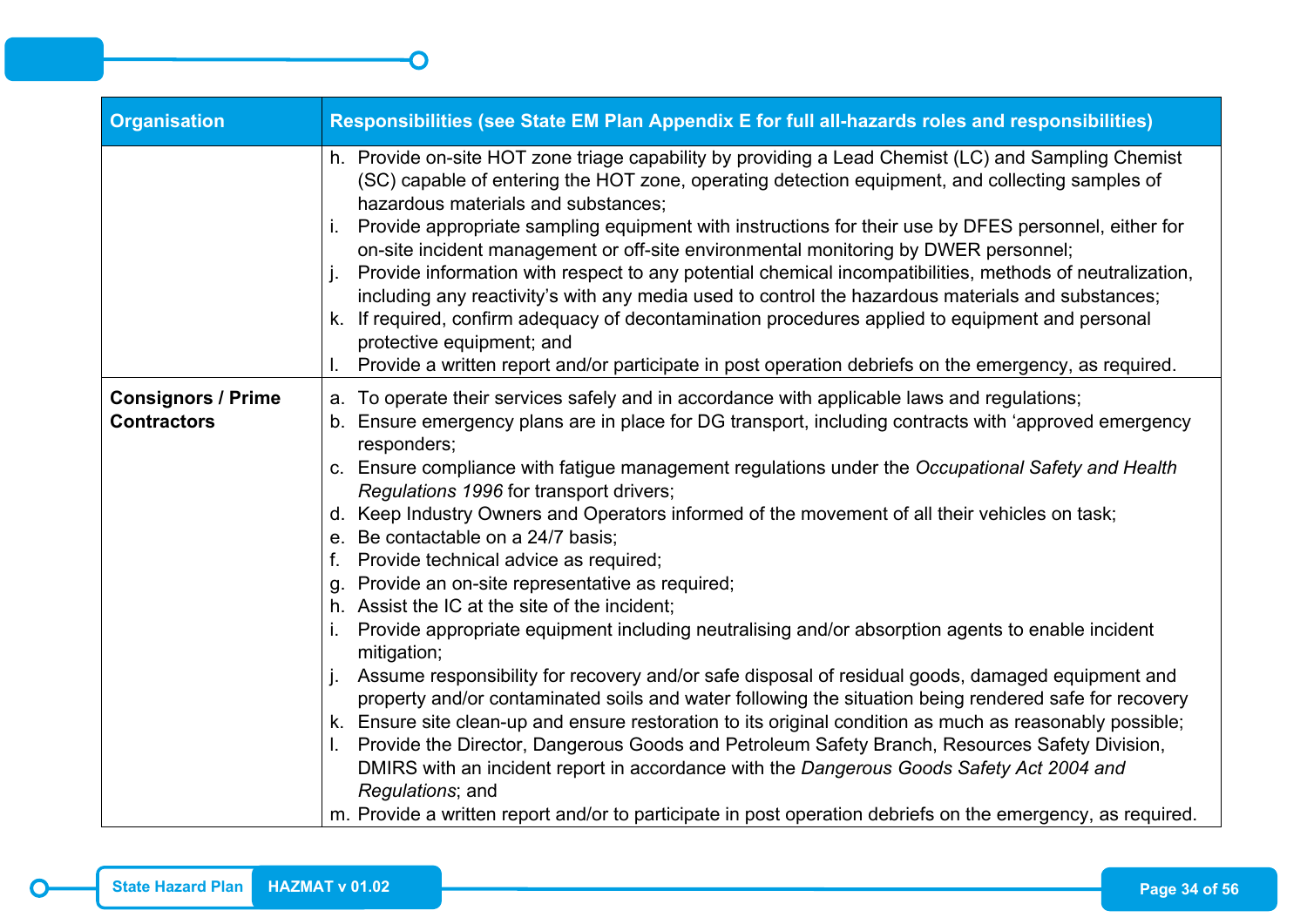| Organisation | Responsibilities (see State EM Plan Appendix E for full all-hazards roles and responsibilities) |
|---|---|
| | h. Provide on-site HOT zone triage capability by providing a Lead Chemist (LC) and Sampling Chemist (SC) capable of entering the HOT zone, operating detection equipment, and collecting samples of hazardous materials and substances;<br>i. Provide appropriate sampling equipment with instructions for their use by DFES personnel, either for on-site incident management or off-site environmental monitoring by DWER personnel;<br>j. Provide information with respect to any potential chemical incompatibilities, methods of neutralization, including any reactivity's with any media used to control the hazardous materials and substances;<br>k. If required, confirm adequacy of decontamination procedures applied to equipment and personal protective equipment; and<br>l. Provide a written report and/or participate in post operation debriefs on the emergency, as required. |
| **Consignors / Prime Contractors** | a. To operate their services safely and in accordance with applicable laws and regulations;<br>b. Ensure emergency plans are in place for DG transport, including contracts with 'approved emergency responders;<br>c. Ensure compliance with fatigue management regulations under the *Occupational Safety and Health Regulations 1996* for transport drivers;<br>d. Keep Industry Owners and Operators informed of the movement of all their vehicles on task;<br>e. Be contactable on a 24/7 basis;<br>f. Provide technical advice as required;<br>g. Provide an on-site representative as required;<br>h. Assist the IC at the site of the incident;<br>i. Provide appropriate equipment including neutralising and/or absorption agents to enable incident mitigation;<br>j. Assume responsibility for recovery and/or safe disposal of residual goods, damaged equipment and property and/or contaminated soils and water following the situation being rendered safe for recovery<br>k. Ensure site clean-up and ensure restoration to its original condition as much as reasonably possible;<br>l. Provide the Director, Dangerous Goods and Petroleum Safety Branch, Resources Safety Division, DMIRS with an incident report in accordance with the *Dangerous Goods Safety Act 2004 and Regulations*; and<br>m. Provide a written report and/or to participate in post operation debriefs on the emergency, as required. |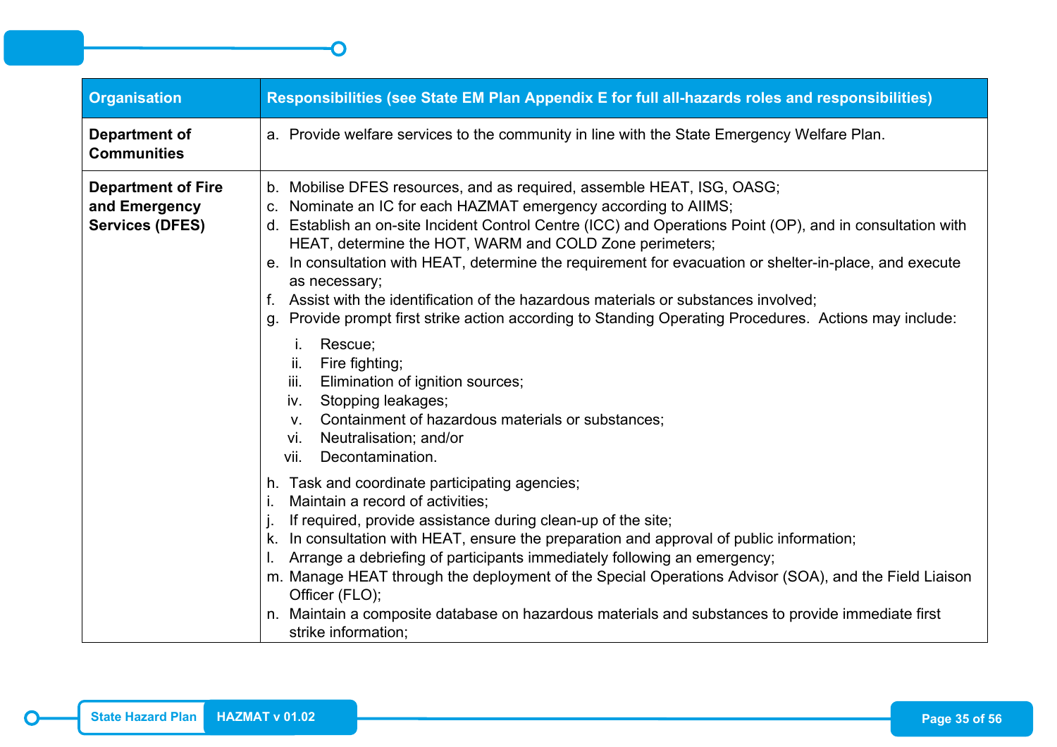| Organisation | Responsibilities (see State EM Plan Appendix E for full all-hazards roles and responsibilities) |
|---|---|
| **Department of Communities** | a. Provide welfare services to the community in line with the State Emergency Welfare Plan. |
| **Department of Fire and Emergency Services (DFES)** | b. Mobilise DFES resources, and as required, assemble HEAT, ISG, OASG;<br>c. Nominate an IC for each HAZMAT emergency according to AIIMS;<br>d. Establish an on-site Incident Control Centre (ICC) and Operations Point (OP), and in consultation with HEAT, determine the HOT, WARM and COLD Zone perimeters;<br>e. In consultation with HEAT, determine the requirement for evacuation or shelter-in-place, and execute as necessary;<br>f. Assist with the identification of the hazardous materials or substances involved;<br>g. Provide prompt first strike action according to Standing Operating Procedures. Actions may include:<br>i. Rescue;<br>ii. Fire fighting;<br>iii. Elimination of ignition sources;<br>iv. Stopping leakages;<br>v. Containment of hazardous materials or substances;<br>vi. Neutralisation; and/or<br>vii. Decontamination.<br>h. Task and coordinate participating agencies;<br>i. Maintain a record of activities;<br>j. If required, provide assistance during clean-up of the site;<br>k. In consultation with HEAT, ensure the preparation and approval of public information;<br>l. Arrange a debriefing of participants immediately following an emergency;<br>m. Manage HEAT through the deployment of the Special Operations Advisor (SOA), and the Field Liaison Officer (FLO);<br>n. Maintain a composite database on hazardous materials and substances to provide immediate first strike information; |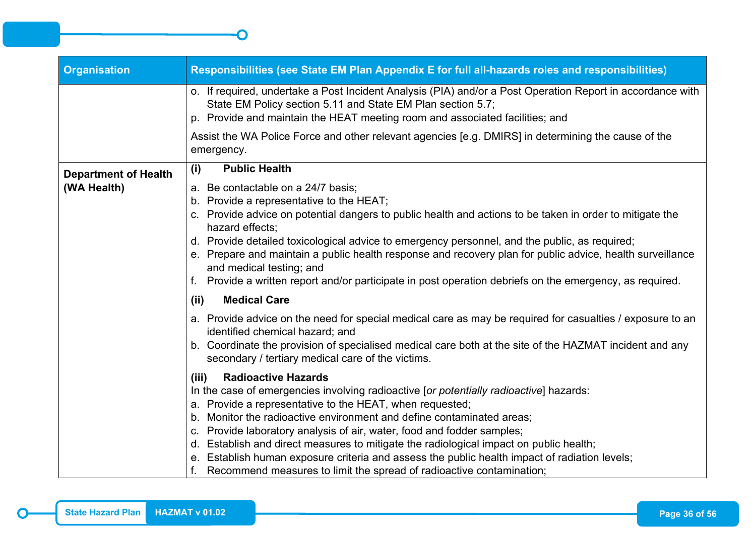| Organisation | Responsibilities (see State EM Plan Appendix E for full all-hazards roles and responsibilities) |
|---|---|
| | o. If required, undertake a Post Incident Analysis (PIA) and/or a Post Operation Report in accordance with State EM Policy section 5.11 and State EM Plan section 5.7;<br>p. Provide and maintain the HEAT meeting room and associated facilities; and<br><br>Assist the WA Police Force and other relevant agencies [e.g. DMIRS] in determining the cause of the emergency. |
| **Department of Health (WA Health)** | **(i) Public Health**<br><br>a. Be contactable on a 24/7 basis;<br>b. Provide a representative to the HEAT;<br>c. Provide advice on potential dangers to public health and actions to be taken in order to mitigate the hazard effects;<br>d. Provide detailed toxicological advice to emergency personnel, and the public, as required;<br>e. Prepare and maintain a public health response and recovery plan for public advice, health surveillance and medical testing; and<br>f. Provide a written report and/or participate in post operation debriefs on the emergency, as required.<br><br>**(ii) Medical Care**<br><br>a. Provide advice on the need for special medical care as may be required for casualties / exposure to an identified chemical hazard; and<br>b. Coordinate the provision of specialised medical care both at the site of the HAZMAT incident and any secondary / tertiary medical care of the victims.<br><br>**(iii) Radioactive Hazards**<br>In the case of emergencies involving radioactive [*or potentially radioactive*] hazards:<br>a. Provide a representative to the HEAT, when requested;<br>b. Monitor the radioactive environment and define contaminated areas;<br>c. Provide laboratory analysis of air, water, food and fodder samples;<br>d. Establish and direct measures to mitigate the radiological impact on public health;<br>e. Establish human exposure criteria and assess the public health impact of radiation levels;<br>f. Recommend measures to limit the spread of radioactive contamination; |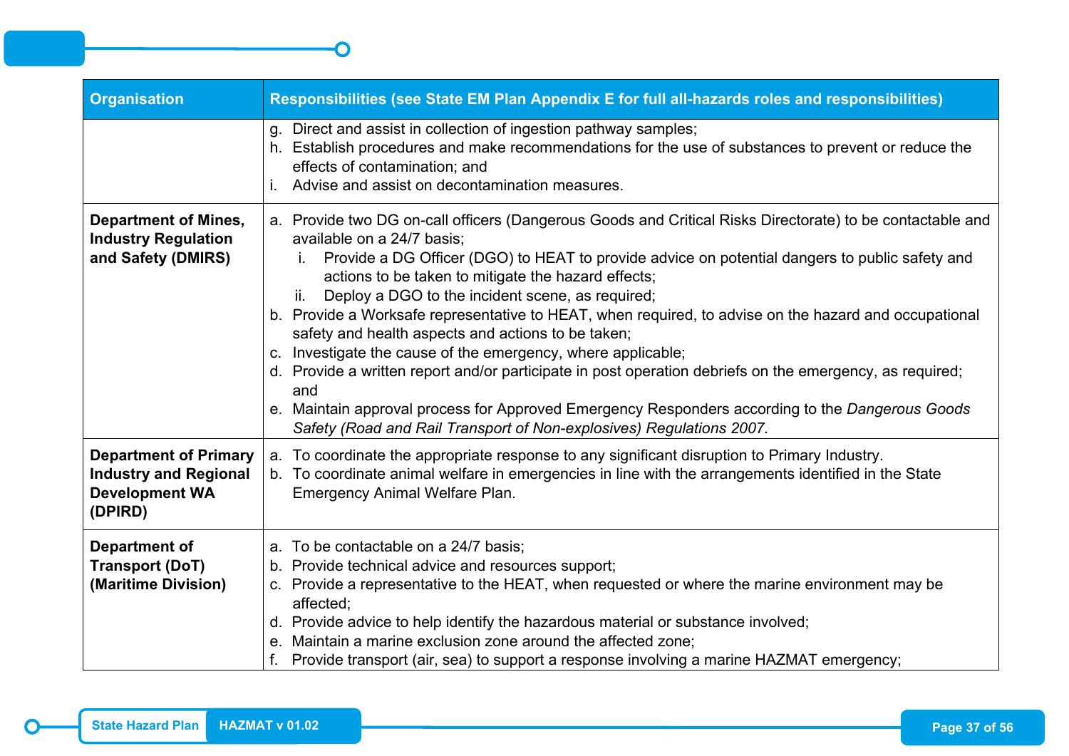| Organisation | Responsibilities (see State EM Plan Appendix E for full all-hazards roles and responsibilities) |
|---|---|
| | g. Direct and assist in collection of ingestion pathway samples;<br>h. Establish procedures and make recommendations for the use of substances to prevent or reduce the effects of contamination; and<br>i. Advise and assist on decontamination measures. |
| **Department of Mines, Industry Regulation and Safety (DMIRS)** | a. Provide two DG on-call officers (Dangerous Goods and Critical Risks Directorate) to be contactable and available on a 24/7 basis;<br>&nbsp;&nbsp;&nbsp;&nbsp;i. Provide a DG Officer (DGO) to HEAT to provide advice on potential dangers to public safety and actions to be taken to mitigate the hazard effects;<br>&nbsp;&nbsp;&nbsp;&nbsp;ii. Deploy a DGO to the incident scene, as required;<br>b. Provide a Worksafe representative to HEAT, when required, to advise on the hazard and occupational safety and health aspects and actions to be taken;<br>c. Investigate the cause of the emergency, where applicable;<br>d. Provide a written report and/or participate in post operation debriefs on the emergency, as required; and<br>e. Maintain approval process for Approved Emergency Responders according to the *Dangerous Goods Safety (Road and Rail Transport of Non-explosives) Regulations 2007*. |
| **Department of Primary Industry and Regional Development WA (DPIRD)** | a. To coordinate the appropriate response to any significant disruption to Primary Industry.<br>b. To coordinate animal welfare in emergencies in line with the arrangements identified in the State Emergency Animal Welfare Plan. |
| **Department of Transport (DoT) (Maritime Division)** | a. To be contactable on a 24/7 basis;<br>b. Provide technical advice and resources support;<br>c. Provide a representative to the HEAT, when requested or where the marine environment may be affected;<br>d. Provide advice to help identify the hazardous material or substance involved;<br>e. Maintain a marine exclusion zone around the affected zone;<br>f. Provide transport (air, sea) to support a response involving a marine HAZMAT emergency; |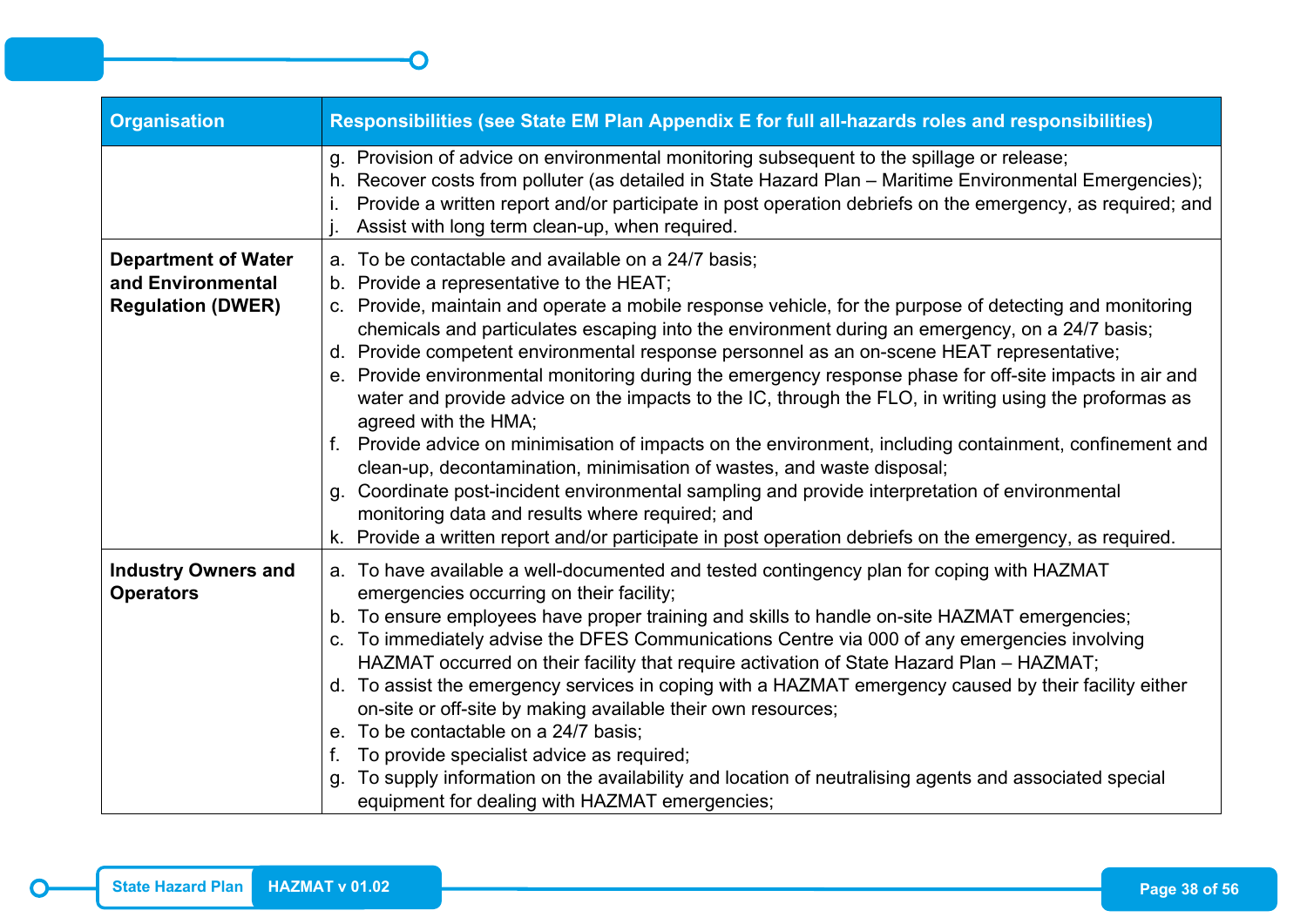| Organisation | Responsibilities (see State EM Plan Appendix E for full all-hazards roles and responsibilities) |
|---|---|
| | g. Provision of advice on environmental monitoring subsequent to the spillage or release;<br>h. Recover costs from polluter (as detailed in State Hazard Plan – Maritime Environmental Emergencies);<br>i. Provide a written report and/or participate in post operation debriefs on the emergency, as required; and<br>j. Assist with long term clean-up, when required. |
| **Department of Water and Environmental Regulation (DWER)** | a. To be contactable and available on a 24/7 basis;<br>b. Provide a representative to the HEAT;<br>c. Provide, maintain and operate a mobile response vehicle, for the purpose of detecting and monitoring chemicals and particulates escaping into the environment during an emergency, on a 24/7 basis;<br>d. Provide competent environmental response personnel as an on-scene HEAT representative;<br>e. Provide environmental monitoring during the emergency response phase for off-site impacts in air and water and provide advice on the impacts to the IC, through the FLO, in writing using the proformas as agreed with the HMA;<br>f. Provide advice on minimisation of impacts on the environment, including containment, confinement and clean-up, decontamination, minimisation of wastes, and waste disposal;<br>g. Coordinate post-incident environmental sampling and provide interpretation of environmental monitoring data and results where required; and<br>k. Provide a written report and/or participate in post operation debriefs on the emergency, as required. |
| **Industry Owners and Operators** | a. To have available a well-documented and tested contingency plan for coping with HAZMAT emergencies occurring on their facility;<br>b. To ensure employees have proper training and skills to handle on-site HAZMAT emergencies;<br>c. To immediately advise the DFES Communications Centre via 000 of any emergencies involving HAZMAT occurred on their facility that require activation of State Hazard Plan – HAZMAT;<br>d. To assist the emergency services in coping with a HAZMAT emergency caused by their facility either on-site or off-site by making available their own resources;<br>e. To be contactable on a 24/7 basis;<br>f. To provide specialist advice as required;<br>g. To supply information on the availability and location of neutralising agents and associated special equipment for dealing with HAZMAT emergencies; |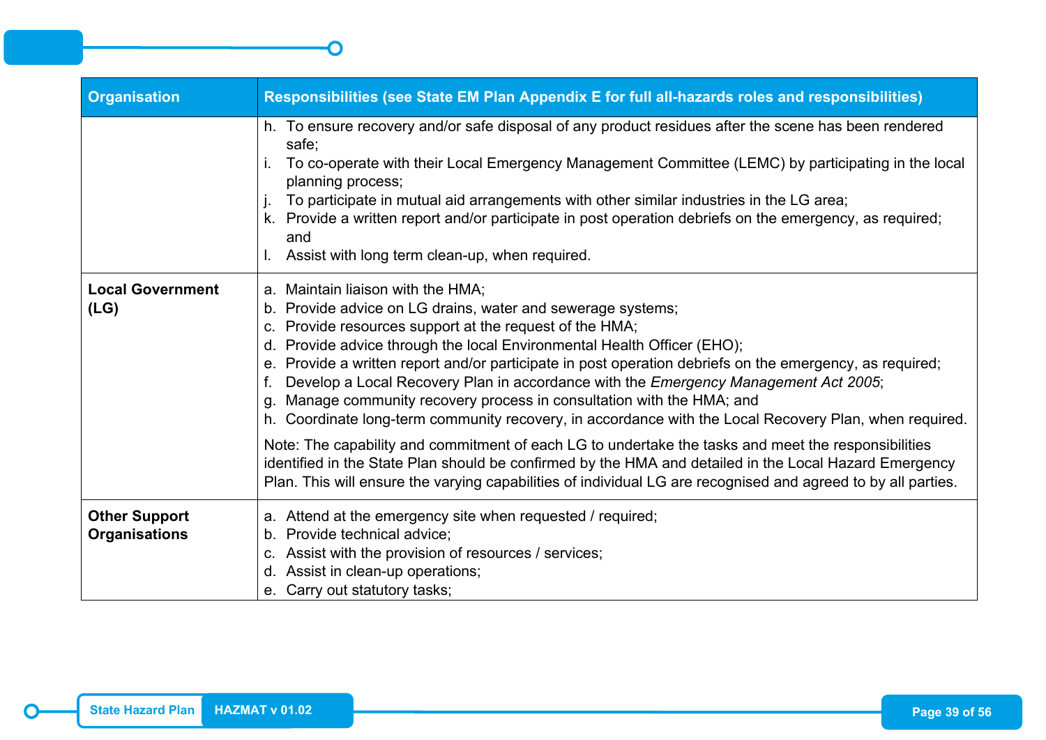| Organisation | Responsibilities (see State EM Plan Appendix E for full all-hazards roles and responsibilities) |
|---|---|
| | h. To ensure recovery and/or safe disposal of any product residues after the scene has been rendered safe;<br>i. To co-operate with their Local Emergency Management Committee (LEMC) by participating in the local planning process;<br>j. To participate in mutual aid arrangements with other similar industries in the LG area;<br>k. Provide a written report and/or participate in post operation debriefs on the emergency, as required; and<br>l. Assist with long term clean-up, when required. |
| **Local Government (LG)** | a. Maintain liaison with the HMA;<br>b. Provide advice on LG drains, water and sewerage systems;<br>c. Provide resources support at the request of the HMA;<br>d. Provide advice through the local Environmental Health Officer (EHO);<br>e. Provide a written report and/or participate in post operation debriefs on the emergency, as required;<br>f. Develop a Local Recovery Plan in accordance with the *Emergency Management Act 2005*;<br>g. Manage community recovery process in consultation with the HMA; and<br>h. Coordinate long-term community recovery, in accordance with the Local Recovery Plan, when required.<br><br>Note: The capability and commitment of each LG to undertake the tasks and meet the responsibilities identified in the State Plan should be confirmed by the HMA and detailed in the Local Hazard Emergency Plan. This will ensure the varying capabilities of individual LG are recognised and agreed to by all parties. |
| **Other Support Organisations** | a. Attend at the emergency site when requested / required;<br>b. Provide technical advice;<br>c. Assist with the provision of resources / services;<br>d. Assist in clean-up operations;<br>e. Carry out statutory tasks; |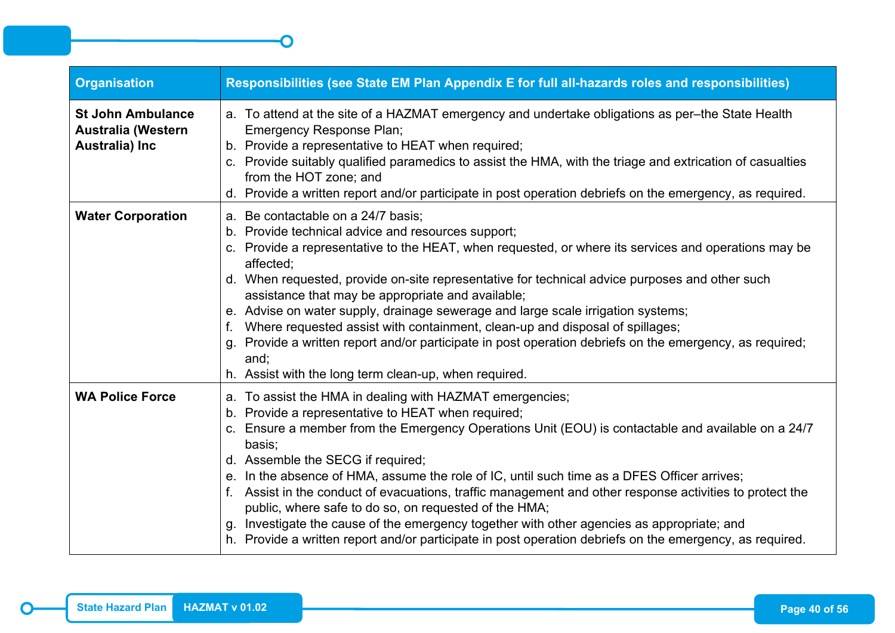| Organisation | Responsibilities (see State EM Plan Appendix E for full all-hazards roles and responsibilities) |
|---|---|
| **St John Ambulance Australia (Western Australia) Inc** | a. To attend at the site of a HAZMAT emergency and undertake obligations as per–the State Health Emergency Response Plan;<br>b. Provide a representative to HEAT when required;<br>c. Provide suitably qualified paramedics to assist the HMA, with the triage and extrication of casualties from the HOT zone; and<br>d. Provide a written report and/or participate in post operation debriefs on the emergency, as required. |
| **Water Corporation** | a. Be contactable on a 24/7 basis;<br>b. Provide technical advice and resources support;<br>c. Provide a representative to the HEAT, when requested, or where its services and operations may be affected;<br>d. When requested, provide on-site representative for technical advice purposes and other such assistance that may be appropriate and available;<br>e. Advise on water supply, drainage sewerage and large scale irrigation systems;<br>f. Where requested assist with containment, clean-up and disposal of spillages;<br>g. Provide a written report and/or participate in post operation debriefs on the emergency, as required; and;<br>h. Assist with the long term clean-up, when required. |
| **WA Police Force** | a. To assist the HMA in dealing with HAZMAT emergencies;<br>b. Provide a representative to HEAT when required;<br>c. Ensure a member from the Emergency Operations Unit (EOU) is contactable and available on a 24/7 basis;<br>d. Assemble the SECG if required;<br>e. In the absence of HMA, assume the role of IC, until such time as a DFES Officer arrives;<br>f. Assist in the conduct of evacuations, traffic management and other response activities to protect the public, where safe to do so, on requested of the HMA;<br>g. Investigate the cause of the emergency together with other agencies as appropriate; and<br>h. Provide a written report and/or participate in post operation debriefs on the emergency, as required. |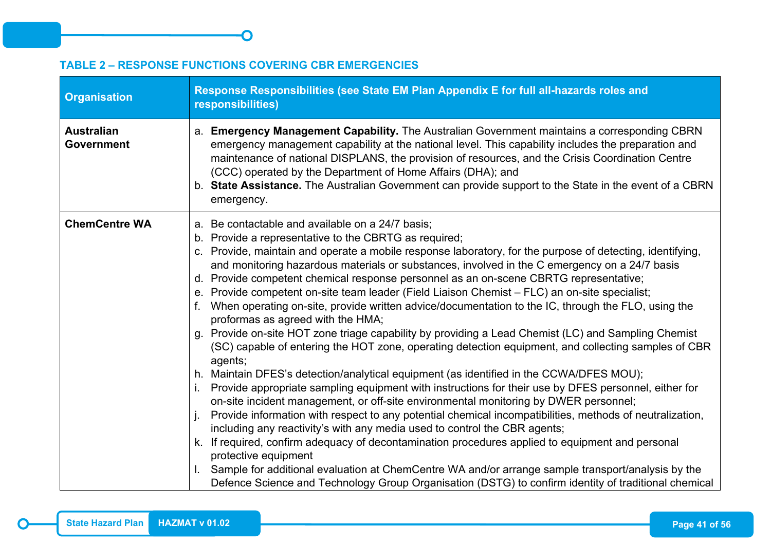**TABLE 2 – RESPONSE FUNCTIONS COVERING CBR EMERGENCIES**

| Organisation | Response Responsibilities (see State EM Plan Appendix E for full all-hazards roles and responsibilities) |
|---|---|
| **Australian Government** | a. **Emergency Management Capability.** The Australian Government maintains a corresponding CBRN emergency management capability at the national level. This capability includes the preparation and maintenance of national DISPLANS, the provision of resources, and the Crisis Coordination Centre (CCC) operated by the Department of Home Affairs (DHA); and<br>b. **State Assistance.** The Australian Government can provide support to the State in the event of a CBRN emergency. |
| **ChemCentre WA** | a. Be contactable and available on a 24/7 basis;<br>b. Provide a representative to the CBRTG as required;<br>c. Provide, maintain and operate a mobile response laboratory, for the purpose of detecting, identifying, and monitoring hazardous materials or substances, involved in the C emergency on a 24/7 basis<br>d. Provide competent chemical response personnel as an on-scene CBRTG representative;<br>e. Provide competent on-site team leader (Field Liaison Chemist – FLC) an on-site specialist;<br>f. When operating on-site, provide written advice/documentation to the IC, through the FLO, using the proformas as agreed with the HMA;<br>g. Provide on-site HOT zone triage capability by providing a Lead Chemist (LC) and Sampling Chemist (SC) capable of entering the HOT zone, operating detection equipment, and collecting samples of CBR agents;<br>h. Maintain DFES's detection/analytical equipment (as identified in the CCWA/DFES MOU);<br>i. Provide appropriate sampling equipment with instructions for their use by DFES personnel, either for on-site incident management, or off-site environmental monitoring by DWER personnel;<br>j. Provide information with respect to any potential chemical incompatibilities, methods of neutralization, including any reactivity's with any media used to control the CBR agents;<br>k. If required, confirm adequacy of decontamination procedures applied to equipment and personal protective equipment<br>l. Sample for additional evaluation at ChemCentre WA and/or arrange sample transport/analysis by the Defence Science and Technology Group Organisation (DSTG) to confirm identity of traditional chemical |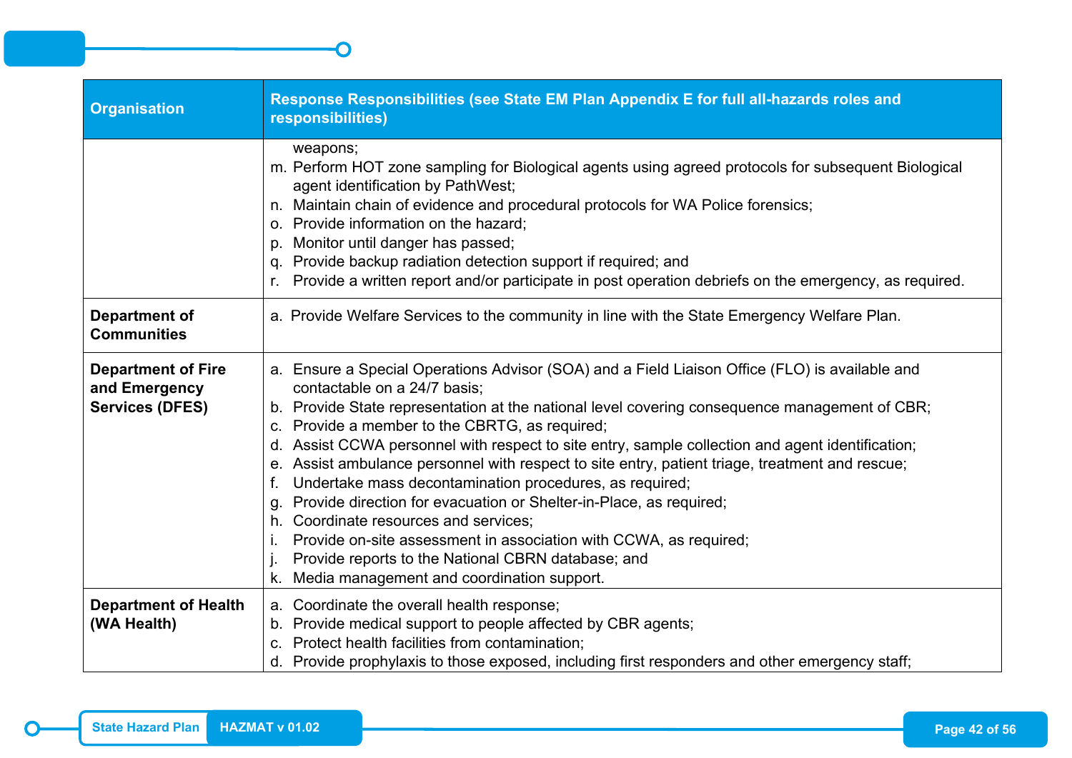| Organisation | Response Responsibilities (see State EM Plan Appendix E for full all-hazards roles and responsibilities) |
|---|---|
| | weapons;<br>m. Perform HOT zone sampling for Biological agents using agreed protocols for subsequent Biological agent identification by PathWest;<br>n. Maintain chain of evidence and procedural protocols for WA Police forensics;<br>o. Provide information on the hazard;<br>p. Monitor until danger has passed;<br>q. Provide backup radiation detection support if required; and<br>r. Provide a written report and/or participate in post operation debriefs on the emergency, as required. |
| **Department of Communities** | a. Provide Welfare Services to the community in line with the State Emergency Welfare Plan. |
| **Department of Fire and Emergency Services (DFES)** | a. Ensure a Special Operations Advisor (SOA) and a Field Liaison Office (FLO) is available and contactable on a 24/7 basis;<br>b. Provide State representation at the national level covering consequence management of CBR;<br>c. Provide a member to the CBRTG, as required;<br>d. Assist CCWA personnel with respect to site entry, sample collection and agent identification;<br>e. Assist ambulance personnel with respect to site entry, patient triage, treatment and rescue;<br>f. Undertake mass decontamination procedures, as required;<br>g. Provide direction for evacuation or Shelter-in-Place, as required;<br>h. Coordinate resources and services;<br>i. Provide on-site assessment in association with CCWA, as required;<br>j. Provide reports to the National CBRN database; and<br>k. Media management and coordination support. |
| **Department of Health (WA Health)** | a. Coordinate the overall health response;<br>b. Provide medical support to people affected by CBR agents;<br>c. Protect health facilities from contamination;<br>d. Provide prophylaxis to those exposed, including first responders and other emergency staff; |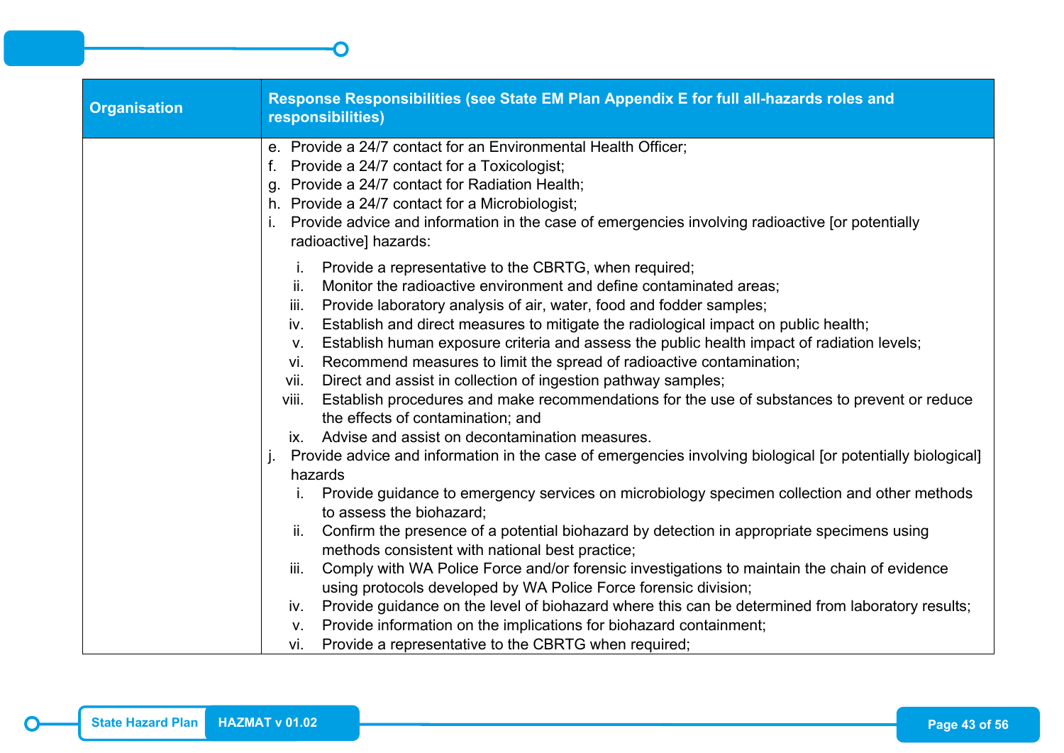| Organisation | Response Responsibilities (see State EM Plan Appendix E for full all-hazards roles and responsibilities) |
| --- | --- |
| | e. Provide a 24/7 contact for an Environmental Health Officer;<br>f. Provide a 24/7 contact for a Toxicologist;<br>g. Provide a 24/7 contact for Radiation Health;<br>h. Provide a 24/7 contact for a Microbiologist;<br>i. Provide advice and information in the case of emergencies involving radioactive [or potentially radioactive] hazards:<br>&nbsp;&nbsp;&nbsp;&nbsp;i. Provide a representative to the CBRTG, when required;<br>&nbsp;&nbsp;&nbsp;&nbsp;ii. Monitor the radioactive environment and define contaminated areas;<br>&nbsp;&nbsp;&nbsp;&nbsp;iii. Provide laboratory analysis of air, water, food and fodder samples;<br>&nbsp;&nbsp;&nbsp;&nbsp;iv. Establish and direct measures to mitigate the radiological impact on public health;<br>&nbsp;&nbsp;&nbsp;&nbsp;v. Establish human exposure criteria and assess the public health impact of radiation levels;<br>&nbsp;&nbsp;&nbsp;&nbsp;vi. Recommend measures to limit the spread of radioactive contamination;<br>&nbsp;&nbsp;&nbsp;&nbsp;vii. Direct and assist in collection of ingestion pathway samples;<br>&nbsp;&nbsp;&nbsp;&nbsp;viii. Establish procedures and make recommendations for the use of substances to prevent or reduce the effects of contamination; and<br>&nbsp;&nbsp;&nbsp;&nbsp;ix. Advise and assist on decontamination measures.<br>j. Provide advice and information in the case of emergencies involving biological [or potentially biological] hazards<br>&nbsp;&nbsp;&nbsp;&nbsp;i. Provide guidance to emergency services on microbiology specimen collection and other methods to assess the biohazard;<br>&nbsp;&nbsp;&nbsp;&nbsp;ii. Confirm the presence of a potential biohazard by detection in appropriate specimens using methods consistent with national best practice;<br>&nbsp;&nbsp;&nbsp;&nbsp;iii. Comply with WA Police Force and/or forensic investigations to maintain the chain of evidence using protocols developed by WA Police Force forensic division;<br>&nbsp;&nbsp;&nbsp;&nbsp;iv. Provide guidance on the level of biohazard where this can be determined from laboratory results;<br>&nbsp;&nbsp;&nbsp;&nbsp;v. Provide information on the implications for biohazard containment;<br>&nbsp;&nbsp;&nbsp;&nbsp;vi. Provide a representative to the CBRTG when required; |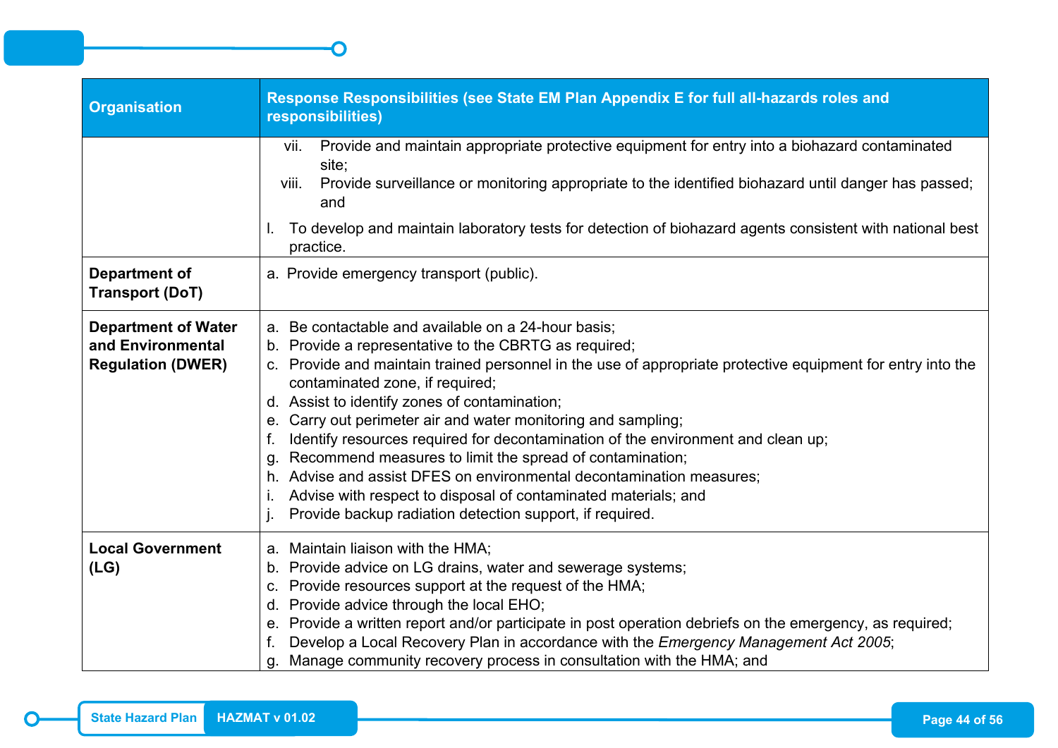| Organisation | Response Responsibilities (see State EM Plan Appendix E for full all-hazards roles and responsibilities) |
|---|---|
| | vii. Provide and maintain appropriate protective equipment for entry into a biohazard contaminated site;<br>viii. Provide surveillance or monitoring appropriate to the identified biohazard until danger has passed; and<br><br>l. To develop and maintain laboratory tests for detection of biohazard agents consistent with national best practice. |
| **Department of Transport (DoT)** | a. Provide emergency transport (public). |
| **Department of Water and Environmental Regulation (DWER)** | a. Be contactable and available on a 24-hour basis;<br>b. Provide a representative to the CBRTG as required;<br>c. Provide and maintain trained personnel in the use of appropriate protective equipment for entry into the contaminated zone, if required;<br>d. Assist to identify zones of contamination;<br>e. Carry out perimeter air and water monitoring and sampling;<br>f. Identify resources required for decontamination of the environment and clean up;<br>g. Recommend measures to limit the spread of contamination;<br>h. Advise and assist DFES on environmental decontamination measures;<br>i. Advise with respect to disposal of contaminated materials; and<br>j. Provide backup radiation detection support, if required. |
| **Local Government (LG)** | a. Maintain liaison with the HMA;<br>b. Provide advice on LG drains, water and sewerage systems;<br>c. Provide resources support at the request of the HMA;<br>d. Provide advice through the local EHO;<br>e. Provide a written report and/or participate in post operation debriefs on the emergency, as required;<br>f. Develop a Local Recovery Plan in accordance with the *Emergency Management Act 2005*;<br>g. Manage community recovery process in consultation with the HMA; and |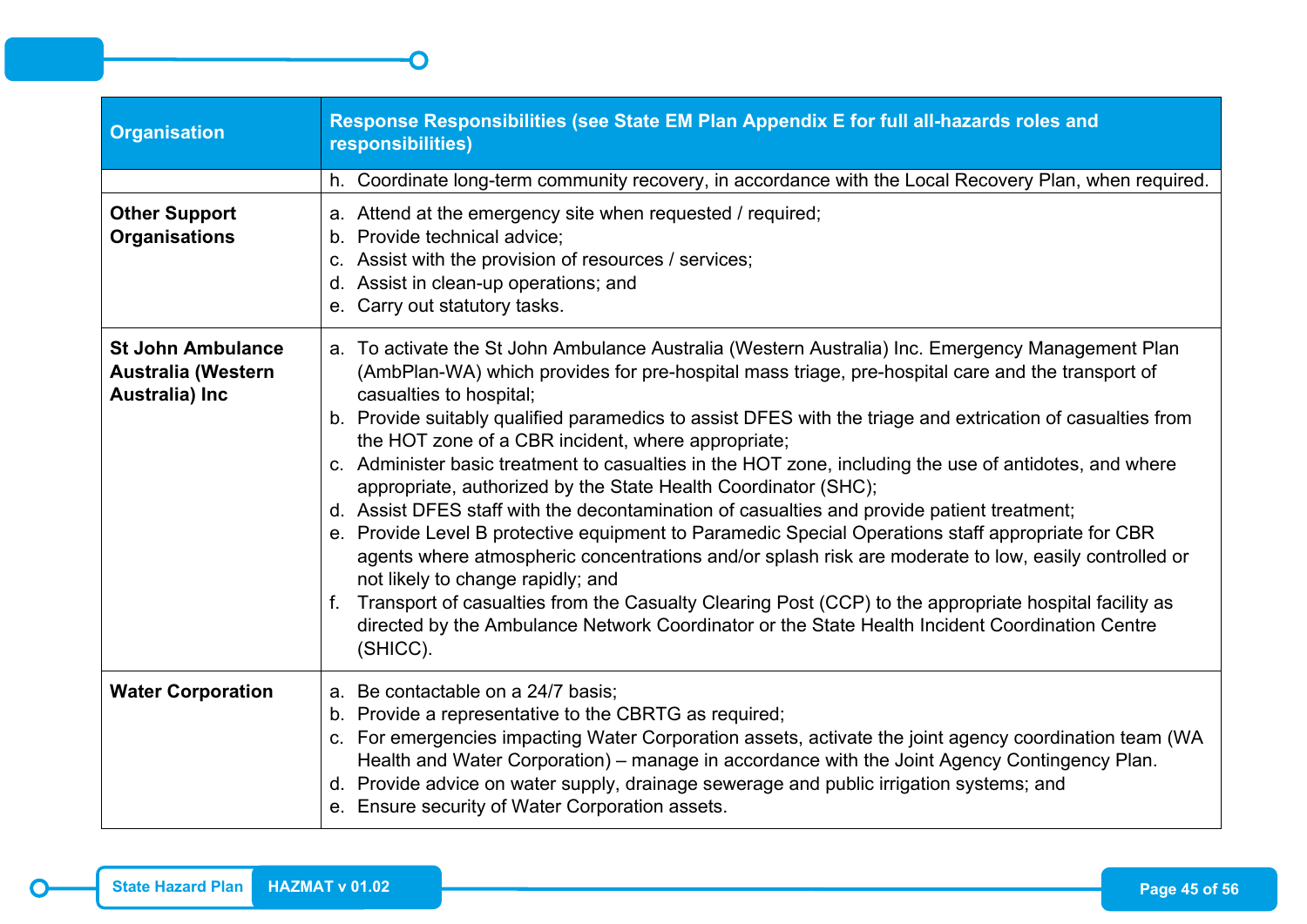| Organisation | Response Responsibilities (see State EM Plan Appendix E for full all-hazards roles and responsibilities) |
|---|---|
| | h. Coordinate long-term community recovery, in accordance with the Local Recovery Plan, when required. |
| **Other Support Organisations** | a. Attend at the emergency site when requested / required;<br>b. Provide technical advice;<br>c. Assist with the provision of resources / services;<br>d. Assist in clean-up operations; and<br>e. Carry out statutory tasks. |
| **St John Ambulance Australia (Western Australia) Inc** | a. To activate the St John Ambulance Australia (Western Australia) Inc. Emergency Management Plan (AmbPlan-WA) which provides for pre-hospital mass triage, pre-hospital care and the transport of casualties to hospital;<br>b. Provide suitably qualified paramedics to assist DFES with the triage and extrication of casualties from the HOT zone of a CBR incident, where appropriate;<br>c. Administer basic treatment to casualties in the HOT zone, including the use of antidotes, and where appropriate, authorized by the State Health Coordinator (SHC);<br>d. Assist DFES staff with the decontamination of casualties and provide patient treatment;<br>e. Provide Level B protective equipment to Paramedic Special Operations staff appropriate for CBR agents where atmospheric concentrations and/or splash risk are moderate to low, easily controlled or not likely to change rapidly; and<br>f. Transport of casualties from the Casualty Clearing Post (CCP) to the appropriate hospital facility as directed by the Ambulance Network Coordinator or the State Health Incident Coordination Centre (SHICC). |
| **Water Corporation** | a. Be contactable on a 24/7 basis;<br>b. Provide a representative to the CBRTG as required;<br>c. For emergencies impacting Water Corporation assets, activate the joint agency coordination team (WA Health and Water Corporation) – manage in accordance with the Joint Agency Contingency Plan.<br>d. Provide advice on water supply, drainage sewerage and public irrigation systems; and<br>e. Ensure security of Water Corporation assets. |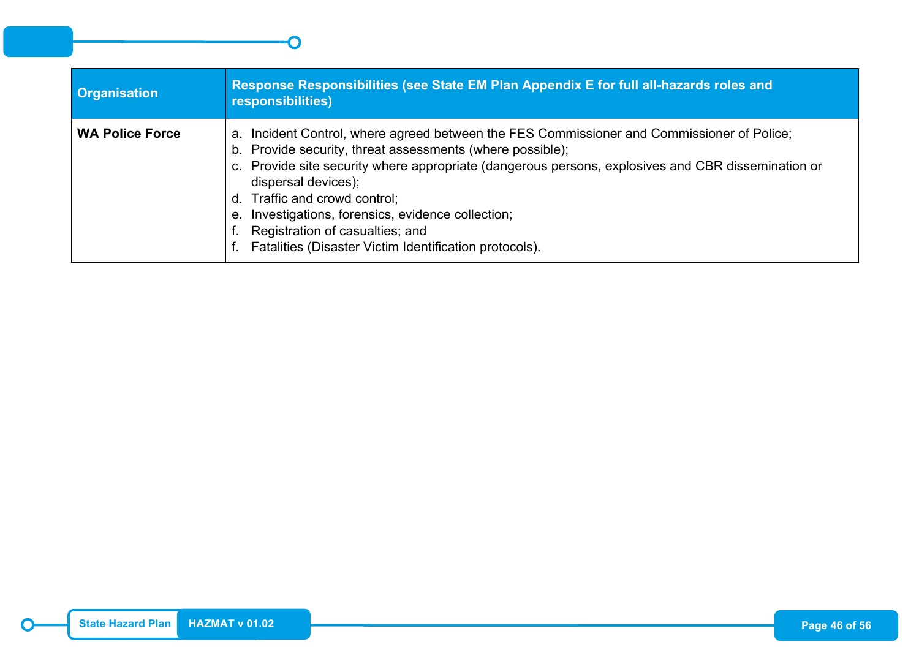| Organisation | Response Responsibilities (see State EM Plan Appendix E for full all-hazards roles and responsibilities) |
| --- | --- |
| **WA Police Force** | a. Incident Control, where agreed between the FES Commissioner and Commissioner of Police;<br>b. Provide security, threat assessments (where possible);<br>c. Provide site security where appropriate (dangerous persons, explosives and CBR dissemination or dispersal devices);<br>d. Traffic and crowd control;<br>e. Investigations, forensics, evidence collection;<br>f. Registration of casualties; and<br>f. Fatalities (Disaster Victim Identification protocols). |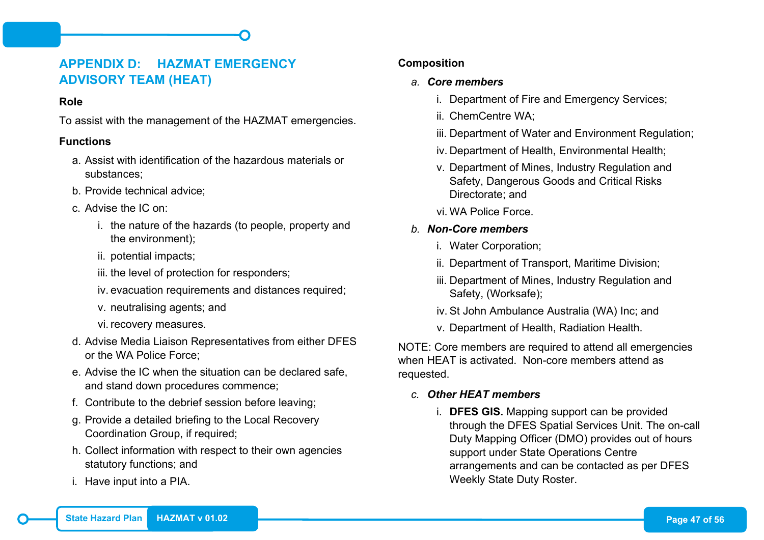# APPENDIX D: HAZMAT EMERGENCY ADVISORY TEAM (HEAT)

**Role**

To assist with the management of the HAZMAT emergencies.

**Functions**

a. Assist with identification of the hazardous materials or substances;
b. Provide technical advice;
c. Advise the IC on:
   i. the nature of the hazards (to people, property and the environment);
   ii. potential impacts;
   iii. the level of protection for responders;
   iv. evacuation requirements and distances required;
   v. neutralising agents; and
   vi. recovery measures.
d. Advise Media Liaison Representatives from either DFES or the WA Police Force;
e. Advise the IC when the situation can be declared safe, and stand down procedures commence;
f. Contribute to the debrief session before leaving;
g. Provide a detailed briefing to the Local Recovery Coordination Group, if required;
h. Collect information with respect to their own agencies statutory functions; and
i. Have input into a PIA.

**Composition**

a. ***Core members***
   i. Department of Fire and Emergency Services;
   ii. ChemCentre WA;
   iii. Department of Water and Environment Regulation;
   iv. Department of Health, Environmental Health;
   v. Department of Mines, Industry Regulation and Safety, Dangerous Goods and Critical Risks Directorate; and
   vi. WA Police Force.
b. ***Non-Core members***
   i. Water Corporation;
   ii. Department of Transport, Maritime Division;
   iii. Department of Mines, Industry Regulation and Safety, (Worksafe);
   iv. St John Ambulance Australia (WA) Inc; and
   v. Department of Health, Radiation Health.

NOTE: Core members are required to attend all emergencies when HEAT is activated. Non-core members attend as requested.

c. ***Other HEAT members***
   i. **DFES GIS.** Mapping support can be provided through the DFES Spatial Services Unit. The on-call Duty Mapping Officer (DMO) provides out of hours support under State Operations Centre arrangements and can be contacted as per DFES Weekly State Duty Roster.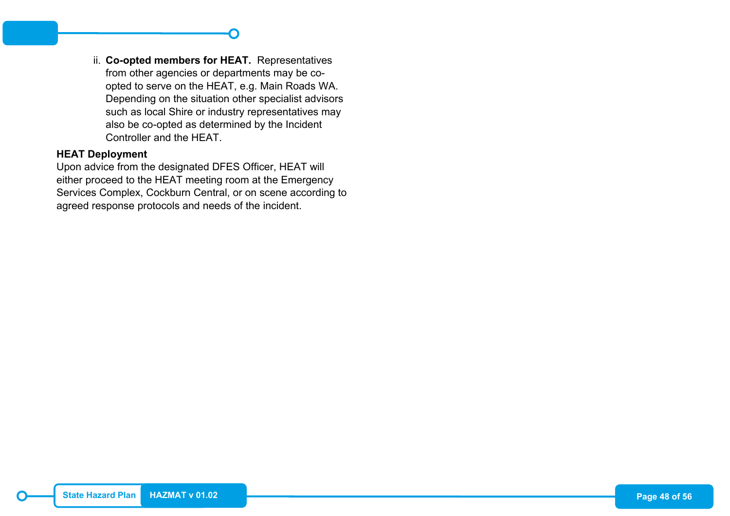ii. **Co-opted members for HEAT.** Representatives from other agencies or departments may be co-opted to serve on the HEAT, e.g. Main Roads WA. Depending on the situation other specialist advisors such as local Shire or industry representatives may also be co-opted as determined by the Incident Controller and the HEAT.

**HEAT Deployment**

Upon advice from the designated DFES Officer, HEAT will either proceed to the HEAT meeting room at the Emergency Services Complex, Cockburn Central, or on scene according to agreed response protocols and needs of the incident.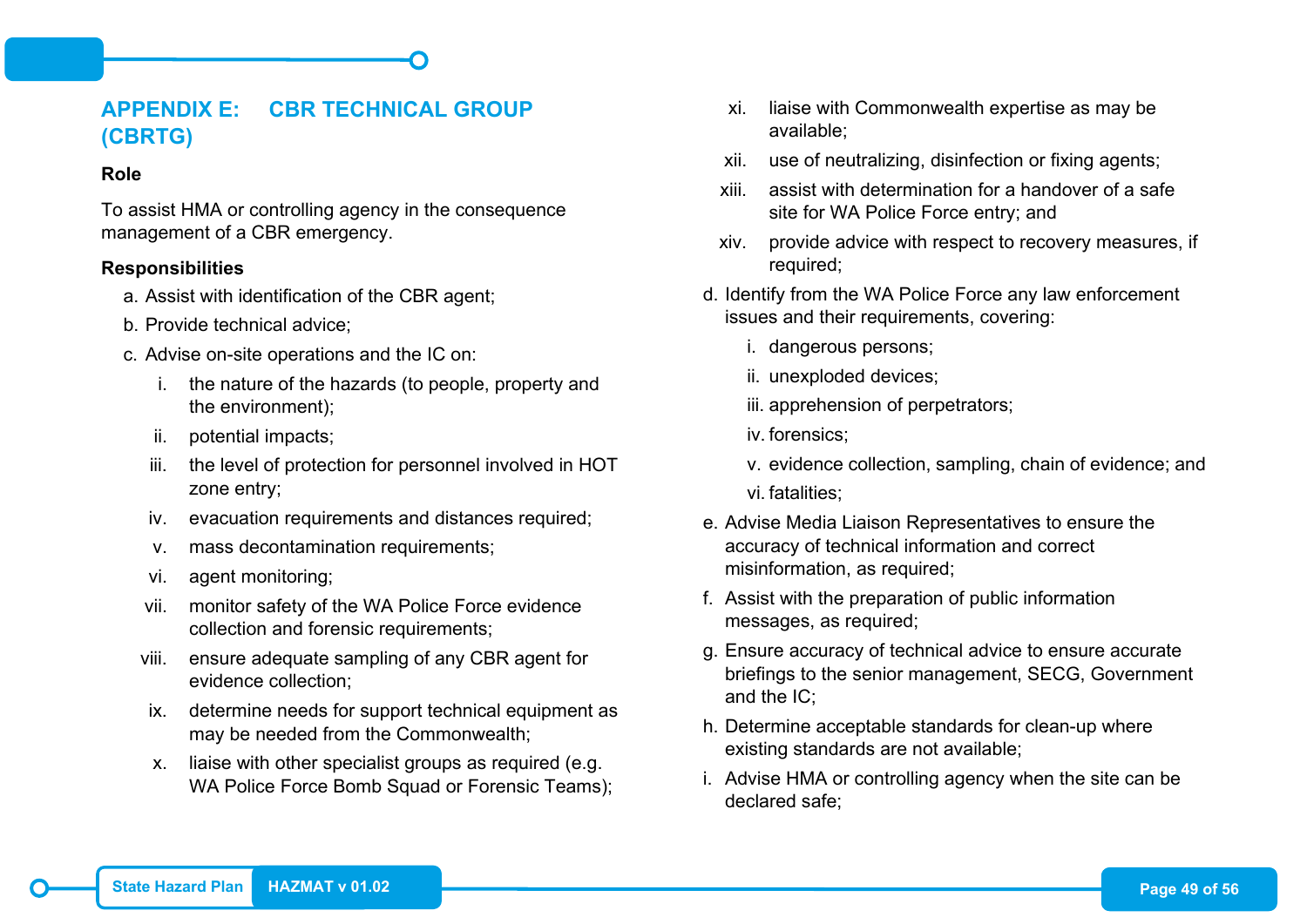## APPENDIX E: CBR TECHNICAL GROUP (CBRTG)

**Role**

To assist HMA or controlling agency in the consequence management of a CBR emergency.

**Responsibilities**

a. Assist with identification of the CBR agent;

b. Provide technical advice;

c. Advise on-site operations and the IC on:

   i. the nature of the hazards (to people, property and the environment);

   ii. potential impacts;

   iii. the level of protection for personnel involved in HOT zone entry;

   iv. evacuation requirements and distances required;

   v. mass decontamination requirements;

   vi. agent monitoring;

   vii. monitor safety of the WA Police Force evidence collection and forensic requirements;

   viii. ensure adequate sampling of any CBR agent for evidence collection;

   ix. determine needs for support technical equipment as may be needed from the Commonwealth;

   x. liaise with other specialist groups as required (e.g. WA Police Force Bomb Squad or Forensic Teams);

   xi. liaise with Commonwealth expertise as may be available;

   xii. use of neutralizing, disinfection or fixing agents;

   xiii. assist with determination for a handover of a safe site for WA Police Force entry; and

   xiv. provide advice with respect to recovery measures, if required;

d. Identify from the WA Police Force any law enforcement issues and their requirements, covering:

   i. dangerous persons;

   ii. unexploded devices;

   iii. apprehension of perpetrators;

   iv. forensics;

   v. evidence collection, sampling, chain of evidence; and

   vi. fatalities;

e. Advise Media Liaison Representatives to ensure the accuracy of technical information and correct misinformation, as required;

f. Assist with the preparation of public information messages, as required;

g. Ensure accuracy of technical advice to ensure accurate briefings to the senior management, SECG, Government and the IC;

h. Determine acceptable standards for clean-up where existing standards are not available;

i. Advise HMA or controlling agency when the site can be declared safe;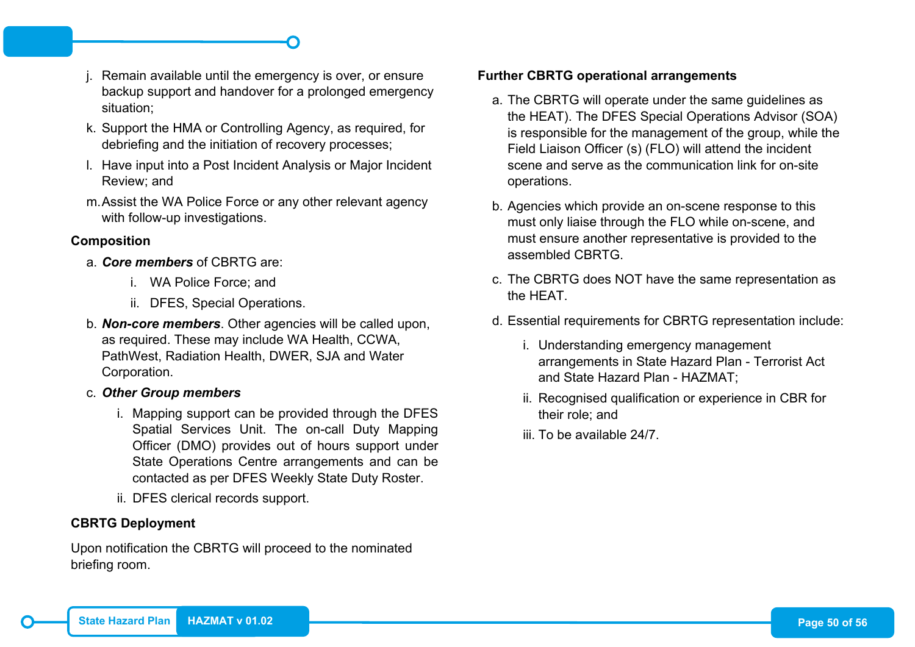j. Remain available until the emergency is over, or ensure backup support and handover for a prolonged emergency situation;

k. Support the HMA or Controlling Agency, as required, for debriefing and the initiation of recovery processes;

l. Have input into a Post Incident Analysis or Major Incident Review; and

m. Assist the WA Police Force or any other relevant agency with follow-up investigations.

**Composition**

a. ***Core members*** of CBRTG are:

   i. WA Police Force; and

   ii. DFES, Special Operations.

b. ***Non-core members***. Other agencies will be called upon, as required. These may include WA Health, CCWA, PathWest, Radiation Health, DWER, SJA and Water Corporation.

c. ***Other Group members***

   i. Mapping support can be provided through the DFES Spatial Services Unit. The on-call Duty Mapping Officer (DMO) provides out of hours support under State Operations Centre arrangements and can be contacted as per DFES Weekly State Duty Roster.

   ii. DFES clerical records support.

**CBRTG Deployment**

Upon notification the CBRTG will proceed to the nominated briefing room.

**Further CBRTG operational arrangements**

a. The CBRTG will operate under the same guidelines as the HEAT). The DFES Special Operations Advisor (SOA) is responsible for the management of the group, while the Field Liaison Officer (s) (FLO) will attend the incident scene and serve as the communication link for on-site operations.

b. Agencies which provide an on-scene response to this must only liaise through the FLO while on-scene, and must ensure another representative is provided to the assembled CBRTG.

c. The CBRTG does NOT have the same representation as the HEAT.

d. Essential requirements for CBRTG representation include:

   i. Understanding emergency management arrangements in State Hazard Plan - Terrorist Act and State Hazard Plan - HAZMAT;

   ii. Recognised qualification or experience in CBR for their role; and

   iii. To be available 24/7.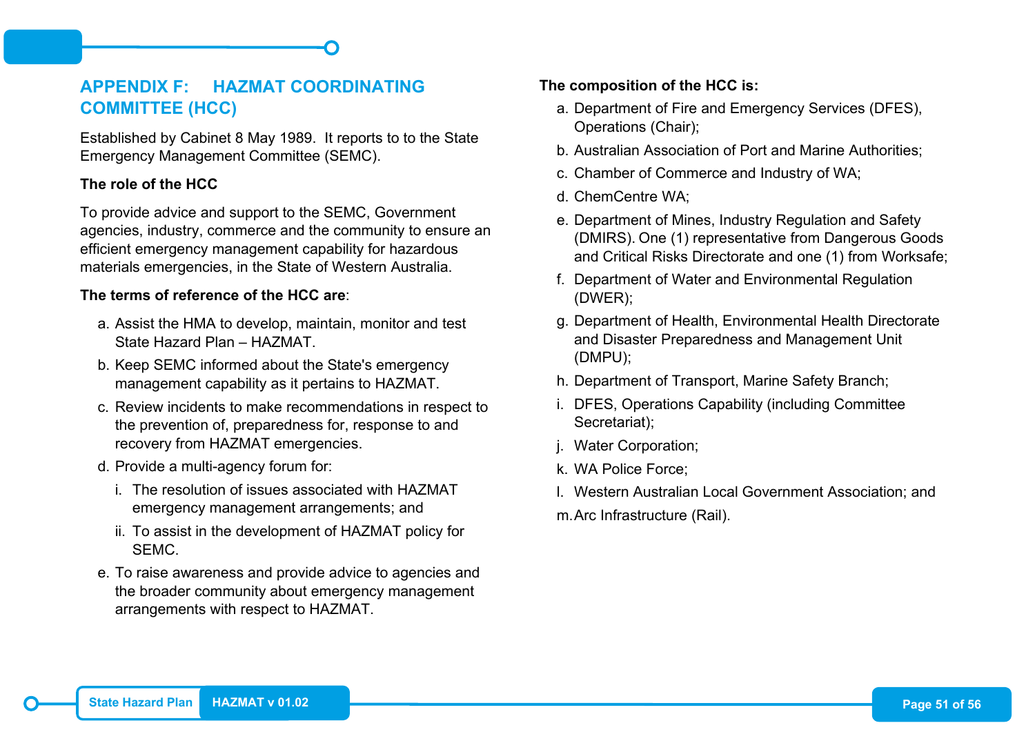## APPENDIX F: HAZMAT COORDINATING COMMITTEE (HCC)

Established by Cabinet 8 May 1989. It reports to to the State Emergency Management Committee (SEMC).

**The role of the HCC**

To provide advice and support to the SEMC, Government agencies, industry, commerce and the community to ensure an efficient emergency management capability for hazardous materials emergencies, in the State of Western Australia.

**The terms of reference of the HCC are**:

a. Assist the HMA to develop, maintain, monitor and test State Hazard Plan – HAZMAT.
b. Keep SEMC informed about the State's emergency management capability as it pertains to HAZMAT.
c. Review incidents to make recommendations in respect to the prevention of, preparedness for, response to and recovery from HAZMAT emergencies.
d. Provide a multi-agency forum for:
   i. The resolution of issues associated with HAZMAT emergency management arrangements; and
   ii. To assist in the development of HAZMAT policy for SEMC.
e. To raise awareness and provide advice to agencies and the broader community about emergency management arrangements with respect to HAZMAT.

**The composition of the HCC is:**

a. Department of Fire and Emergency Services (DFES), Operations (Chair);
b. Australian Association of Port and Marine Authorities;
c. Chamber of Commerce and Industry of WA;
d. ChemCentre WA;
e. Department of Mines, Industry Regulation and Safety (DMIRS). One (1) representative from Dangerous Goods and Critical Risks Directorate and one (1) from Worksafe;
f. Department of Water and Environmental Regulation (DWER);
g. Department of Health, Environmental Health Directorate and Disaster Preparedness and Management Unit (DMPU);
h. Department of Transport, Marine Safety Branch;
i. DFES, Operations Capability (including Committee Secretariat);
j. Water Corporation;
k. WA Police Force;
l. Western Australian Local Government Association; and
m. Arc Infrastructure (Rail).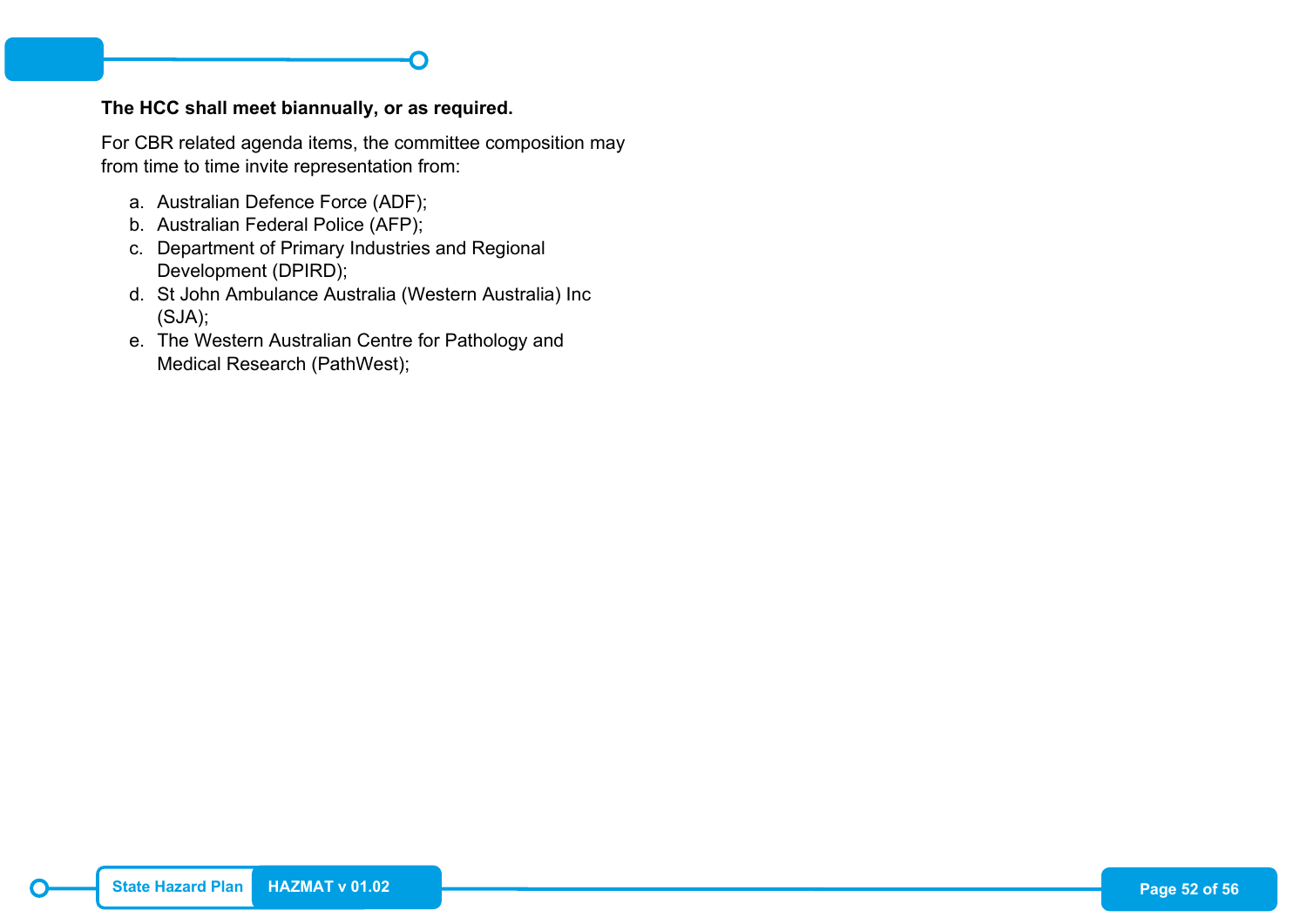**The HCC shall meet biannually, or as required.**

For CBR related agenda items, the committee composition may from time to time invite representation from:

a. Australian Defence Force (ADF);
b. Australian Federal Police (AFP);
c. Department of Primary Industries and Regional Development (DPIRD);
d. St John Ambulance Australia (Western Australia) Inc (SJA);
e. The Western Australian Centre for Pathology and Medical Research (PathWest);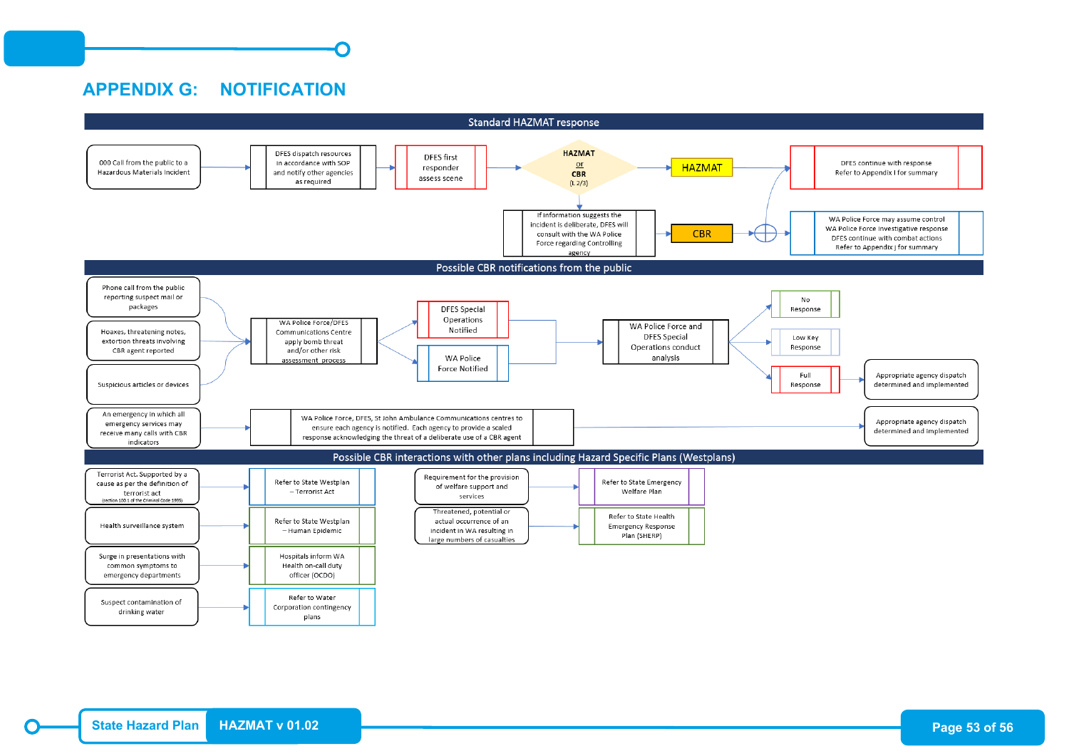# APPENDIX G: NOTIFICATION

## Standard HAZMAT response

000 Call from the public to a Hazardous Materials Incident

DFES dispatch resources in accordance with SOP and notify other agencies as required

DFES first responder assess scene

HAZMAT or CBR (L 2/3)

HAZMAT

DFES continue with response
Refer to Appendix I for summary

If information suggests the incident is deliberate, DFES will consult with the WA Police Force regarding Controlling agency

CBR

WA Police Force may assume control
WA Police Force investigative response
DFES continue with combat actions
Refer to Appendix J for summary

## Possible CBR notifications from the public

Phone call from the public reporting suspect mail or packages

Hoaxes, threatening notes, extortion threats involving CBR agent reported

Suspicious articles or devices

WA Police Force/DFES Communications Centre apply bomb threat and/or other risk assessment process

DFES Special Operations Notified

WA Police Force Notified

WA Police Force and DFES Special Operations conduct analysis

No Response

Low Key Response

Full Response

Appropriate agency dispatch determined and implemented

An emergency in which all emergency services may receive many calls with CBR indicators

WA Police Force, DFES, St John Ambulance Communications centres to ensure each agency is notified. Each agency to provide a scaled response acknowledging the threat of a deliberate use of a CBR agent

Appropriate agency dispatch determined and implemented

## Possible CBR interactions with other plans including Hazard Specific Plans (Westplans)

Terrorist Act. Supported by a cause as per the definition of terrorist act (section 100.1 of the Criminal Code 1995) → Refer to State Westplan – Terrorist Act

Health surveillance system → Refer to State Westplan – Human Epidemic

Surge in presentations with common symptoms to emergency departments → Hospitals inform WA Health on-call duty officer (OCDO)

Suspect contamination of drinking water → Refer to Water Corporation contingency plans

Requirement for the provision of welfare support and services → Refer to State Emergency Welfare Plan

Threatened, potential or actual occurrence of an incident in WA resulting in large numbers of casualties → Refer to State Health Emergency Response Plan (SHERP)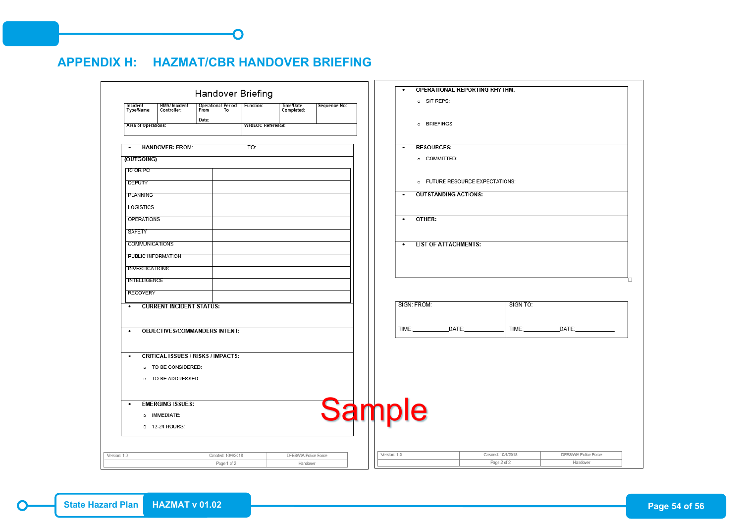# APPENDIX H: HAZMAT/CBR HANDOVER BRIEFING

## Handover Briefing

| Incident Type/Name: | HMA/ Incident Controller: | Operational Period From To Date: | Function: | Time/Date Completed: | Sequence No: |
|---|---|---|---|---|---|
| Area of Operations: | | | WebEOC Reference: | | |

- **HANDOVER:** FROM: TO:

**(OUTGOING)**

| | |
|---|---|
| IC OR PC | |
| DEPUTY | |
| PLANNING | |
| LOGISTICS | |
| OPERATIONS | |
| SAFETY | |
| COMMUNICATIONS | |
| PUBLIC INFORMATION | |
| INVESTIGATIONS | |
| INTELLIGENCE | |
| RECOVERY | |

- **CURRENT INCIDENT STATUS:**
- **OBJECTIVES/COMMANDERS INTENT:**
- **CRITICAL ISSUES / RISKS / IMPACTS:**
  - TO BE CONSIDERED:
  - TO BE ADDRESSED:
- **EMERGING ISSUES:**
  - IMMEDIATE:
  - 12-24 HOURS:

| Version: 1.0 | Created: 10/4/2018 | DFES/WA Police Force |
|---|---|---|
| | Page 1 of 2 | Handover |

- **OPERATIONAL REPORTING RHYTHM:**
  - SIT REPS:
  - BRIEFINGS
- **RESOURCES:**
  - COMMITTED
  - FUTURE RESOURCE EXPECTATIONS:
- **OUTSTANDING ACTIONS:**
- **OTHER:**
- **LIST OF ATTACHMENTS:**

| SIGN: FROM: | SIGN TO: |
|---|---|
| TIME:__________ DATE:__________ | TIME:__________ DATE:__________ |

| Version: 1.0 | Created: 10/4/2018 | DFES/WA Police Force |
|---|---|---|
| | Page 2 of 2 | Handover |

Sample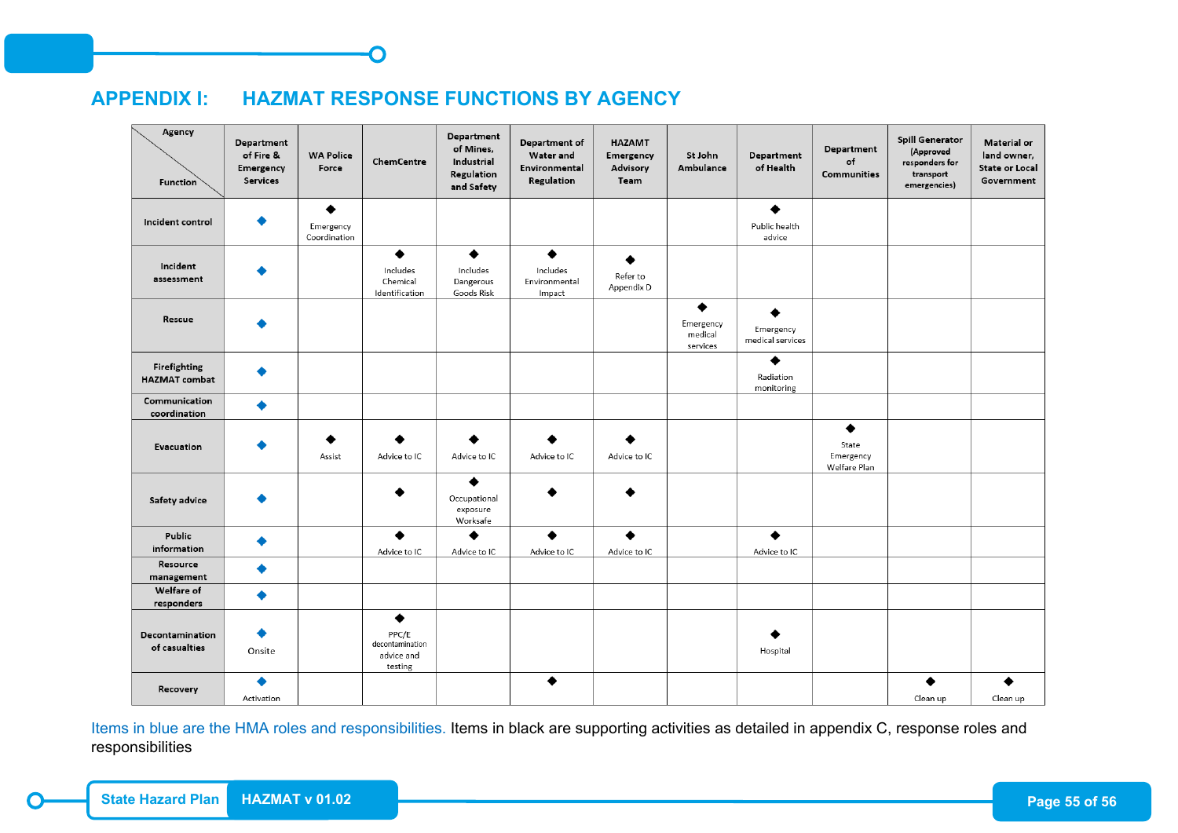# APPENDIX I: HAZMAT RESPONSE FUNCTIONS BY AGENCY

| Agency / Function | Department of Fire & Emergency Services | WA Police Force | ChemCentre | Department of Mines, Industrial Regulation and Safety | Department of Water and Environmental Regulation | HAZAMT Emergency Advisory Team | St John Ambulance | Department of Health | Department of Communities | Spill Generator (Approved responders for transport emergencies) | Material or land owner, State or Local Government |
|---|---|---|---|---|---|---|---|---|---|---|---|
| Incident control | ◆ | ◆ Emergency Coordination | | | | | | ◆ Public health advice | | | |
| Incident assessment | ◆ | | ◆ Includes Chemical Identification | ◆ Includes Dangerous Goods Risk | ◆ Includes Environmental Impact | ◆ Refer to Appendix D | | | | | |
| Rescue | ◆ | | | | | | ◆ Emergency medical services | ◆ Emergency medical services | | | |
| Firefighting HAZMAT combat | ◆ | | | | | | | ◆ Radiation monitoring | | | |
| Communication coordination | ◆ | | | | | | | | | | |
| Evacuation | ◆ | ◆ Assist | ◆ Advice to IC | ◆ Advice to IC | ◆ Advice to IC | ◆ Advice to IC | | | ◆ State Emergency Welfare Plan | | |
| Safety advice | ◆ | | ◆ | ◆ Occupational exposure Worksafe | ◆ | ◆ | | | | | |
| Public information | ◆ | | ◆ Advice to IC | ◆ Advice to IC | ◆ Advice to IC | ◆ Advice to IC | | ◆ Advice to IC | | | |
| Resource management | ◆ | | | | | | | | | | |
| Welfare of responders | ◆ | | | | | | | | | | |
| Decontamination of casualties | ◆ Onsite | | ◆ PPC/E decontamination advice and testing | | | | | ◆ Hospital | | | |
| Recovery | ◆ Activation | | | | ◆ | | | | | ◆ Clean up | ◆ Clean up |

Items in blue are the HMA roles and responsibilities. Items in black are supporting activities as detailed in appendix C, response roles and responsibilities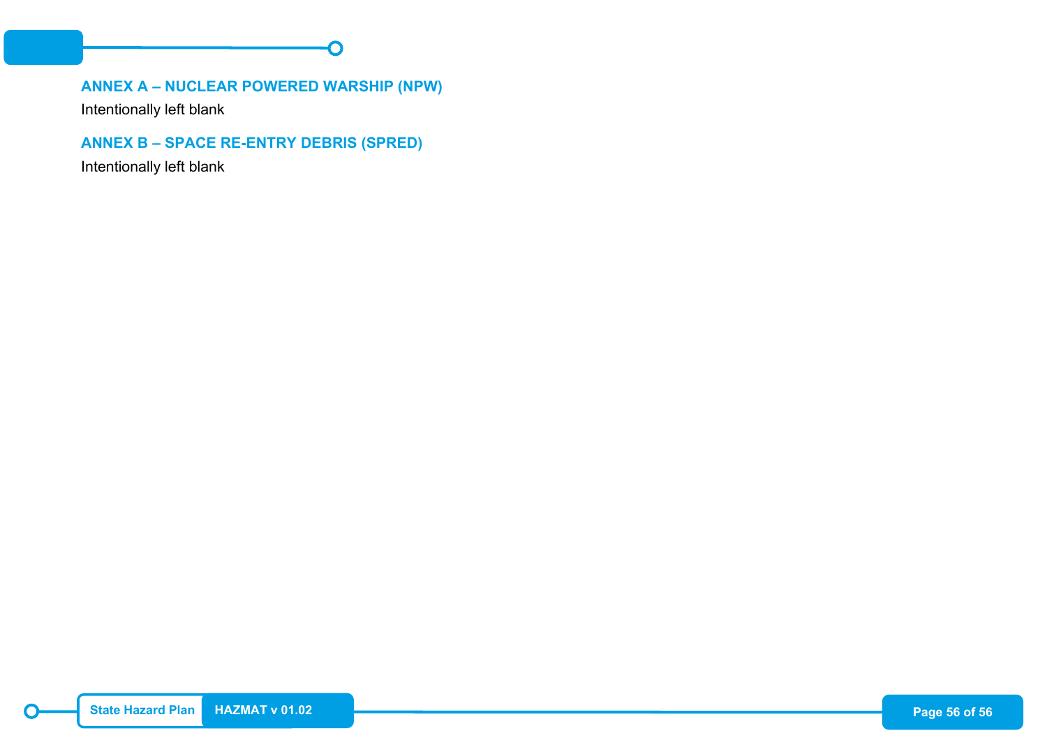## ANNEX A – NUCLEAR POWERED WARSHIP (NPW)

Intentionally left blank

## ANNEX B – SPACE RE-ENTRY DEBRIS (SPRED)

Intentionally left blank